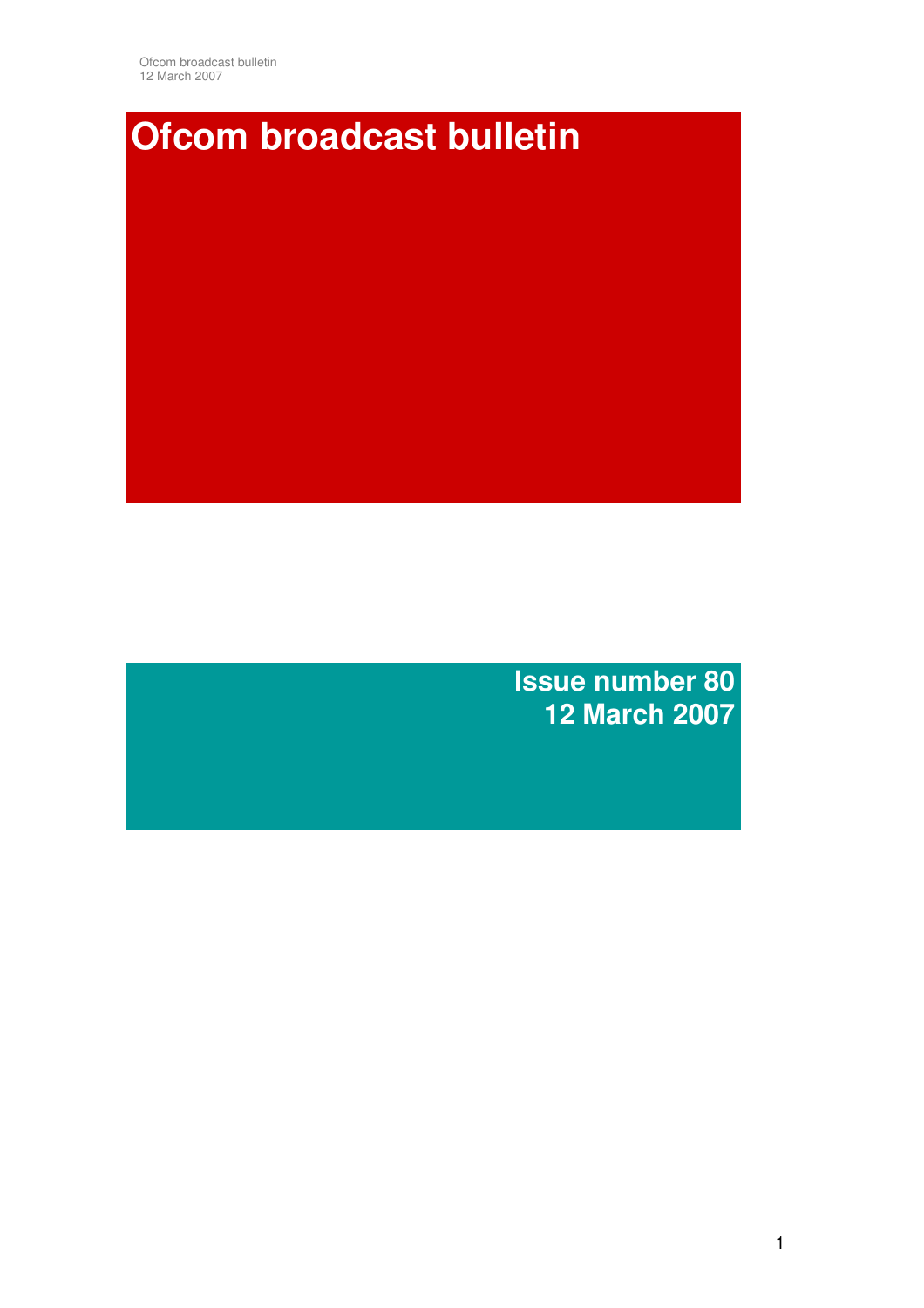# Ofcom broadcast bulletin

**Issue number 80**
**12 March 2007**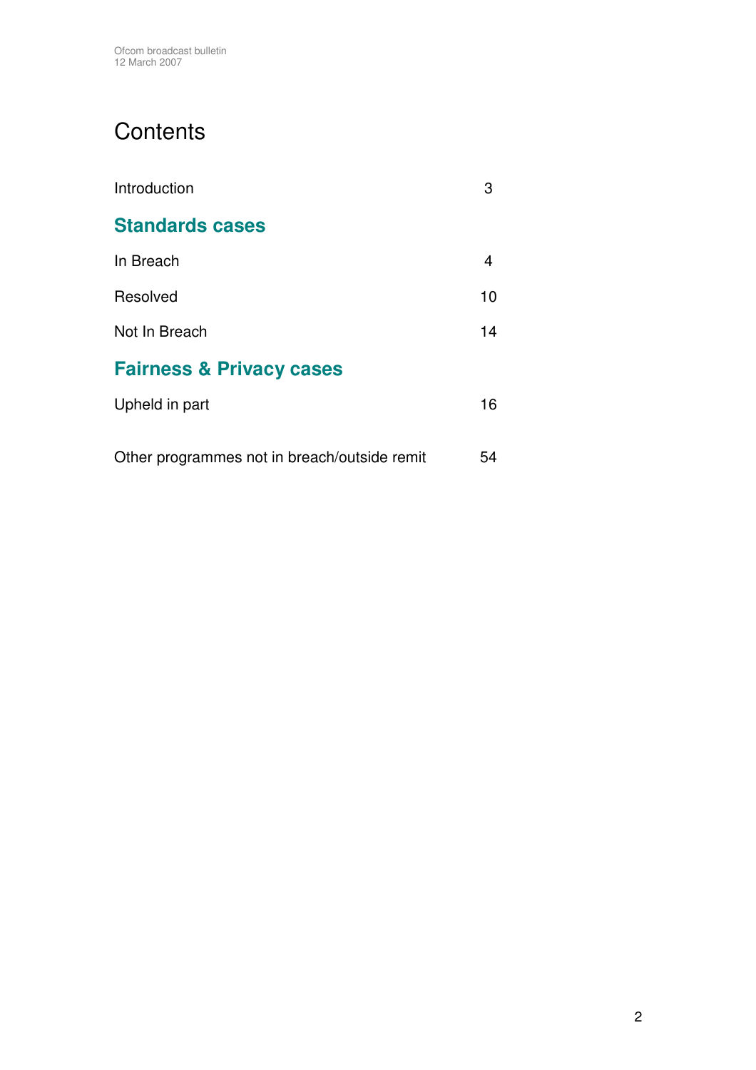# Contents

| | |
|---|---|
| Introduction | 3 |
| **Standards cases** | |
| In Breach | 4 |
| Resolved | 10 |
| Not In Breach | 14 |
| **Fairness & Privacy cases** | |
| Upheld in part | 16 |
| Other programmes not in breach/outside remit | 54 |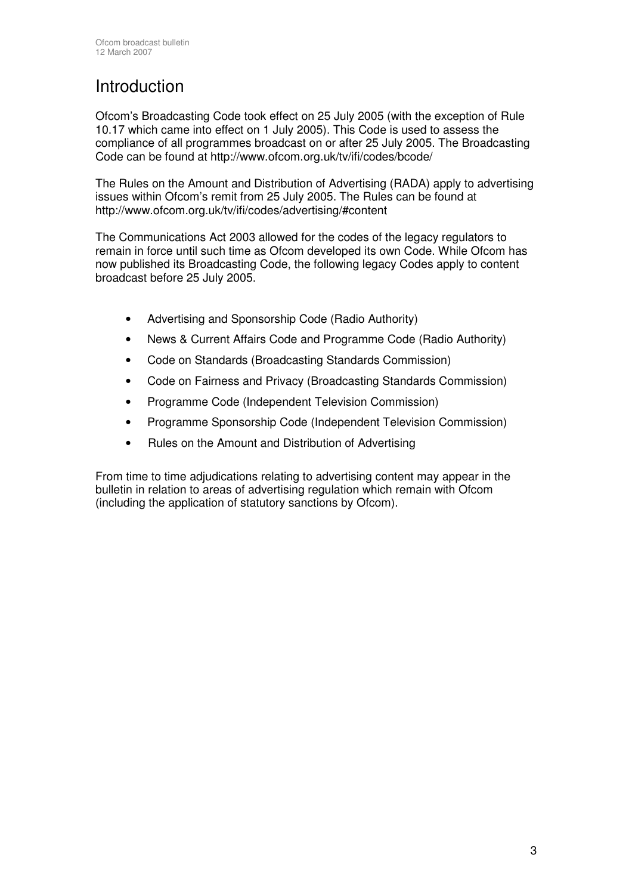# Introduction

Ofcom's Broadcasting Code took effect on 25 July 2005 (with the exception of Rule 10.17 which came into effect on 1 July 2005). This Code is used to assess the compliance of all programmes broadcast on or after 25 July 2005. The Broadcasting Code can be found at http://www.ofcom.org.uk/tv/ifi/codes/bcode/

The Rules on the Amount and Distribution of Advertising (RADA) apply to advertising issues within Ofcom's remit from 25 July 2005. The Rules can be found at http://www.ofcom.org.uk/tv/ifi/codes/advertising/#content

The Communications Act 2003 allowed for the codes of the legacy regulators to remain in force until such time as Ofcom developed its own Code. While Ofcom has now published its Broadcasting Code, the following legacy Codes apply to content broadcast before 25 July 2005.

- Advertising and Sponsorship Code (Radio Authority)
- News & Current Affairs Code and Programme Code (Radio Authority)
- Code on Standards (Broadcasting Standards Commission)
- Code on Fairness and Privacy (Broadcasting Standards Commission)
- Programme Code (Independent Television Commission)
- Programme Sponsorship Code (Independent Television Commission)
- Rules on the Amount and Distribution of Advertising

From time to time adjudications relating to advertising content may appear in the bulletin in relation to areas of advertising regulation which remain with Ofcom (including the application of statutory sanctions by Ofcom).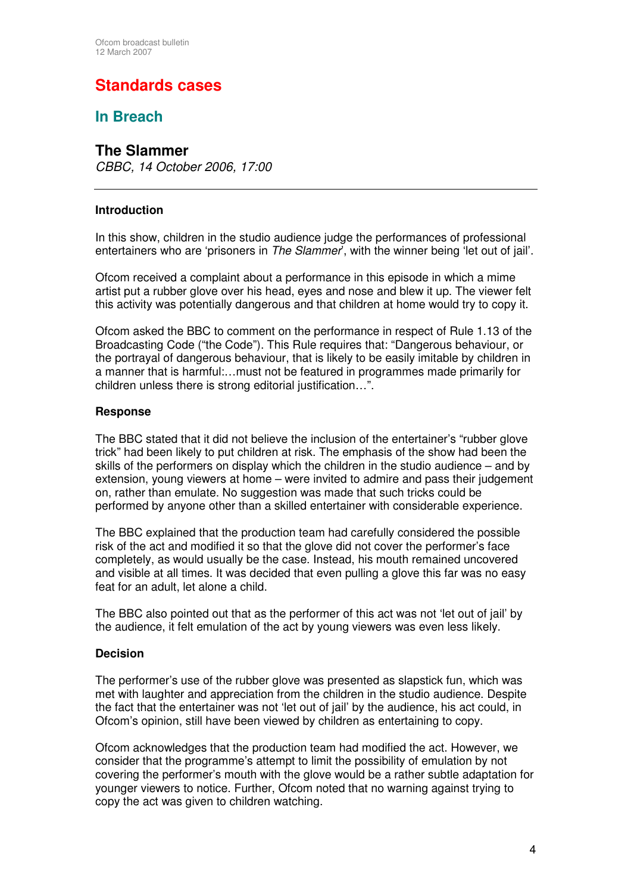# Standards cases

## In Breach

### The Slammer

*CBBC, 14 October 2006, 17:00*

---

**Introduction**

In this show, children in the studio audience judge the performances of professional entertainers who are 'prisoners in *The Slammer*', with the winner being 'let out of jail'.

Ofcom received a complaint about a performance in this episode in which a mime artist put a rubber glove over his head, eyes and nose and blew it up. The viewer felt this activity was potentially dangerous and that children at home would try to copy it.

Ofcom asked the BBC to comment on the performance in respect of Rule 1.13 of the Broadcasting Code ("the Code"). This Rule requires that: "Dangerous behaviour, or the portrayal of dangerous behaviour, that is likely to be easily imitable by children in a manner that is harmful:…must not be featured in programmes made primarily for children unless there is strong editorial justification…".

**Response**

The BBC stated that it did not believe the inclusion of the entertainer's "rubber glove trick" had been likely to put children at risk. The emphasis of the show had been the skills of the performers on display which the children in the studio audience – and by extension, young viewers at home – were invited to admire and pass their judgement on, rather than emulate. No suggestion was made that such tricks could be performed by anyone other than a skilled entertainer with considerable experience.

The BBC explained that the production team had carefully considered the possible risk of the act and modified it so that the glove did not cover the performer's face completely, as would usually be the case. Instead, his mouth remained uncovered and visible at all times. It was decided that even pulling a glove this far was no easy feat for an adult, let alone a child.

The BBC also pointed out that as the performer of this act was not 'let out of jail' by the audience, it felt emulation of the act by young viewers was even less likely.

**Decision**

The performer's use of the rubber glove was presented as slapstick fun, which was met with laughter and appreciation from the children in the studio audience. Despite the fact that the entertainer was not 'let out of jail' by the audience, his act could, in Ofcom's opinion, still have been viewed by children as entertaining to copy.

Ofcom acknowledges that the production team had modified the act. However, we consider that the programme's attempt to limit the possibility of emulation by not covering the performer's mouth with the glove would be a rather subtle adaptation for younger viewers to notice. Further, Ofcom noted that no warning against trying to copy the act was given to children watching.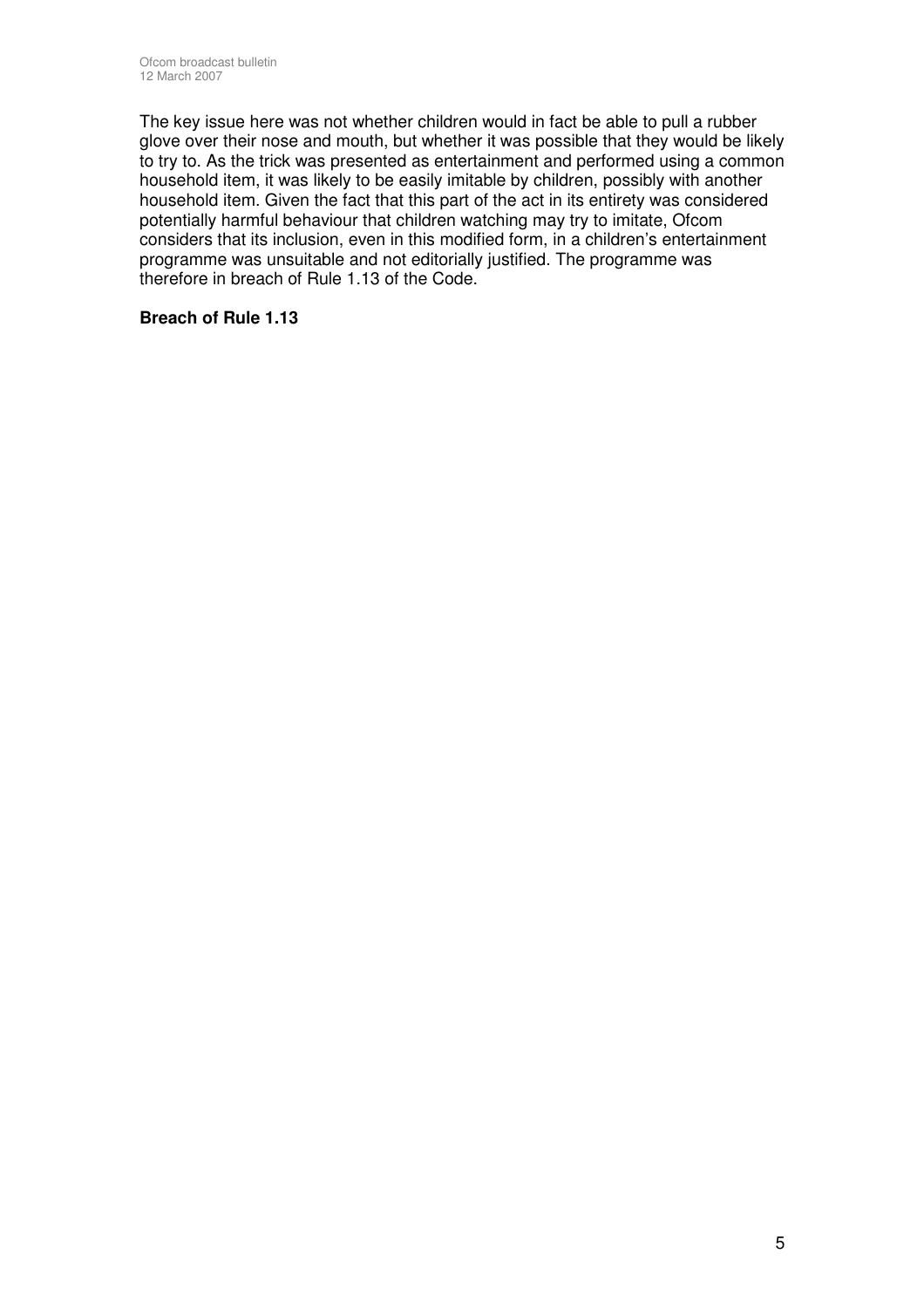The key issue here was not whether children would in fact be able to pull a rubber glove over their nose and mouth, but whether it was possible that they would be likely to try to. As the trick was presented as entertainment and performed using a common household item, it was likely to be easily imitable by children, possibly with another household item. Given the fact that this part of the act in its entirety was considered potentially harmful behaviour that children watching may try to imitate, Ofcom considers that its inclusion, even in this modified form, in a children's entertainment programme was unsuitable and not editorially justified. The programme was therefore in breach of Rule 1.13 of the Code.

**Breach of Rule 1.13**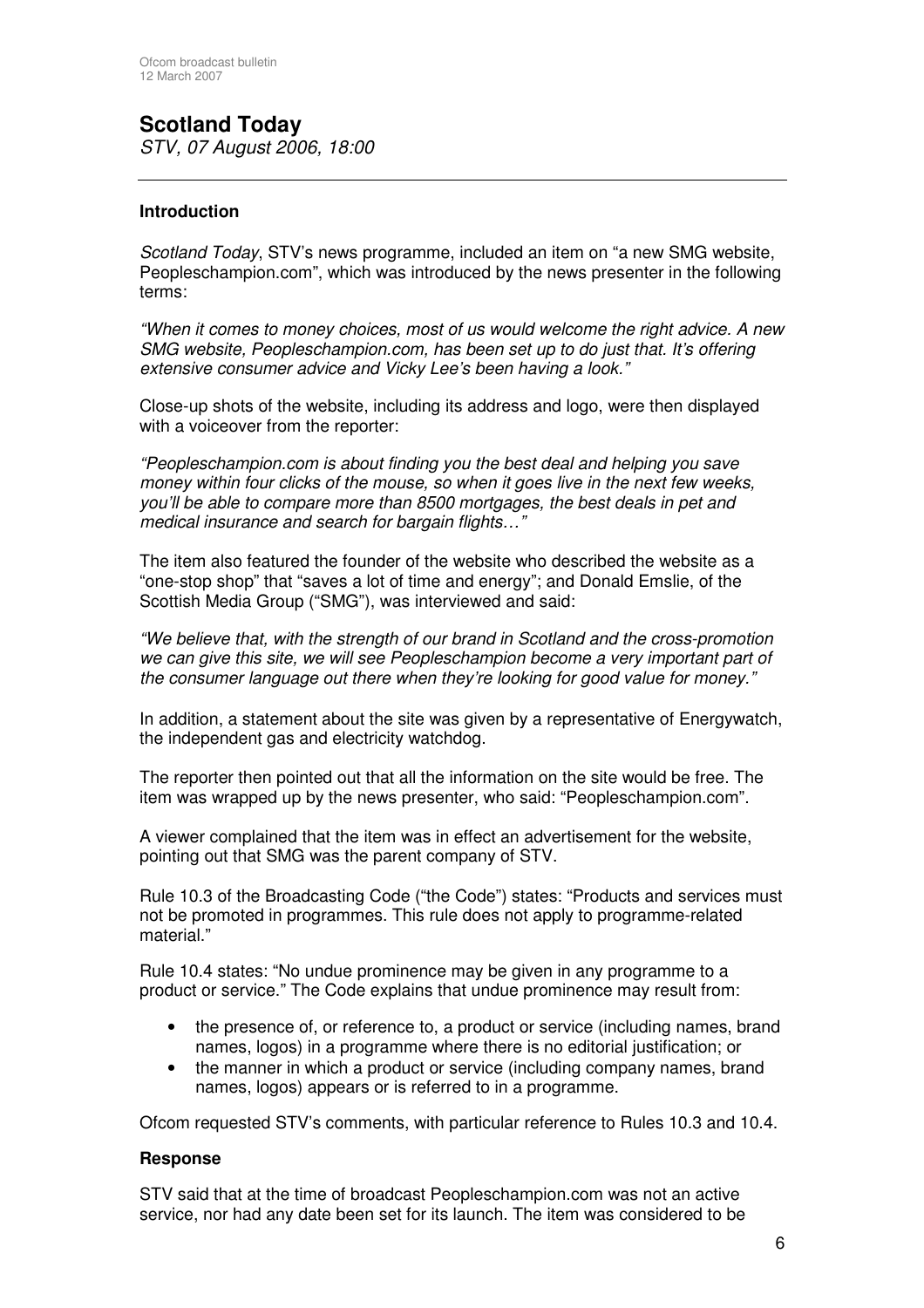# Scotland Today

*STV, 07 August 2006, 18:00*

---

### Introduction

*Scotland Today*, STV's news programme, included an item on "a new SMG website, Peopleschampion.com", which was introduced by the news presenter in the following terms:

*"When it comes to money choices, most of us would welcome the right advice. A new SMG website, Peopleschampion.com, has been set up to do just that. It's offering extensive consumer advice and Vicky Lee's been having a look."*

Close-up shots of the website, including its address and logo, were then displayed with a voiceover from the reporter:

*"Peopleschampion.com is about finding you the best deal and helping you save money within four clicks of the mouse, so when it goes live in the next few weeks, you'll be able to compare more than 8500 mortgages, the best deals in pet and medical insurance and search for bargain flights…"*

The item also featured the founder of the website who described the website as a "one-stop shop" that "saves a lot of time and energy"; and Donald Emslie, of the Scottish Media Group ("SMG"), was interviewed and said:

*"We believe that, with the strength of our brand in Scotland and the cross-promotion we can give this site, we will see Peopleschampion become a very important part of the consumer language out there when they're looking for good value for money."*

In addition, a statement about the site was given by a representative of Energywatch, the independent gas and electricity watchdog.

The reporter then pointed out that all the information on the site would be free. The item was wrapped up by the news presenter, who said: "Peopleschampion.com".

A viewer complained that the item was in effect an advertisement for the website, pointing out that SMG was the parent company of STV.

Rule 10.3 of the Broadcasting Code ("the Code") states: "Products and services must not be promoted in programmes. This rule does not apply to programme-related material."

Rule 10.4 states: "No undue prominence may be given in any programme to a product or service." The Code explains that undue prominence may result from:

- the presence of, or reference to, a product or service (including names, brand names, logos) in a programme where there is no editorial justification; or
- the manner in which a product or service (including company names, brand names, logos) appears or is referred to in a programme.

Ofcom requested STV's comments, with particular reference to Rules 10.3 and 10.4.

### Response

STV said that at the time of broadcast Peopleschampion.com was not an active service, nor had any date been set for its launch. The item was considered to be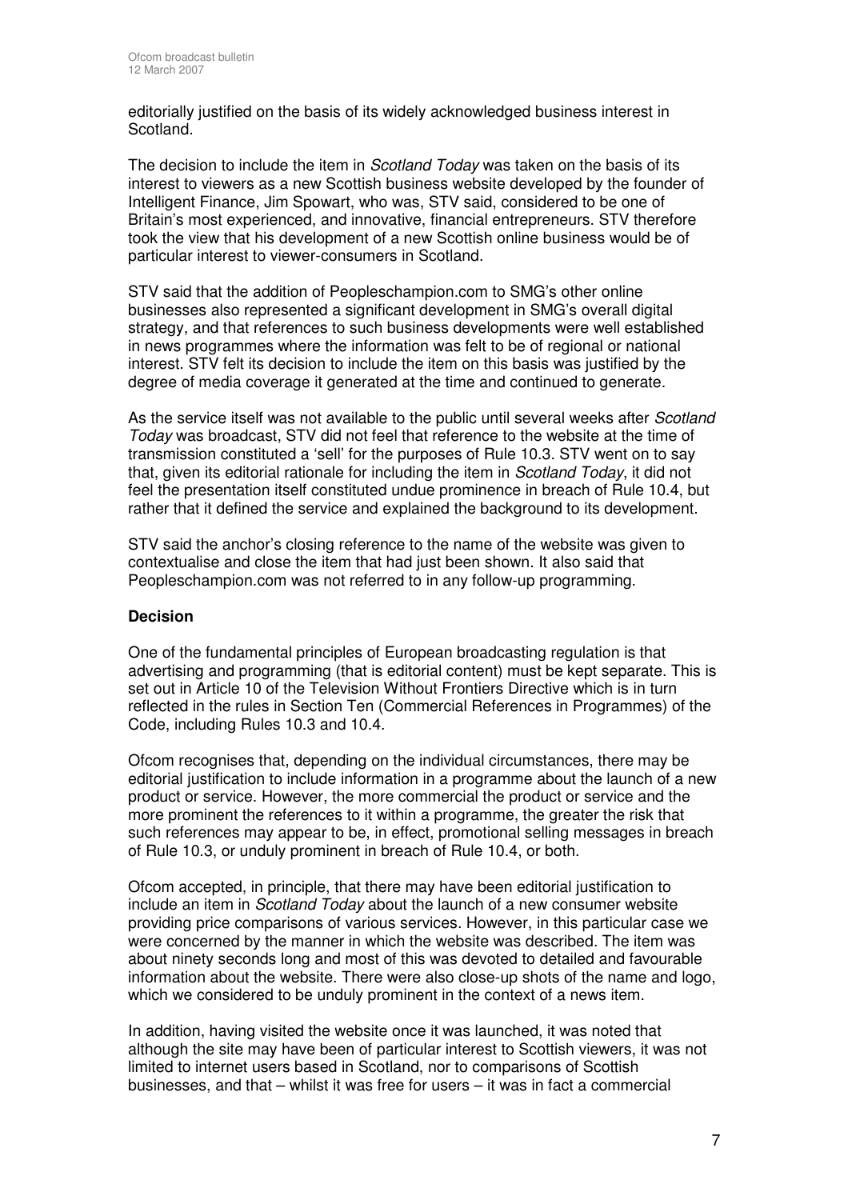editorially justified on the basis of its widely acknowledged business interest in Scotland.

The decision to include the item in *Scotland Today* was taken on the basis of its interest to viewers as a new Scottish business website developed by the founder of Intelligent Finance, Jim Spowart, who was, STV said, considered to be one of Britain's most experienced, and innovative, financial entrepreneurs. STV therefore took the view that his development of a new Scottish online business would be of particular interest to viewer-consumers in Scotland.

STV said that the addition of Peopleschampion.com to SMG's other online businesses also represented a significant development in SMG's overall digital strategy, and that references to such business developments were well established in news programmes where the information was felt to be of regional or national interest. STV felt its decision to include the item on this basis was justified by the degree of media coverage it generated at the time and continued to generate.

As the service itself was not available to the public until several weeks after *Scotland Today* was broadcast, STV did not feel that reference to the website at the time of transmission constituted a 'sell' for the purposes of Rule 10.3. STV went on to say that, given its editorial rationale for including the item in *Scotland Today*, it did not feel the presentation itself constituted undue prominence in breach of Rule 10.4, but rather that it defined the service and explained the background to its development.

STV said the anchor's closing reference to the name of the website was given to contextualise and close the item that had just been shown. It also said that Peopleschampion.com was not referred to in any follow-up programming.

**Decision**

One of the fundamental principles of European broadcasting regulation is that advertising and programming (that is editorial content) must be kept separate. This is set out in Article 10 of the Television Without Frontiers Directive which is in turn reflected in the rules in Section Ten (Commercial References in Programmes) of the Code, including Rules 10.3 and 10.4.

Ofcom recognises that, depending on the individual circumstances, there may be editorial justification to include information in a programme about the launch of a new product or service. However, the more commercial the product or service and the more prominent the references to it within a programme, the greater the risk that such references may appear to be, in effect, promotional selling messages in breach of Rule 10.3, or unduly prominent in breach of Rule 10.4, or both.

Ofcom accepted, in principle, that there may have been editorial justification to include an item in *Scotland Today* about the launch of a new consumer website providing price comparisons of various services. However, in this particular case we were concerned by the manner in which the website was described. The item was about ninety seconds long and most of this was devoted to detailed and favourable information about the website. There were also close-up shots of the name and logo, which we considered to be unduly prominent in the context of a news item.

In addition, having visited the website once it was launched, it was noted that although the site may have been of particular interest to Scottish viewers, it was not limited to internet users based in Scotland, nor to comparisons of Scottish businesses, and that – whilst it was free for users – it was in fact a commercial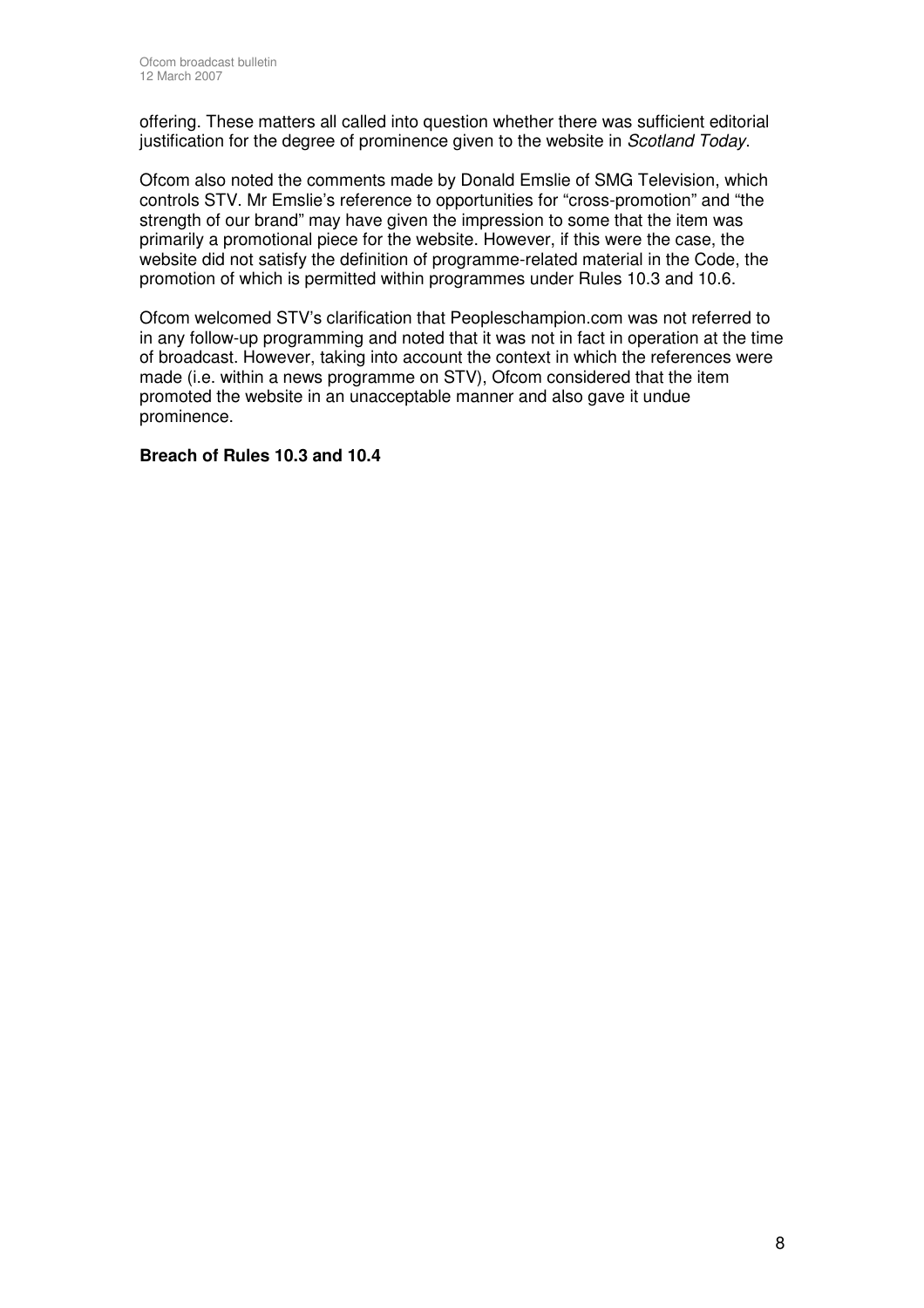offering. These matters all called into question whether there was sufficient editorial justification for the degree of prominence given to the website in *Scotland Today*.

Ofcom also noted the comments made by Donald Emslie of SMG Television, which controls STV. Mr Emslie's reference to opportunities for "cross-promotion" and "the strength of our brand" may have given the impression to some that the item was primarily a promotional piece for the website. However, if this were the case, the website did not satisfy the definition of programme-related material in the Code, the promotion of which is permitted within programmes under Rules 10.3 and 10.6.

Ofcom welcomed STV's clarification that Peopleschampion.com was not referred to in any follow-up programming and noted that it was not in fact in operation at the time of broadcast. However, taking into account the context in which the references were made (i.e. within a news programme on STV), Ofcom considered that the item promoted the website in an unacceptable manner and also gave it undue prominence.

**Breach of Rules 10.3 and 10.4**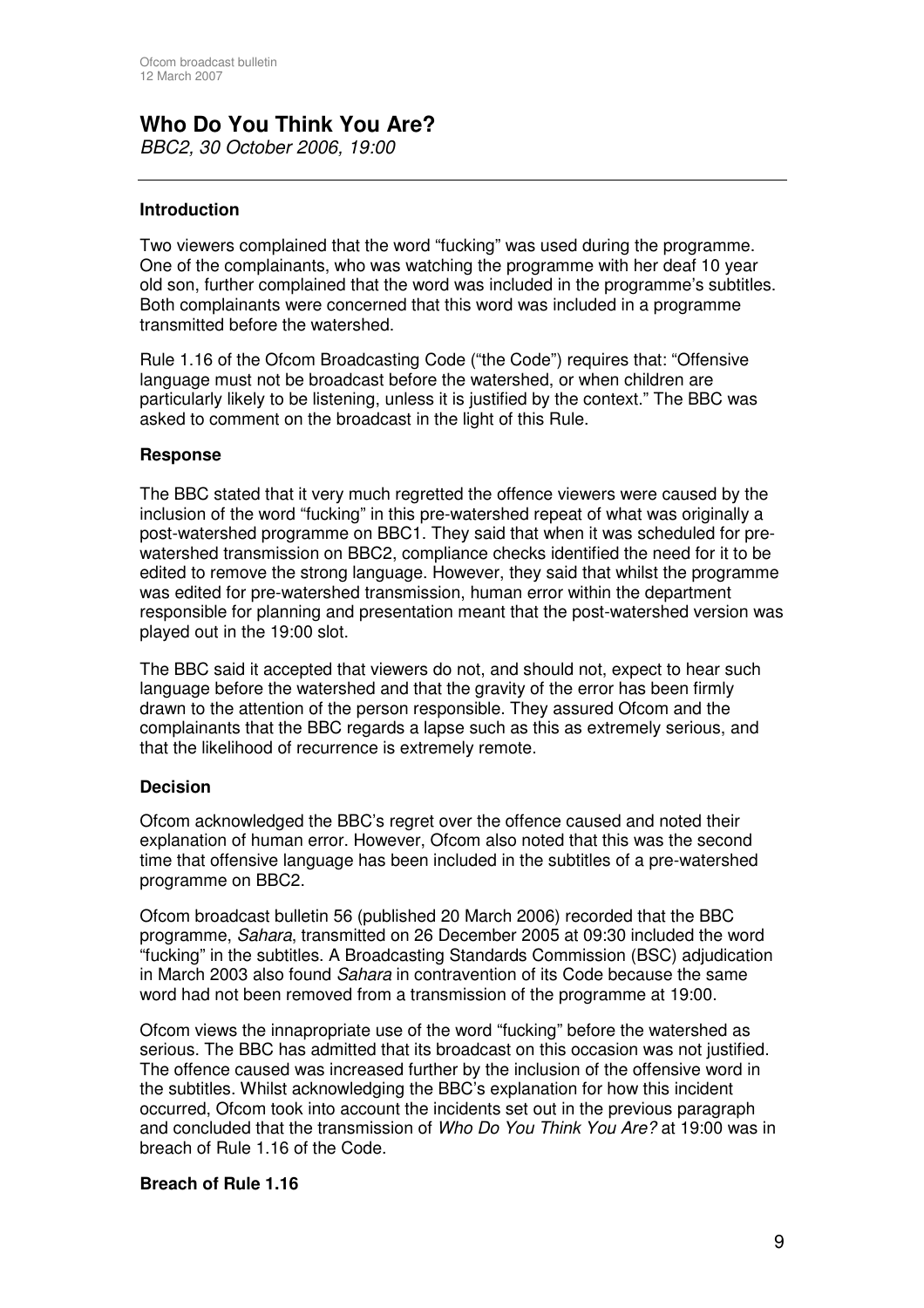## Who Do You Think You Are?

*BBC2, 30 October 2006, 19:00*

### Introduction

Two viewers complained that the word "fucking" was used during the programme. One of the complainants, who was watching the programme with her deaf 10 year old son, further complained that the word was included in the programme's subtitles. Both complainants were concerned that this word was included in a programme transmitted before the watershed.

Rule 1.16 of the Ofcom Broadcasting Code ("the Code") requires that: "Offensive language must not be broadcast before the watershed, or when children are particularly likely to be listening, unless it is justified by the context." The BBC was asked to comment on the broadcast in the light of this Rule.

### Response

The BBC stated that it very much regretted the offence viewers were caused by the inclusion of the word "fucking" in this pre-watershed repeat of what was originally a post-watershed programme on BBC1. They said that when it was scheduled for pre-watershed transmission on BBC2, compliance checks identified the need for it to be edited to remove the strong language. However, they said that whilst the programme was edited for pre-watershed transmission, human error within the department responsible for planning and presentation meant that the post-watershed version was played out in the 19:00 slot.

The BBC said it accepted that viewers do not, and should not, expect to hear such language before the watershed and that the gravity of the error has been firmly drawn to the attention of the person responsible. They assured Ofcom and the complainants that the BBC regards a lapse such as this as extremely serious, and that the likelihood of recurrence is extremely remote.

### Decision

Ofcom acknowledged the BBC's regret over the offence caused and noted their explanation of human error. However, Ofcom also noted that this was the second time that offensive language has been included in the subtitles of a pre-watershed programme on BBC2.

Ofcom broadcast bulletin 56 (published 20 March 2006) recorded that the BBC programme, *Sahara*, transmitted on 26 December 2005 at 09:30 included the word "fucking" in the subtitles. A Broadcasting Standards Commission (BSC) adjudication in March 2003 also found *Sahara* in contravention of its Code because the same word had not been removed from a transmission of the programme at 19:00.

Ofcom views the innapropriate use of the word "fucking" before the watershed as serious. The BBC has admitted that its broadcast on this occasion was not justified. The offence caused was increased further by the inclusion of the offensive word in the subtitles. Whilst acknowledging the BBC's explanation for how this incident occurred, Ofcom took into account the incidents set out in the previous paragraph and concluded that the transmission of *Who Do You Think You Are?* at 19:00 was in breach of Rule 1.16 of the Code.

### Breach of Rule 1.16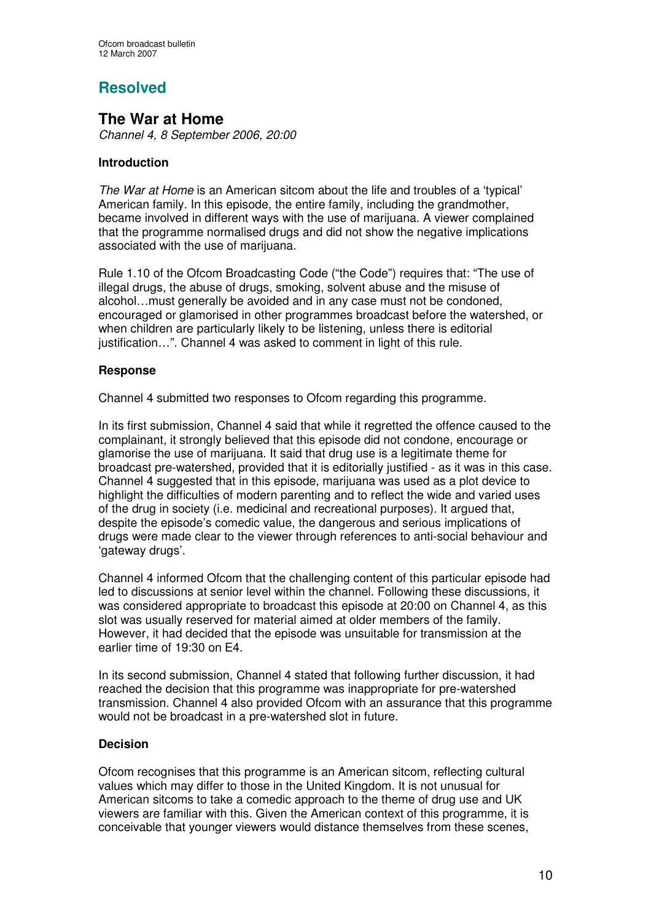# Resolved

## The War at Home

*Channel 4, 8 September 2006, 20:00*

### Introduction

*The War at Home* is an American sitcom about the life and troubles of a 'typical' American family. In this episode, the entire family, including the grandmother, became involved in different ways with the use of marijuana. A viewer complained that the programme normalised drugs and did not show the negative implications associated with the use of marijuana.

Rule 1.10 of the Ofcom Broadcasting Code ("the Code") requires that: "The use of illegal drugs, the abuse of drugs, smoking, solvent abuse and the misuse of alcohol…must generally be avoided and in any case must not be condoned, encouraged or glamorised in other programmes broadcast before the watershed, or when children are particularly likely to be listening, unless there is editorial justification…". Channel 4 was asked to comment in light of this rule.

### Response

Channel 4 submitted two responses to Ofcom regarding this programme.

In its first submission, Channel 4 said that while it regretted the offence caused to the complainant, it strongly believed that this episode did not condone, encourage or glamorise the use of marijuana. It said that drug use is a legitimate theme for broadcast pre-watershed, provided that it is editorially justified - as it was in this case. Channel 4 suggested that in this episode, marijuana was used as a plot device to highlight the difficulties of modern parenting and to reflect the wide and varied uses of the drug in society (i.e. medicinal and recreational purposes). It argued that, despite the episode's comedic value, the dangerous and serious implications of drugs were made clear to the viewer through references to anti-social behaviour and 'gateway drugs'.

Channel 4 informed Ofcom that the challenging content of this particular episode had led to discussions at senior level within the channel. Following these discussions, it was considered appropriate to broadcast this episode at 20:00 on Channel 4, as this slot was usually reserved for material aimed at older members of the family. However, it had decided that the episode was unsuitable for transmission at the earlier time of 19:30 on E4.

In its second submission, Channel 4 stated that following further discussion, it had reached the decision that this programme was inappropriate for pre-watershed transmission. Channel 4 also provided Ofcom with an assurance that this programme would not be broadcast in a pre-watershed slot in future.

### Decision

Ofcom recognises that this programme is an American sitcom, reflecting cultural values which may differ to those in the United Kingdom. It is not unusual for American sitcoms to take a comedic approach to the theme of drug use and UK viewers are familiar with this. Given the American context of this programme, it is conceivable that younger viewers would distance themselves from these scenes,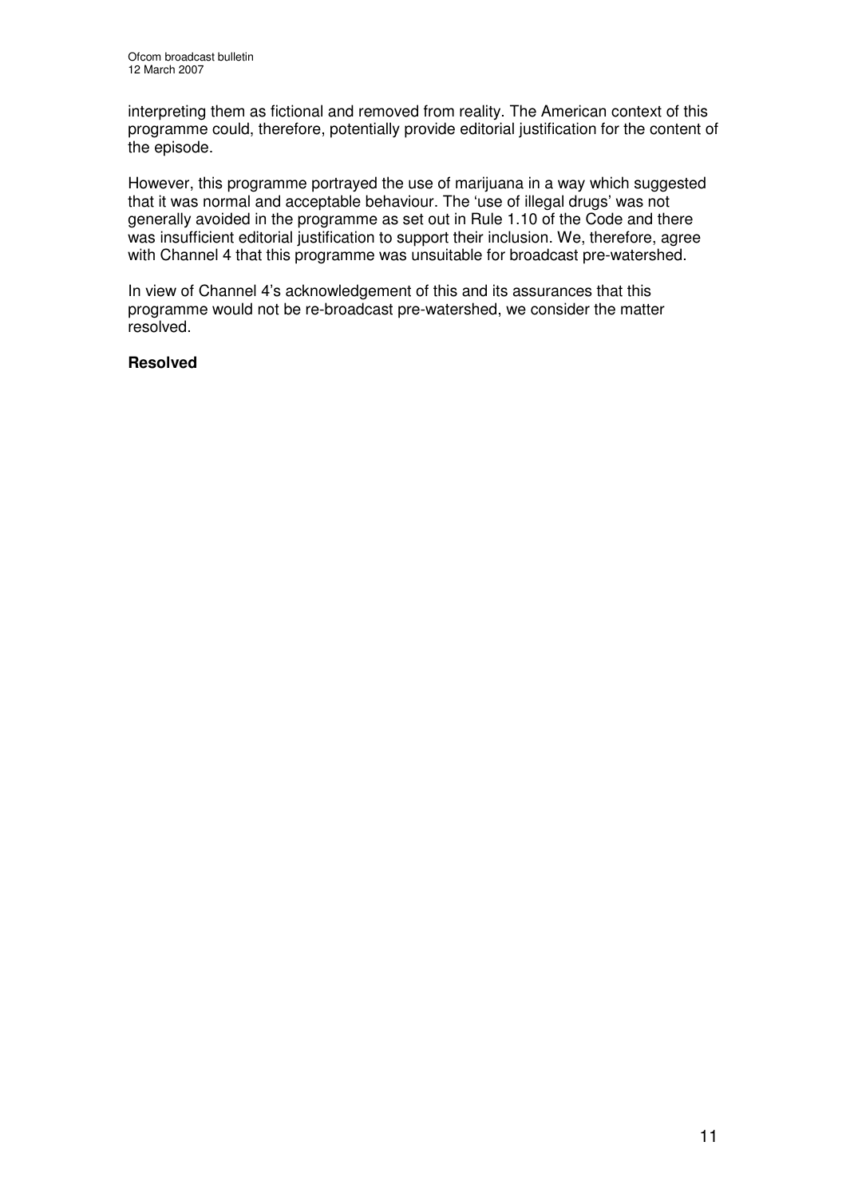interpreting them as fictional and removed from reality. The American context of this programme could, therefore, potentially provide editorial justification for the content of the episode.

However, this programme portrayed the use of marijuana in a way which suggested that it was normal and acceptable behaviour. The 'use of illegal drugs' was not generally avoided in the programme as set out in Rule 1.10 of the Code and there was insufficient editorial justification to support their inclusion. We, therefore, agree with Channel 4 that this programme was unsuitable for broadcast pre-watershed.

In view of Channel 4's acknowledgement of this and its assurances that this programme would not be re-broadcast pre-watershed, we consider the matter resolved.

**Resolved**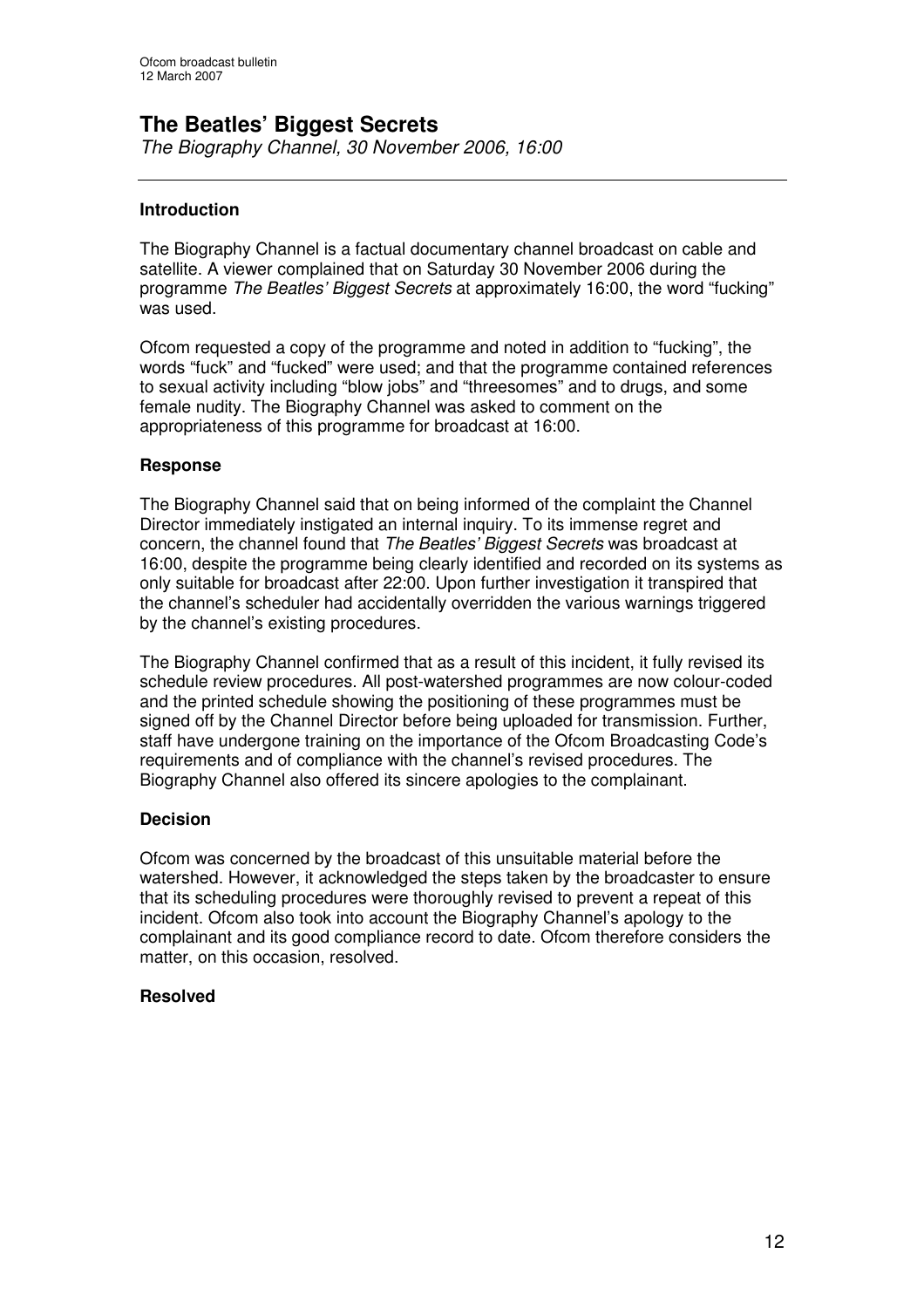## The Beatles' Biggest Secrets

*The Biography Channel, 30 November 2006, 16:00*

### Introduction

The Biography Channel is a factual documentary channel broadcast on cable and satellite. A viewer complained that on Saturday 30 November 2006 during the programme *The Beatles' Biggest Secrets* at approximately 16:00, the word "fucking" was used.

Ofcom requested a copy of the programme and noted in addition to "fucking", the words "fuck" and "fucked" were used; and that the programme contained references to sexual activity including "blow jobs" and "threesomes" and to drugs, and some female nudity. The Biography Channel was asked to comment on the appropriateness of this programme for broadcast at 16:00.

### Response

The Biography Channel said that on being informed of the complaint the Channel Director immediately instigated an internal inquiry. To its immense regret and concern, the channel found that *The Beatles' Biggest Secrets* was broadcast at 16:00, despite the programme being clearly identified and recorded on its systems as only suitable for broadcast after 22:00. Upon further investigation it transpired that the channel's scheduler had accidentally overridden the various warnings triggered by the channel's existing procedures.

The Biography Channel confirmed that as a result of this incident, it fully revised its schedule review procedures. All post-watershed programmes are now colour-coded and the printed schedule showing the positioning of these programmes must be signed off by the Channel Director before being uploaded for transmission. Further, staff have undergone training on the importance of the Ofcom Broadcasting Code's requirements and of compliance with the channel's revised procedures. The Biography Channel also offered its sincere apologies to the complainant.

### Decision

Ofcom was concerned by the broadcast of this unsuitable material before the watershed. However, it acknowledged the steps taken by the broadcaster to ensure that its scheduling procedures were thoroughly revised to prevent a repeat of this incident. Ofcom also took into account the Biography Channel's apology to the complainant and its good compliance record to date. Ofcom therefore considers the matter, on this occasion, resolved.

### Resolved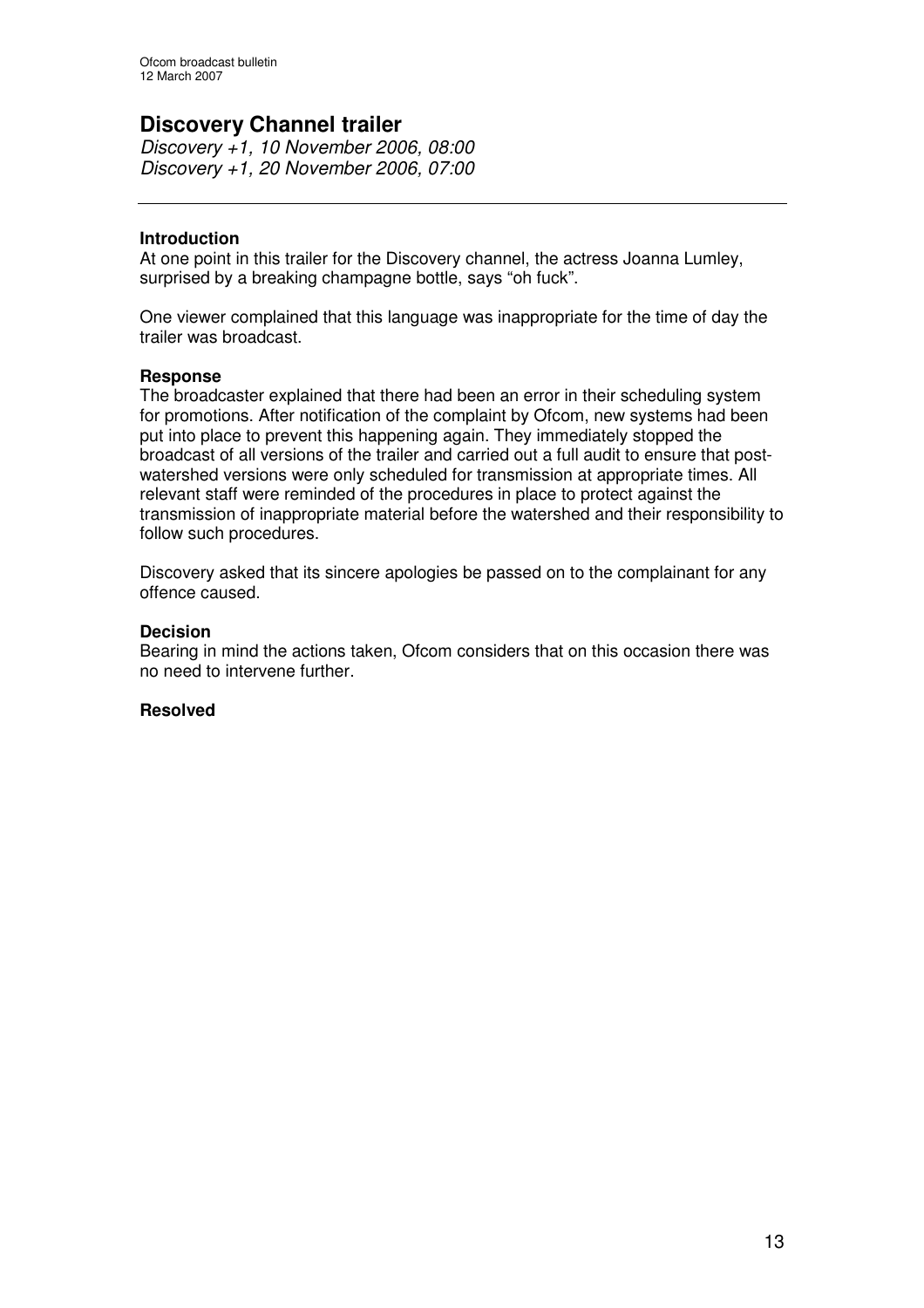## Discovery Channel trailer

*Discovery +1, 10 November 2006, 08:00*
*Discovery +1, 20 November 2006, 07:00*

---

### Introduction

At one point in this trailer for the Discovery channel, the actress Joanna Lumley, surprised by a breaking champagne bottle, says "oh fuck".

One viewer complained that this language was inappropriate for the time of day the trailer was broadcast.

### Response

The broadcaster explained that there had been an error in their scheduling system for promotions. After notification of the complaint by Ofcom, new systems had been put into place to prevent this happening again. They immediately stopped the broadcast of all versions of the trailer and carried out a full audit to ensure that post-watershed versions were only scheduled for transmission at appropriate times. All relevant staff were reminded of the procedures in place to protect against the transmission of inappropriate material before the watershed and their responsibility to follow such procedures.

Discovery asked that its sincere apologies be passed on to the complainant for any offence caused.

### Decision

Bearing in mind the actions taken, Ofcom considers that on this occasion there was no need to intervene further.

**Resolved**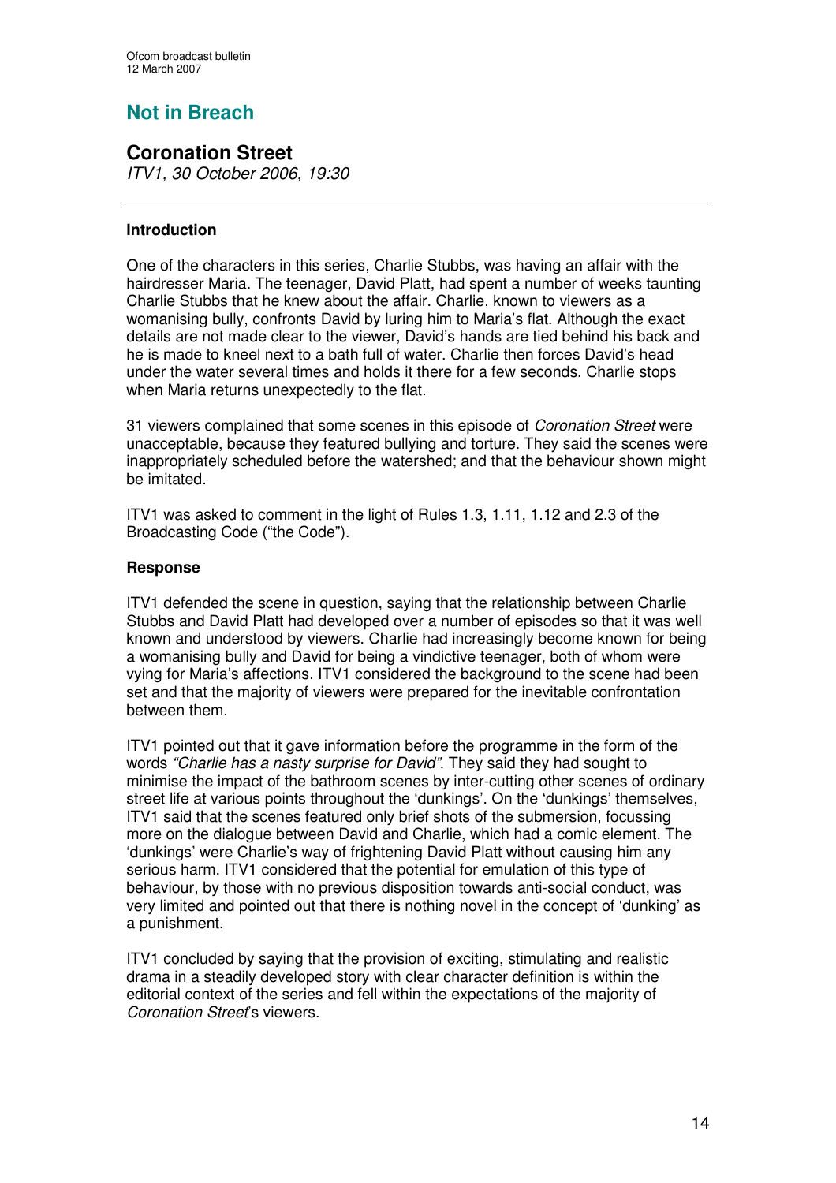# Not in Breach

## Coronation Street

*ITV1, 30 October 2006, 19:30*

---

### Introduction

One of the characters in this series, Charlie Stubbs, was having an affair with the hairdresser Maria. The teenager, David Platt, had spent a number of weeks taunting Charlie Stubbs that he knew about the affair. Charlie, known to viewers as a womanising bully, confronts David by luring him to Maria's flat. Although the exact details are not made clear to the viewer, David's hands are tied behind his back and he is made to kneel next to a bath full of water. Charlie then forces David's head under the water several times and holds it there for a few seconds. Charlie stops when Maria returns unexpectedly to the flat.

31 viewers complained that some scenes in this episode of *Coronation Street* were unacceptable, because they featured bullying and torture. They said the scenes were inappropriately scheduled before the watershed; and that the behaviour shown might be imitated.

ITV1 was asked to comment in the light of Rules 1.3, 1.11, 1.12 and 2.3 of the Broadcasting Code ("the Code").

### Response

ITV1 defended the scene in question, saying that the relationship between Charlie Stubbs and David Platt had developed over a number of episodes so that it was well known and understood by viewers. Charlie had increasingly become known for being a womanising bully and David for being a vindictive teenager, both of whom were vying for Maria's affections. ITV1 considered the background to the scene had been set and that the majority of viewers were prepared for the inevitable confrontation between them.

ITV1 pointed out that it gave information before the programme in the form of the words *"Charlie has a nasty surprise for David".* They said they had sought to minimise the impact of the bathroom scenes by inter-cutting other scenes of ordinary street life at various points throughout the 'dunkings'. On the 'dunkings' themselves, ITV1 said that the scenes featured only brief shots of the submersion, focussing more on the dialogue between David and Charlie, which had a comic element. The 'dunkings' were Charlie's way of frightening David Platt without causing him any serious harm. ITV1 considered that the potential for emulation of this type of behaviour, by those with no previous disposition towards anti-social conduct, was very limited and pointed out that there is nothing novel in the concept of 'dunking' as a punishment.

ITV1 concluded by saying that the provision of exciting, stimulating and realistic drama in a steadily developed story with clear character definition is within the editorial context of the series and fell within the expectations of the majority of *Coronation Street*'s viewers.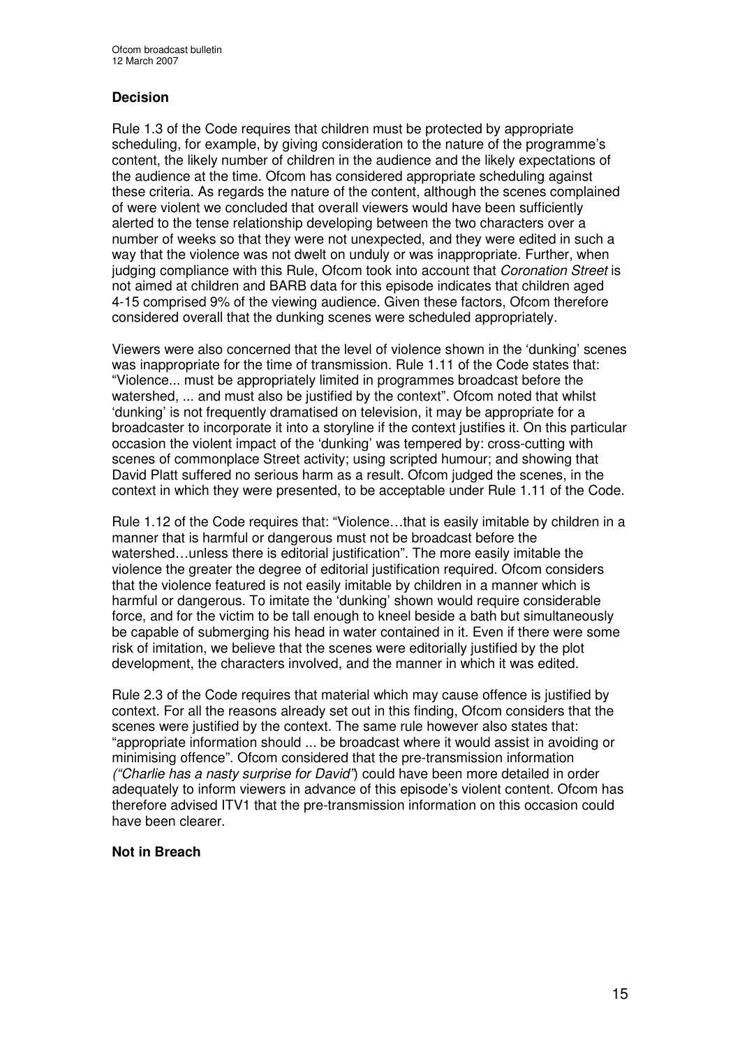### Decision

Rule 1.3 of the Code requires that children must be protected by appropriate scheduling, for example, by giving consideration to the nature of the programme's content, the likely number of children in the audience and the likely expectations of the audience at the time. Ofcom has considered appropriate scheduling against these criteria. As regards the nature of the content, although the scenes complained of were violent we concluded that overall viewers would have been sufficiently alerted to the tense relationship developing between the two characters over a number of weeks so that they were not unexpected, and they were edited in such a way that the violence was not dwelt on unduly or was inappropriate. Further, when judging compliance with this Rule, Ofcom took into account that *Coronation Street* is not aimed at children and BARB data for this episode indicates that children aged 4-15 comprised 9% of the viewing audience. Given these factors, Ofcom therefore considered overall that the dunking scenes were scheduled appropriately.

Viewers were also concerned that the level of violence shown in the 'dunking' scenes was inappropriate for the time of transmission. Rule 1.11 of the Code states that: "Violence... must be appropriately limited in programmes broadcast before the watershed, ... and must also be justified by the context". Ofcom noted that whilst 'dunking' is not frequently dramatised on television, it may be appropriate for a broadcaster to incorporate it into a storyline if the context justifies it. On this particular occasion the violent impact of the 'dunking' was tempered by: cross-cutting with scenes of commonplace Street activity; using scripted humour; and showing that David Platt suffered no serious harm as a result. Ofcom judged the scenes, in the context in which they were presented, to be acceptable under Rule 1.11 of the Code.

Rule 1.12 of the Code requires that: "Violence…that is easily imitable by children in a manner that is harmful or dangerous must not be broadcast before the watershed…unless there is editorial justification". The more easily imitable the violence the greater the degree of editorial justification required. Ofcom considers that the violence featured is not easily imitable by children in a manner which is harmful or dangerous. To imitate the 'dunking' shown would require considerable force, and for the victim to be tall enough to kneel beside a bath but simultaneously be capable of submerging his head in water contained in it. Even if there were some risk of imitation, we believe that the scenes were editorially justified by the plot development, the characters involved, and the manner in which it was edited.

Rule 2.3 of the Code requires that material which may cause offence is justified by context. For all the reasons already set out in this finding, Ofcom considers that the scenes were justified by the context. The same rule however also states that: "appropriate information should ... be broadcast where it would assist in avoiding or minimising offence". Ofcom considered that the pre-transmission information *("Charlie has a nasty surprise for David"*) could have been more detailed in order adequately to inform viewers in advance of this episode's violent content. Ofcom has therefore advised ITV1 that the pre-transmission information on this occasion could have been clearer.

### Not in Breach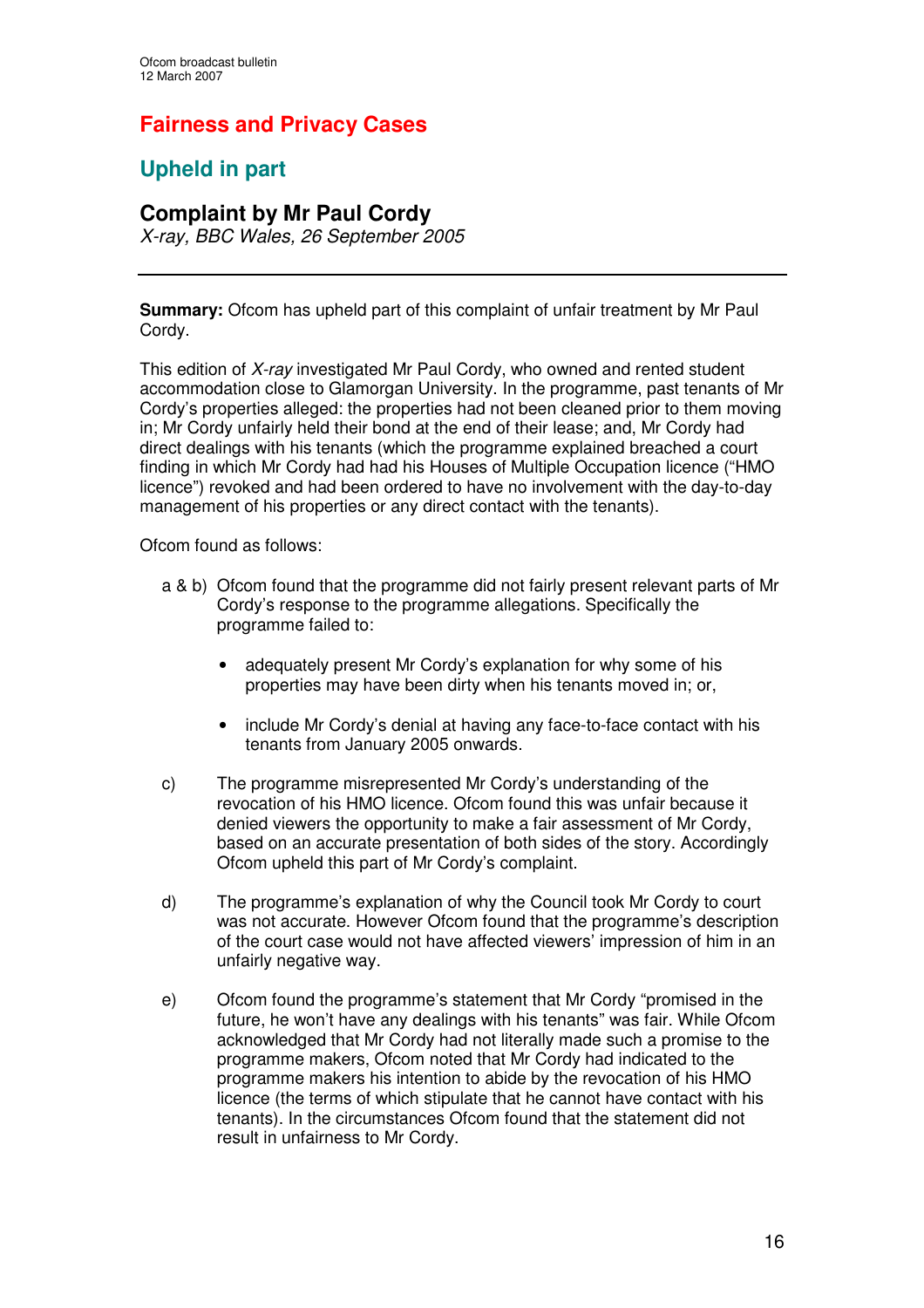# Fairness and Privacy Cases

## Upheld in part

### Complaint by Mr Paul Cordy

*X-ray, BBC Wales, 26 September 2005*

---

**Summary:** Ofcom has upheld part of this complaint of unfair treatment by Mr Paul Cordy.

This edition of *X-ray* investigated Mr Paul Cordy, who owned and rented student accommodation close to Glamorgan University. In the programme, past tenants of Mr Cordy's properties alleged: the properties had not been cleaned prior to them moving in; Mr Cordy unfairly held their bond at the end of their lease; and, Mr Cordy had direct dealings with his tenants (which the programme explained breached a court finding in which Mr Cordy had had his Houses of Multiple Occupation licence ("HMO licence") revoked and had been ordered to have no involvement with the day-to-day management of his properties or any direct contact with the tenants).

Ofcom found as follows:

a & b) Ofcom found that the programme did not fairly present relevant parts of Mr Cordy's response to the programme allegations. Specifically the programme failed to:

- adequately present Mr Cordy's explanation for why some of his properties may have been dirty when his tenants moved in; or,
- include Mr Cordy's denial at having any face-to-face contact with his tenants from January 2005 onwards.

c) The programme misrepresented Mr Cordy's understanding of the revocation of his HMO licence. Ofcom found this was unfair because it denied viewers the opportunity to make a fair assessment of Mr Cordy, based on an accurate presentation of both sides of the story. Accordingly Ofcom upheld this part of Mr Cordy's complaint.

d) The programme's explanation of why the Council took Mr Cordy to court was not accurate. However Ofcom found that the programme's description of the court case would not have affected viewers' impression of him in an unfairly negative way.

e) Ofcom found the programme's statement that Mr Cordy "promised in the future, he won't have any dealings with his tenants" was fair. While Ofcom acknowledged that Mr Cordy had not literally made such a promise to the programme makers, Ofcom noted that Mr Cordy had indicated to the programme makers his intention to abide by the revocation of his HMO licence (the terms of which stipulate that he cannot have contact with his tenants). In the circumstances Ofcom found that the statement did not result in unfairness to Mr Cordy.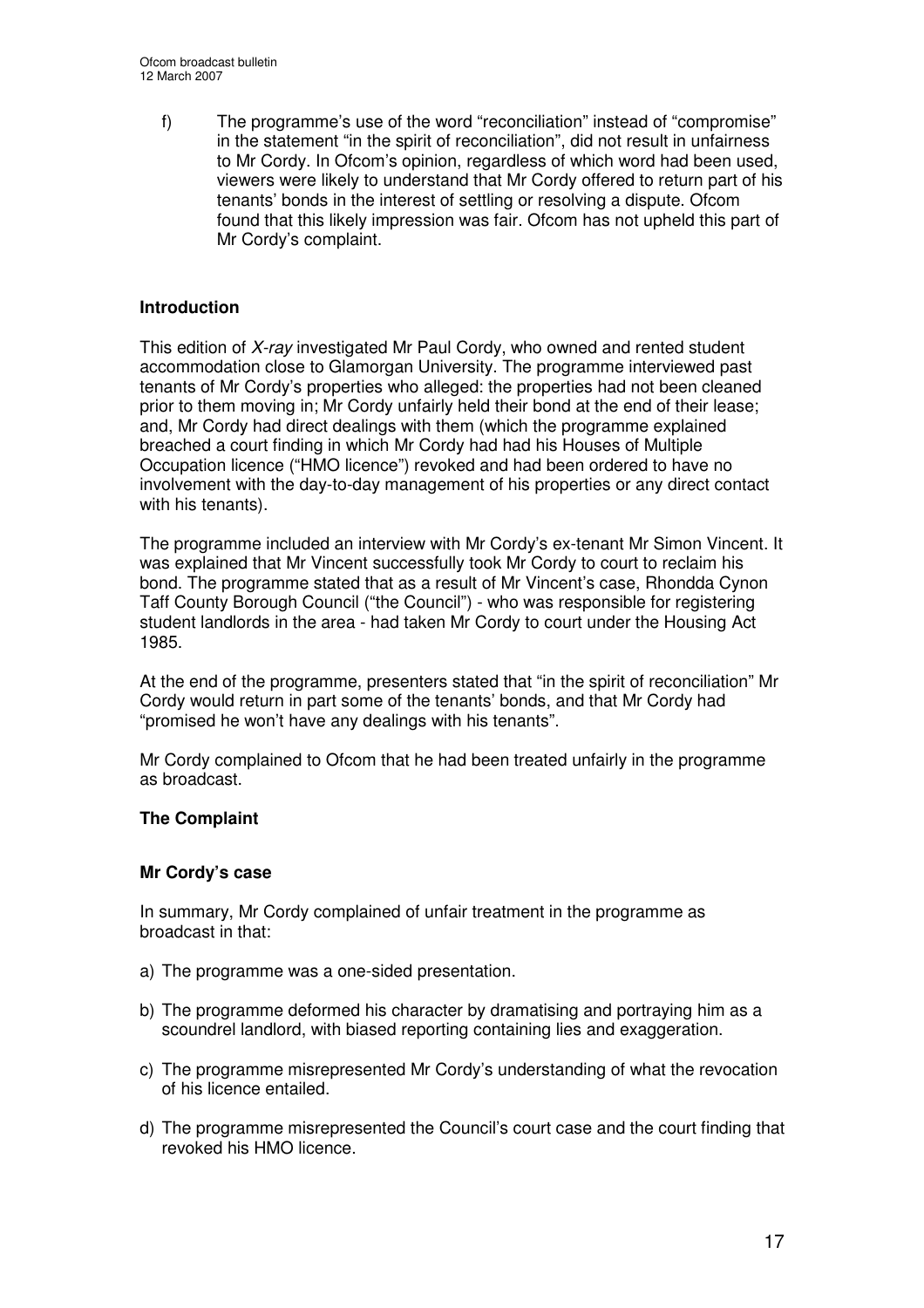f) The programme's use of the word "reconciliation" instead of "compromise" in the statement "in the spirit of reconciliation", did not result in unfairness to Mr Cordy. In Ofcom's opinion, regardless of which word had been used, viewers were likely to understand that Mr Cordy offered to return part of his tenants' bonds in the interest of settling or resolving a dispute. Ofcom found that this likely impression was fair. Ofcom has not upheld this part of Mr Cordy's complaint.

## Introduction

This edition of *X-ray* investigated Mr Paul Cordy, who owned and rented student accommodation close to Glamorgan University. The programme interviewed past tenants of Mr Cordy's properties who alleged: the properties had not been cleaned prior to them moving in; Mr Cordy unfairly held their bond at the end of their lease; and, Mr Cordy had direct dealings with them (which the programme explained breached a court finding in which Mr Cordy had had his Houses of Multiple Occupation licence ("HMO licence") revoked and had been ordered to have no involvement with the day-to-day management of his properties or any direct contact with his tenants).

The programme included an interview with Mr Cordy's ex-tenant Mr Simon Vincent. It was explained that Mr Vincent successfully took Mr Cordy to court to reclaim his bond. The programme stated that as a result of Mr Vincent's case, Rhondda Cynon Taff County Borough Council ("the Council") - who was responsible for registering student landlords in the area - had taken Mr Cordy to court under the Housing Act 1985.

At the end of the programme, presenters stated that "in the spirit of reconciliation" Mr Cordy would return in part some of the tenants' bonds, and that Mr Cordy had "promised he won't have any dealings with his tenants".

Mr Cordy complained to Ofcom that he had been treated unfairly in the programme as broadcast.

## The Complaint

### Mr Cordy's case

In summary, Mr Cordy complained of unfair treatment in the programme as broadcast in that:

a) The programme was a one-sided presentation.

b) The programme deformed his character by dramatising and portraying him as a scoundrel landlord, with biased reporting containing lies and exaggeration.

c) The programme misrepresented Mr Cordy's understanding of what the revocation of his licence entailed.

d) The programme misrepresented the Council's court case and the court finding that revoked his HMO licence.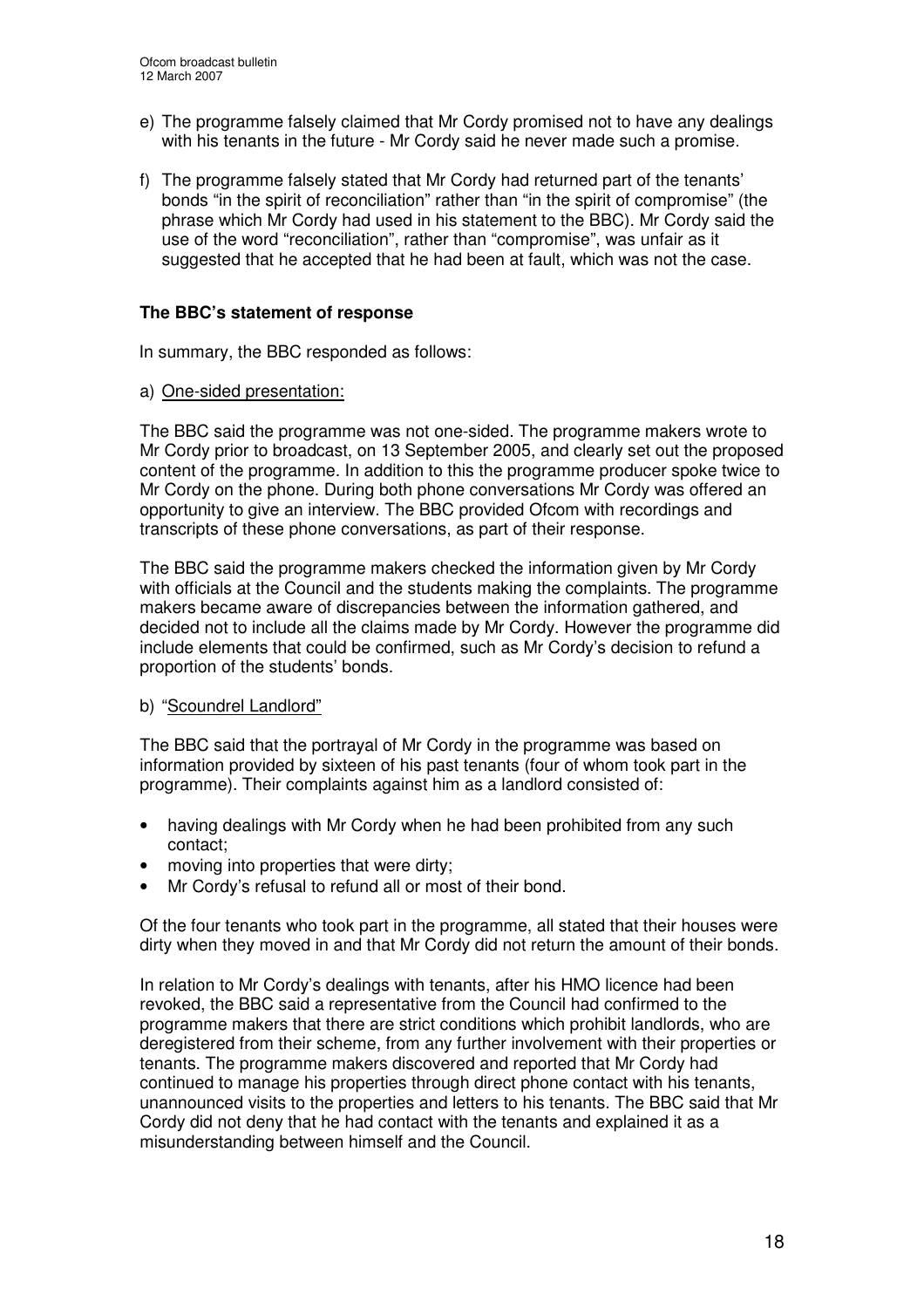e) The programme falsely claimed that Mr Cordy promised not to have any dealings with his tenants in the future - Mr Cordy said he never made such a promise.

f) The programme falsely stated that Mr Cordy had returned part of the tenants' bonds "in the spirit of reconciliation" rather than "in the spirit of compromise" (the phrase which Mr Cordy had used in his statement to the BBC). Mr Cordy said the use of the word "reconciliation", rather than "compromise", was unfair as it suggested that he accepted that he had been at fault, which was not the case.

**The BBC's statement of response**

In summary, the BBC responded as follows:

a) One-sided presentation:

The BBC said the programme was not one-sided. The programme makers wrote to Mr Cordy prior to broadcast, on 13 September 2005, and clearly set out the proposed content of the programme. In addition to this the programme producer spoke twice to Mr Cordy on the phone. During both phone conversations Mr Cordy was offered an opportunity to give an interview. The BBC provided Ofcom with recordings and transcripts of these phone conversations, as part of their response.

The BBC said the programme makers checked the information given by Mr Cordy with officials at the Council and the students making the complaints. The programme makers became aware of discrepancies between the information gathered, and decided not to include all the claims made by Mr Cordy. However the programme did include elements that could be confirmed, such as Mr Cordy's decision to refund a proportion of the students' bonds.

b) "Scoundrel Landlord"

The BBC said that the portrayal of Mr Cordy in the programme was based on information provided by sixteen of his past tenants (four of whom took part in the programme). Their complaints against him as a landlord consisted of:

- having dealings with Mr Cordy when he had been prohibited from any such contact;
- moving into properties that were dirty;
- Mr Cordy's refusal to refund all or most of their bond.

Of the four tenants who took part in the programme, all stated that their houses were dirty when they moved in and that Mr Cordy did not return the amount of their bonds.

In relation to Mr Cordy's dealings with tenants, after his HMO licence had been revoked, the BBC said a representative from the Council had confirmed to the programme makers that there are strict conditions which prohibit landlords, who are deregistered from their scheme, from any further involvement with their properties or tenants. The programme makers discovered and reported that Mr Cordy had continued to manage his properties through direct phone contact with his tenants, unannounced visits to the properties and letters to his tenants. The BBC said that Mr Cordy did not deny that he had contact with the tenants and explained it as a misunderstanding between himself and the Council.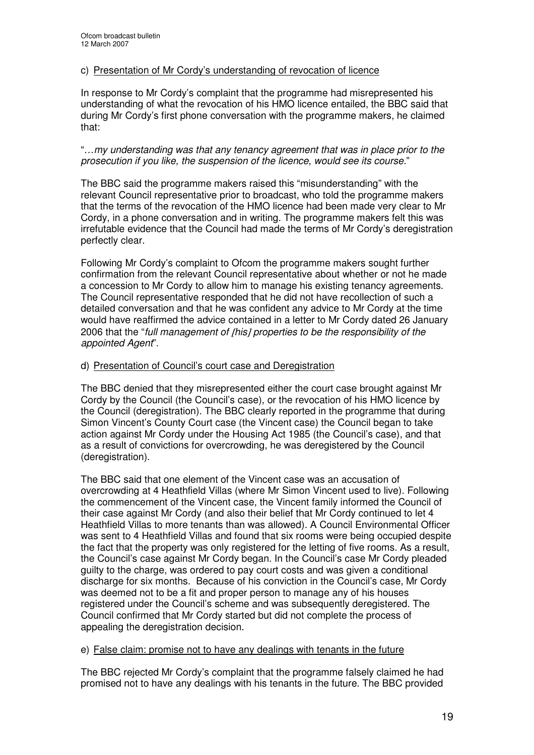c) Presentation of Mr Cordy's understanding of revocation of licence

In response to Mr Cordy's complaint that the programme had misrepresented his understanding of what the revocation of his HMO licence entailed, the BBC said that during Mr Cordy's first phone conversation with the programme makers, he claimed that:

"…*my understanding was that any tenancy agreement that was in place prior to the prosecution if you like, the suspension of the licence, would see its course*."

The BBC said the programme makers raised this "misunderstanding" with the relevant Council representative prior to broadcast, who told the programme makers that the terms of the revocation of the HMO licence had been made very clear to Mr Cordy, in a phone conversation and in writing. The programme makers felt this was irrefutable evidence that the Council had made the terms of Mr Cordy's deregistration perfectly clear.

Following Mr Cordy's complaint to Ofcom the programme makers sought further confirmation from the relevant Council representative about whether or not he made a concession to Mr Cordy to allow him to manage his existing tenancy agreements. The Council representative responded that he did not have recollection of such a detailed conversation and that he was confident any advice to Mr Cordy at the time would have reaffirmed the advice contained in a letter to Mr Cordy dated 26 January 2006 that the "*full management of [his] properties to be the responsibility of the appointed Agent*".

d) Presentation of Council's court case and Deregistration

The BBC denied that they misrepresented either the court case brought against Mr Cordy by the Council (the Council's case), or the revocation of his HMO licence by the Council (deregistration). The BBC clearly reported in the programme that during Simon Vincent's County Court case (the Vincent case) the Council began to take action against Mr Cordy under the Housing Act 1985 (the Council's case), and that as a result of convictions for overcrowding, he was deregistered by the Council (deregistration).

The BBC said that one element of the Vincent case was an accusation of overcrowding at 4 Heathfield Villas (where Mr Simon Vincent used to live). Following the commencement of the Vincent case, the Vincent family informed the Council of their case against Mr Cordy (and also their belief that Mr Cordy continued to let 4 Heathfield Villas to more tenants than was allowed). A Council Environmental Officer was sent to 4 Heathfield Villas and found that six rooms were being occupied despite the fact that the property was only registered for the letting of five rooms. As a result, the Council's case against Mr Cordy began. In the Council's case Mr Cordy pleaded guilty to the charge, was ordered to pay court costs and was given a conditional discharge for six months. Because of his conviction in the Council's case, Mr Cordy was deemed not to be a fit and proper person to manage any of his houses registered under the Council's scheme and was subsequently deregistered. The Council confirmed that Mr Cordy started but did not complete the process of appealing the deregistration decision.

e) False claim: promise not to have any dealings with tenants in the future

The BBC rejected Mr Cordy's complaint that the programme falsely claimed he had promised not to have any dealings with his tenants in the future. The BBC provided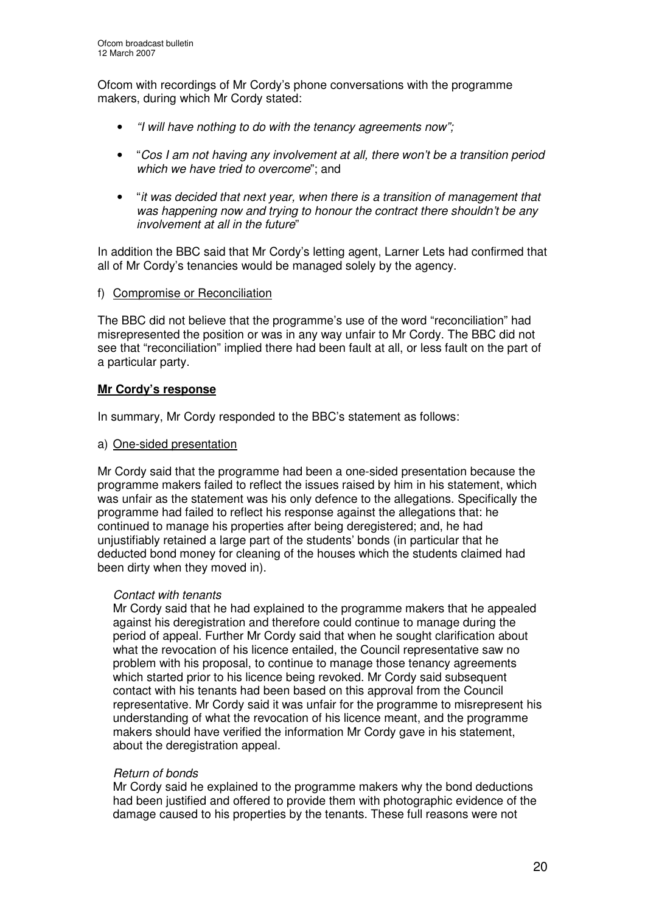Ofcom with recordings of Mr Cordy's phone conversations with the programme makers, during which Mr Cordy stated:

- *"I will have nothing to do with the tenancy agreements now";*
- "*Cos I am not having any involvement at all, there won't be a transition period which we have tried to overcome*"; and
- "*it was decided that next year, when there is a transition of management that was happening now and trying to honour the contract there shouldn't be any involvement at all in the future*"

In addition the BBC said that Mr Cordy's letting agent, Larner Lets had confirmed that all of Mr Cordy's tenancies would be managed solely by the agency.

f) Compromise or Reconciliation

The BBC did not believe that the programme's use of the word "reconciliation" had misrepresented the position or was in any way unfair to Mr Cordy. The BBC did not see that "reconciliation" implied there had been fault at all, or less fault on the part of a particular party.

**Mr Cordy's response**

In summary, Mr Cordy responded to the BBC's statement as follows:

a) One-sided presentation

Mr Cordy said that the programme had been a one-sided presentation because the programme makers failed to reflect the issues raised by him in his statement, which was unfair as the statement was his only defence to the allegations. Specifically the programme had failed to reflect his response against the allegations that: he continued to manage his properties after being deregistered; and, he had unjustifiably retained a large part of the students' bonds (in particular that he deducted bond money for cleaning of the houses which the students claimed had been dirty when they moved in).

*Contact with tenants*

Mr Cordy said that he had explained to the programme makers that he appealed against his deregistration and therefore could continue to manage during the period of appeal. Further Mr Cordy said that when he sought clarification about what the revocation of his licence entailed, the Council representative saw no problem with his proposal, to continue to manage those tenancy agreements which started prior to his licence being revoked. Mr Cordy said subsequent contact with his tenants had been based on this approval from the Council representative. Mr Cordy said it was unfair for the programme to misrepresent his understanding of what the revocation of his licence meant, and the programme makers should have verified the information Mr Cordy gave in his statement, about the deregistration appeal.

*Return of bonds*

Mr Cordy said he explained to the programme makers why the bond deductions had been justified and offered to provide them with photographic evidence of the damage caused to his properties by the tenants. These full reasons were not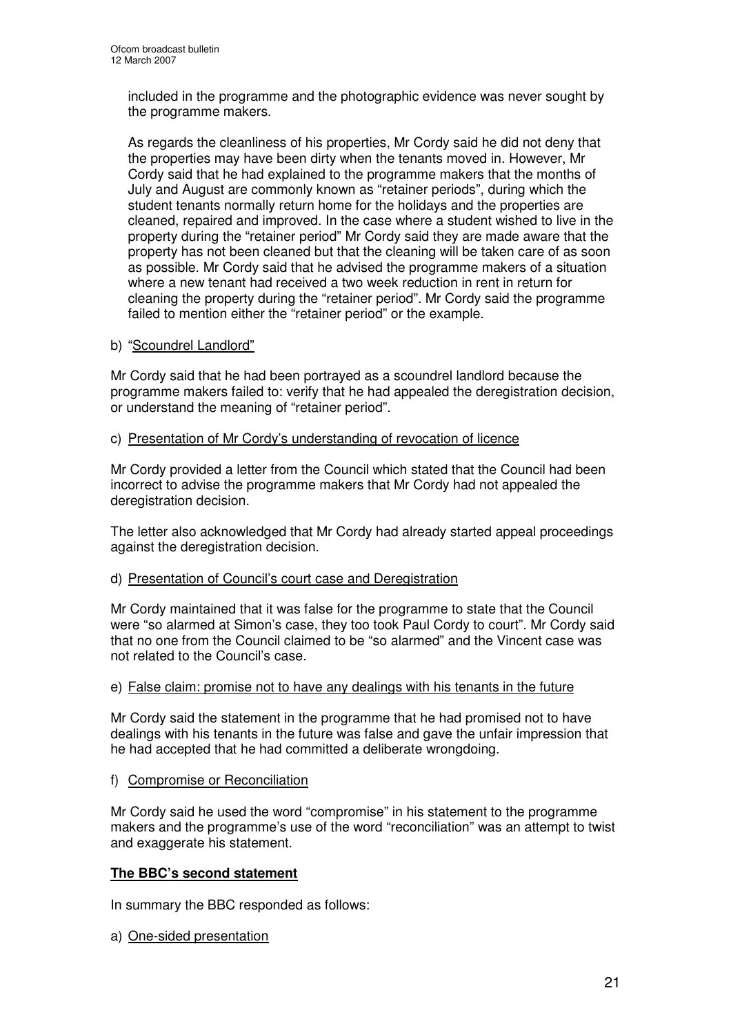included in the programme and the photographic evidence was never sought by the programme makers.

As regards the cleanliness of his properties, Mr Cordy said he did not deny that the properties may have been dirty when the tenants moved in. However, Mr Cordy said that he had explained to the programme makers that the months of July and August are commonly known as "retainer periods", during which the student tenants normally return home for the holidays and the properties are cleaned, repaired and improved. In the case where a student wished to live in the property during the "retainer period" Mr Cordy said they are made aware that the property has not been cleaned but that the cleaning will be taken care of as soon as possible. Mr Cordy said that he advised the programme makers of a situation where a new tenant had received a two week reduction in rent in return for cleaning the property during the "retainer period". Mr Cordy said the programme failed to mention either the "retainer period" or the example.

b) "Scoundrel Landlord"

Mr Cordy said that he had been portrayed as a scoundrel landlord because the programme makers failed to: verify that he had appealed the deregistration decision, or understand the meaning of "retainer period".

c) Presentation of Mr Cordy's understanding of revocation of licence

Mr Cordy provided a letter from the Council which stated that the Council had been incorrect to advise the programme makers that Mr Cordy had not appealed the deregistration decision.

The letter also acknowledged that Mr Cordy had already started appeal proceedings against the deregistration decision.

d) Presentation of Council's court case and Deregistration

Mr Cordy maintained that it was false for the programme to state that the Council were "so alarmed at Simon's case, they too took Paul Cordy to court". Mr Cordy said that no one from the Council claimed to be "so alarmed" and the Vincent case was not related to the Council's case.

e) False claim: promise not to have any dealings with his tenants in the future

Mr Cordy said the statement in the programme that he had promised not to have dealings with his tenants in the future was false and gave the unfair impression that he had accepted that he had committed a deliberate wrongdoing.

f) Compromise or Reconciliation

Mr Cordy said he used the word "compromise" in his statement to the programme makers and the programme's use of the word "reconciliation" was an attempt to twist and exaggerate his statement.

**The BBC's second statement**

In summary the BBC responded as follows:

a) One-sided presentation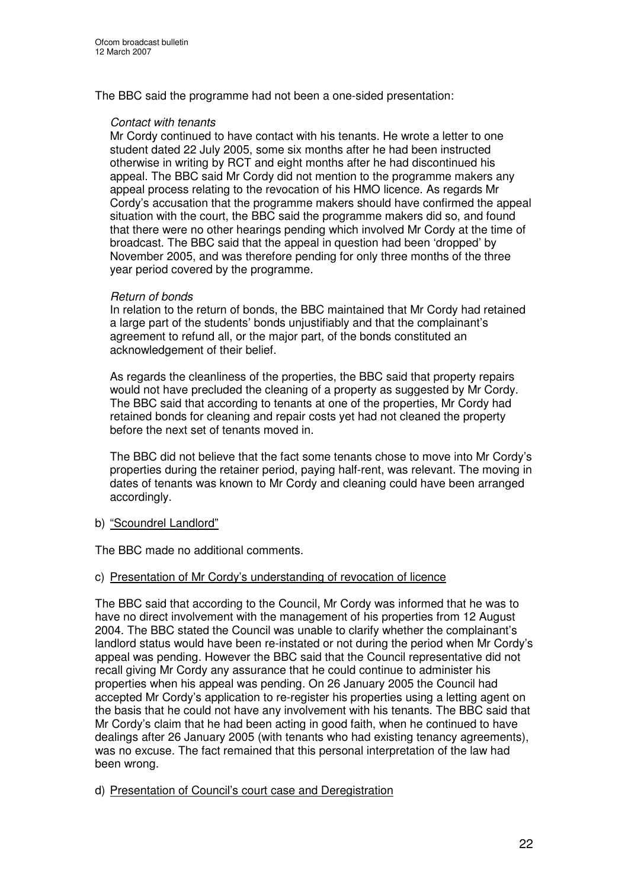The BBC said the programme had not been a one-sided presentation:

*Contact with tenants*

Mr Cordy continued to have contact with his tenants. He wrote a letter to one student dated 22 July 2005, some six months after he had been instructed otherwise in writing by RCT and eight months after he had discontinued his appeal. The BBC said Mr Cordy did not mention to the programme makers any appeal process relating to the revocation of his HMO licence. As regards Mr Cordy's accusation that the programme makers should have confirmed the appeal situation with the court, the BBC said the programme makers did so, and found that there were no other hearings pending which involved Mr Cordy at the time of broadcast. The BBC said that the appeal in question had been 'dropped' by November 2005, and was therefore pending for only three months of the three year period covered by the programme.

*Return of bonds*

In relation to the return of bonds, the BBC maintained that Mr Cordy had retained a large part of the students' bonds unjustifiably and that the complainant's agreement to refund all, or the major part, of the bonds constituted an acknowledgement of their belief.

As regards the cleanliness of the properties, the BBC said that property repairs would not have precluded the cleaning of a property as suggested by Mr Cordy. The BBC said that according to tenants at one of the properties, Mr Cordy had retained bonds for cleaning and repair costs yet had not cleaned the property before the next set of tenants moved in.

The BBC did not believe that the fact some tenants chose to move into Mr Cordy's properties during the retainer period, paying half-rent, was relevant. The moving in dates of tenants was known to Mr Cordy and cleaning could have been arranged accordingly.

b) <u>"Scoundrel Landlord"</u>

The BBC made no additional comments.

c) <u>Presentation of Mr Cordy's understanding of revocation of licence</u>

The BBC said that according to the Council, Mr Cordy was informed that he was to have no direct involvement with the management of his properties from 12 August 2004. The BBC stated the Council was unable to clarify whether the complainant's landlord status would have been re-instated or not during the period when Mr Cordy's appeal was pending. However the BBC said that the Council representative did not recall giving Mr Cordy any assurance that he could continue to administer his properties when his appeal was pending. On 26 January 2005 the Council had accepted Mr Cordy's application to re-register his properties using a letting agent on the basis that he could not have any involvement with his tenants. The BBC said that Mr Cordy's claim that he had been acting in good faith, when he continued to have dealings after 26 January 2005 (with tenants who had existing tenancy agreements), was no excuse. The fact remained that this personal interpretation of the law had been wrong.

d) <u>Presentation of Council's court case and Deregistration</u>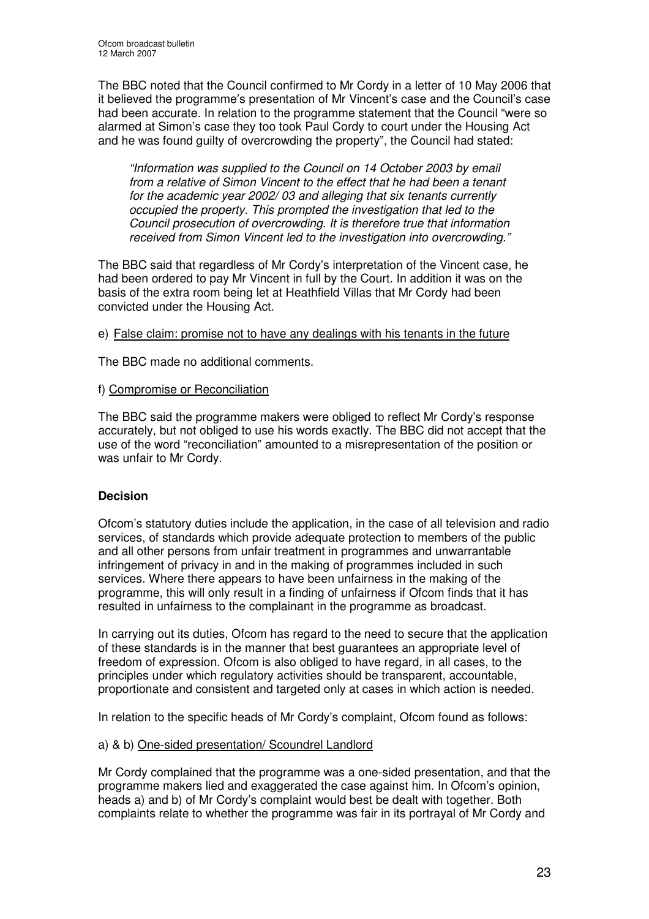The BBC noted that the Council confirmed to Mr Cordy in a letter of 10 May 2006 that it believed the programme's presentation of Mr Vincent's case and the Council's case had been accurate. In relation to the programme statement that the Council "were so alarmed at Simon's case they too took Paul Cordy to court under the Housing Act and he was found guilty of overcrowding the property", the Council had stated:

> *"Information was supplied to the Council on 14 October 2003 by email from a relative of Simon Vincent to the effect that he had been a tenant for the academic year 2002/ 03 and alleging that six tenants currently occupied the property. This prompted the investigation that led to the Council prosecution of overcrowding. It is therefore true that information received from Simon Vincent led to the investigation into overcrowding."*

The BBC said that regardless of Mr Cordy's interpretation of the Vincent case, he had been ordered to pay Mr Vincent in full by the Court. In addition it was on the basis of the extra room being let at Heathfield Villas that Mr Cordy had been convicted under the Housing Act.

e) <u>False claim: promise not to have any dealings with his tenants in the future</u>

The BBC made no additional comments.

f) <u>Compromise or Reconciliation</u>

The BBC said the programme makers were obliged to reflect Mr Cordy's response accurately, but not obliged to use his words exactly. The BBC did not accept that the use of the word "reconciliation" amounted to a misrepresentation of the position or was unfair to Mr Cordy.

**Decision**

Ofcom's statutory duties include the application, in the case of all television and radio services, of standards which provide adequate protection to members of the public and all other persons from unfair treatment in programmes and unwarrantable infringement of privacy in and in the making of programmes included in such services. Where there appears to have been unfairness in the making of the programme, this will only result in a finding of unfairness if Ofcom finds that it has resulted in unfairness to the complainant in the programme as broadcast.

In carrying out its duties, Ofcom has regard to the need to secure that the application of these standards is in the manner that best guarantees an appropriate level of freedom of expression. Ofcom is also obliged to have regard, in all cases, to the principles under which regulatory activities should be transparent, accountable, proportionate and consistent and targeted only at cases in which action is needed.

In relation to the specific heads of Mr Cordy's complaint, Ofcom found as follows:

a) & b) <u>One-sided presentation/ Scoundrel Landlord</u>

Mr Cordy complained that the programme was a one-sided presentation, and that the programme makers lied and exaggerated the case against him. In Ofcom's opinion, heads a) and b) of Mr Cordy's complaint would best be dealt with together. Both complaints relate to whether the programme was fair in its portrayal of Mr Cordy and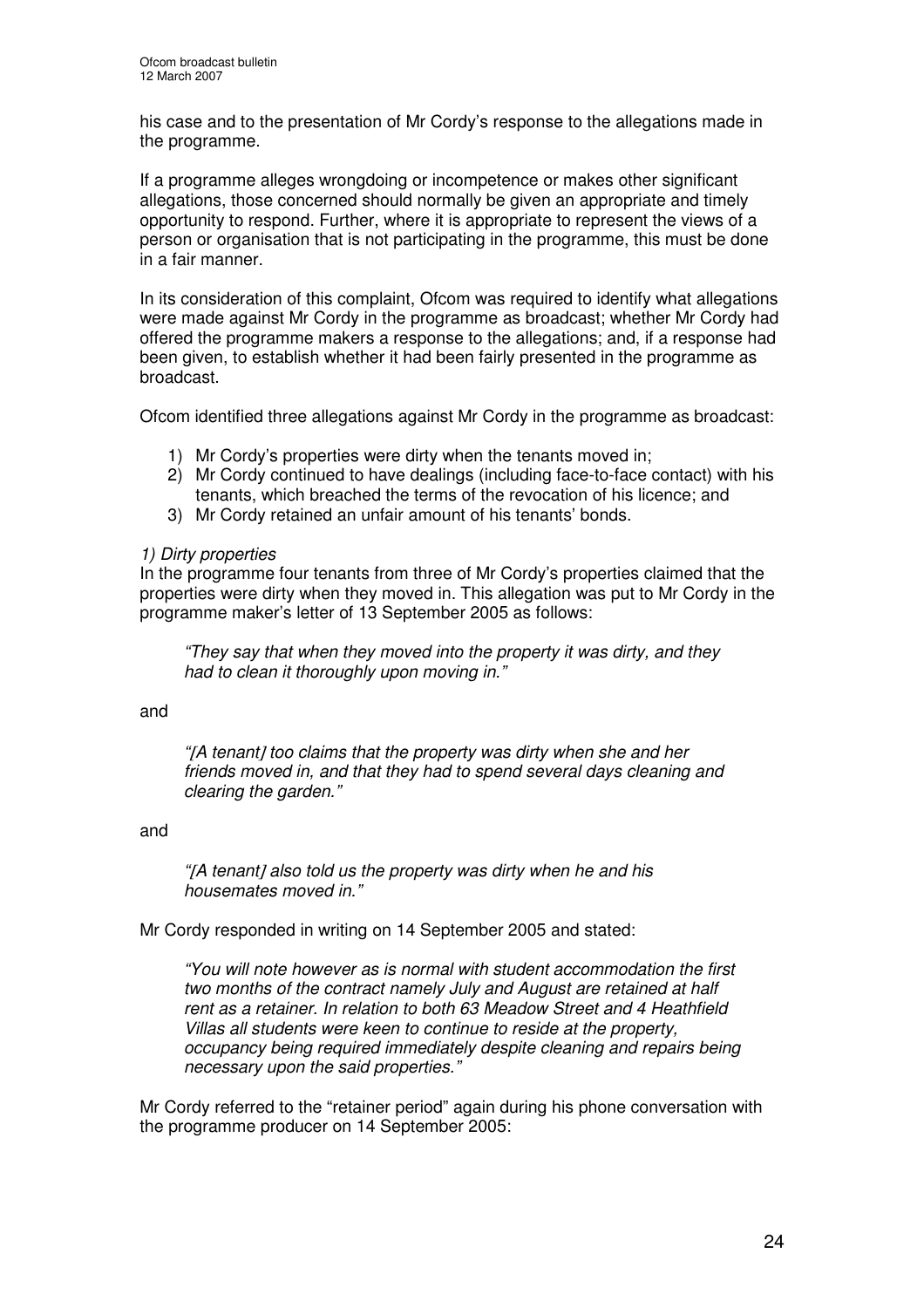his case and to the presentation of Mr Cordy's response to the allegations made in the programme.

If a programme alleges wrongdoing or incompetence or makes other significant allegations, those concerned should normally be given an appropriate and timely opportunity to respond. Further, where it is appropriate to represent the views of a person or organisation that is not participating in the programme, this must be done in a fair manner.

In its consideration of this complaint, Ofcom was required to identify what allegations were made against Mr Cordy in the programme as broadcast; whether Mr Cordy had offered the programme makers a response to the allegations; and, if a response had been given, to establish whether it had been fairly presented in the programme as broadcast.

Ofcom identified three allegations against Mr Cordy in the programme as broadcast:

1) Mr Cordy's properties were dirty when the tenants moved in;
2) Mr Cordy continued to have dealings (including face-to-face contact) with his tenants, which breached the terms of the revocation of his licence; and
3) Mr Cordy retained an unfair amount of his tenants' bonds.

*1) Dirty properties*
In the programme four tenants from three of Mr Cordy's properties claimed that the properties were dirty when they moved in. This allegation was put to Mr Cordy in the programme maker's letter of 13 September 2005 as follows:

> *"They say that when they moved into the property it was dirty, and they had to clean it thoroughly upon moving in."*

and

> *"[A tenant] too claims that the property was dirty when she and her friends moved in, and that they had to spend several days cleaning and clearing the garden."*

and

> *"[A tenant] also told us the property was dirty when he and his housemates moved in."*

Mr Cordy responded in writing on 14 September 2005 and stated:

> *"You will note however as is normal with student accommodation the first two months of the contract namely July and August are retained at half rent as a retainer. In relation to both 63 Meadow Street and 4 Heathfield Villas all students were keen to continue to reside at the property, occupancy being required immediately despite cleaning and repairs being necessary upon the said properties."*

Mr Cordy referred to the "retainer period" again during his phone conversation with the programme producer on 14 September 2005: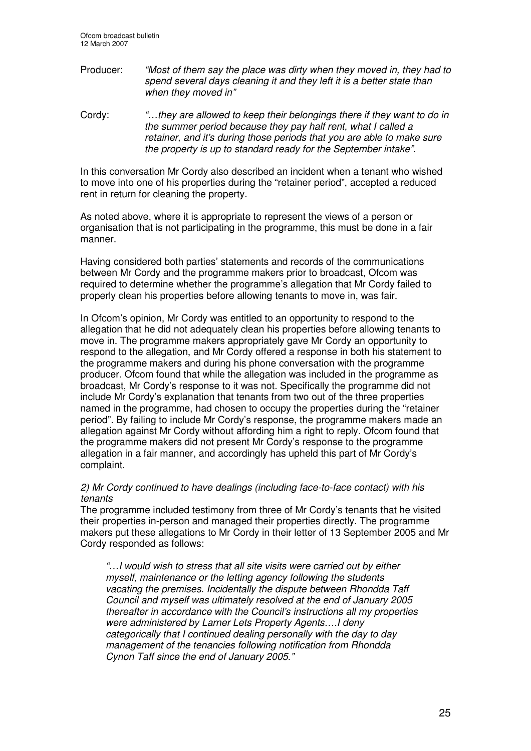Producer: *"Most of them say the place was dirty when they moved in, they had to spend several days cleaning it and they left it is a better state than when they moved in"*

Cordy: *"…they are allowed to keep their belongings there if they want to do in the summer period because they pay half rent, what I called a retainer, and it's during those periods that you are able to make sure the property is up to standard ready for the September intake".*

In this conversation Mr Cordy also described an incident when a tenant who wished to move into one of his properties during the "retainer period", accepted a reduced rent in return for cleaning the property.

As noted above, where it is appropriate to represent the views of a person or organisation that is not participating in the programme, this must be done in a fair manner.

Having considered both parties' statements and records of the communications between Mr Cordy and the programme makers prior to broadcast, Ofcom was required to determine whether the programme's allegation that Mr Cordy failed to properly clean his properties before allowing tenants to move in, was fair.

In Ofcom's opinion, Mr Cordy was entitled to an opportunity to respond to the allegation that he did not adequately clean his properties before allowing tenants to move in. The programme makers appropriately gave Mr Cordy an opportunity to respond to the allegation, and Mr Cordy offered a response in both his statement to the programme makers and during his phone conversation with the programme producer. Ofcom found that while the allegation was included in the programme as broadcast, Mr Cordy's response to it was not. Specifically the programme did not include Mr Cordy's explanation that tenants from two out of the three properties named in the programme, had chosen to occupy the properties during the "retainer period". By failing to include Mr Cordy's response, the programme makers made an allegation against Mr Cordy without affording him a right to reply. Ofcom found that the programme makers did not present Mr Cordy's response to the programme allegation in a fair manner, and accordingly has upheld this part of Mr Cordy's complaint.

*2) Mr Cordy continued to have dealings (including face-to-face contact) with his tenants*

The programme included testimony from three of Mr Cordy's tenants that he visited their properties in-person and managed their properties directly. The programme makers put these allegations to Mr Cordy in their letter of 13 September 2005 and Mr Cordy responded as follows:

> *"…I would wish to stress that all site visits were carried out by either myself, maintenance or the letting agency following the students vacating the premises. Incidentally the dispute between Rhondda Taff Council and myself was ultimately resolved at the end of January 2005 thereafter in accordance with the Council's instructions all my properties were administered by Larner Lets Property Agents….I deny categorically that I continued dealing personally with the day to day management of the tenancies following notification from Rhondda Cynon Taff since the end of January 2005."*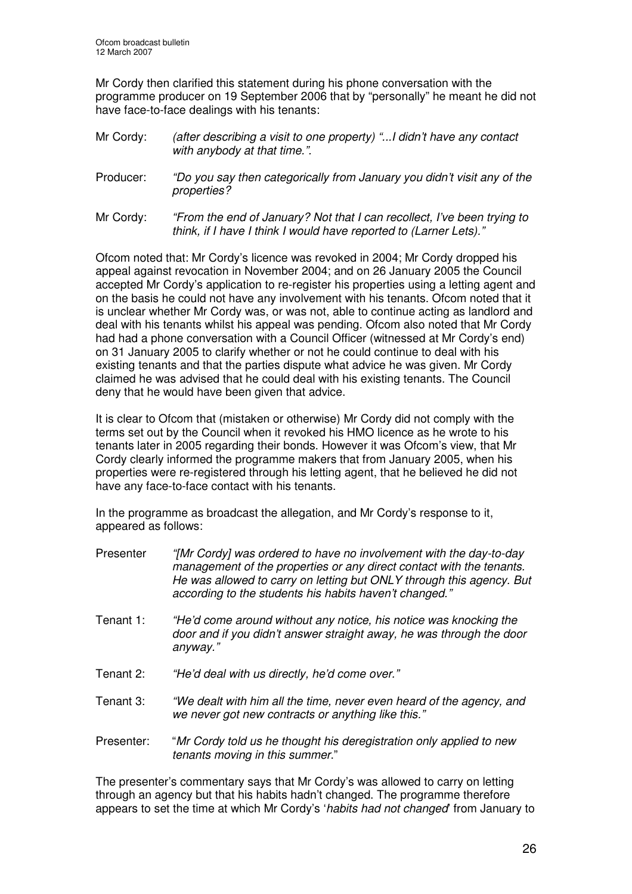Mr Cordy then clarified this statement during his phone conversation with the programme producer on 19 September 2006 that by "personally" he meant he did not have face-to-face dealings with his tenants:

Mr Cordy: *(after describing a visit to one property) "...I didn't have any contact with anybody at that time.".*

Producer: *"Do you say then categorically from January you didn't visit any of the properties?*

Mr Cordy: *"From the end of January? Not that I can recollect, I've been trying to think, if I have I think I would have reported to (Larner Lets)."*

Ofcom noted that: Mr Cordy's licence was revoked in 2004; Mr Cordy dropped his appeal against revocation in November 2004; and on 26 January 2005 the Council accepted Mr Cordy's application to re-register his properties using a letting agent and on the basis he could not have any involvement with his tenants. Ofcom noted that it is unclear whether Mr Cordy was, or was not, able to continue acting as landlord and deal with his tenants whilst his appeal was pending. Ofcom also noted that Mr Cordy had had a phone conversation with a Council Officer (witnessed at Mr Cordy's end) on 31 January 2005 to clarify whether or not he could continue to deal with his existing tenants and that the parties dispute what advice he was given. Mr Cordy claimed he was advised that he could deal with his existing tenants. The Council deny that he would have been given that advice.

It is clear to Ofcom that (mistaken or otherwise) Mr Cordy did not comply with the terms set out by the Council when it revoked his HMO licence as he wrote to his tenants later in 2005 regarding their bonds. However it was Ofcom's view, that Mr Cordy clearly informed the programme makers that from January 2005, when his properties were re-registered through his letting agent, that he believed he did not have any face-to-face contact with his tenants.

In the programme as broadcast the allegation, and Mr Cordy's response to it, appeared as follows:

Presenter *"[Mr Cordy] was ordered to have no involvement with the day-to-day management of the properties or any direct contact with the tenants. He was allowed to carry on letting but ONLY through this agency. But according to the students his habits haven't changed."*

Tenant 1: *"He'd come around without any notice, his notice was knocking the door and if you didn't answer straight away, he was through the door anyway."*

Tenant 2: *"He'd deal with us directly, he'd come over."*

Tenant 3: *"We dealt with him all the time, never even heard of the agency, and we never got new contracts or anything like this."*

Presenter: "*Mr Cordy told us he thought his deregistration only applied to new tenants moving in this summer*."

The presenter's commentary says that Mr Cordy's was allowed to carry on letting through an agency but that his habits hadn't changed. The programme therefore appears to set the time at which Mr Cordy's '*habits had not changed*' from January to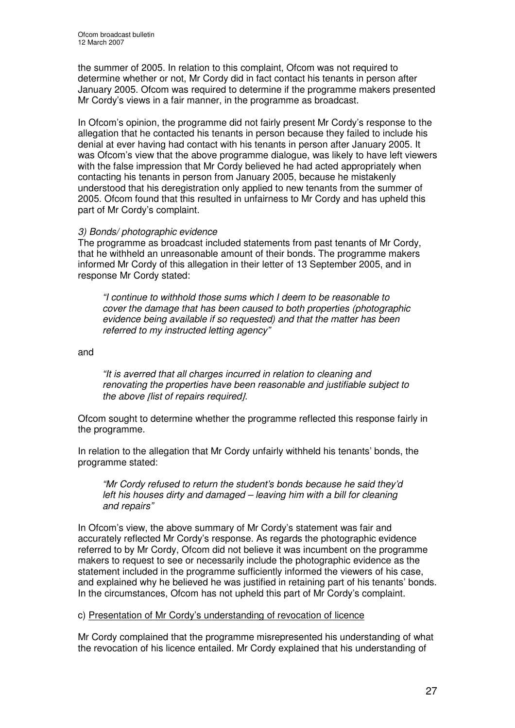the summer of 2005. In relation to this complaint, Ofcom was not required to determine whether or not, Mr Cordy did in fact contact his tenants in person after January 2005. Ofcom was required to determine if the programme makers presented Mr Cordy's views in a fair manner, in the programme as broadcast.

In Ofcom's opinion, the programme did not fairly present Mr Cordy's response to the allegation that he contacted his tenants in person because they failed to include his denial at ever having had contact with his tenants in person after January 2005. It was Ofcom's view that the above programme dialogue, was likely to have left viewers with the false impression that Mr Cordy believed he had acted appropriately when contacting his tenants in person from January 2005, because he mistakenly understood that his deregistration only applied to new tenants from the summer of 2005. Ofcom found that this resulted in unfairness to Mr Cordy and has upheld this part of Mr Cordy's complaint.

*3) Bonds/ photographic evidence*

The programme as broadcast included statements from past tenants of Mr Cordy, that he withheld an unreasonable amount of their bonds. The programme makers informed Mr Cordy of this allegation in their letter of 13 September 2005, and in response Mr Cordy stated:

> *"I continue to withhold those sums which I deem to be reasonable to cover the damage that has been caused to both properties (photographic evidence being available if so requested) and that the matter has been referred to my instructed letting agency"*

and

> *"It is averred that all charges incurred in relation to cleaning and renovating the properties have been reasonable and justifiable subject to the above [list of repairs required].*

Ofcom sought to determine whether the programme reflected this response fairly in the programme.

In relation to the allegation that Mr Cordy unfairly withheld his tenants' bonds, the programme stated:

> *"Mr Cordy refused to return the student's bonds because he said they'd left his houses dirty and damaged – leaving him with a bill for cleaning and repairs"*

In Ofcom's view, the above summary of Mr Cordy's statement was fair and accurately reflected Mr Cordy's response. As regards the photographic evidence referred to by Mr Cordy, Ofcom did not believe it was incumbent on the programme makers to request to see or necessarily include the photographic evidence as the statement included in the programme sufficiently informed the viewers of his case, and explained why he believed he was justified in retaining part of his tenants' bonds. In the circumstances, Ofcom has not upheld this part of Mr Cordy's complaint.

c) Presentation of Mr Cordy's understanding of revocation of licence

Mr Cordy complained that the programme misrepresented his understanding of what the revocation of his licence entailed. Mr Cordy explained that his understanding of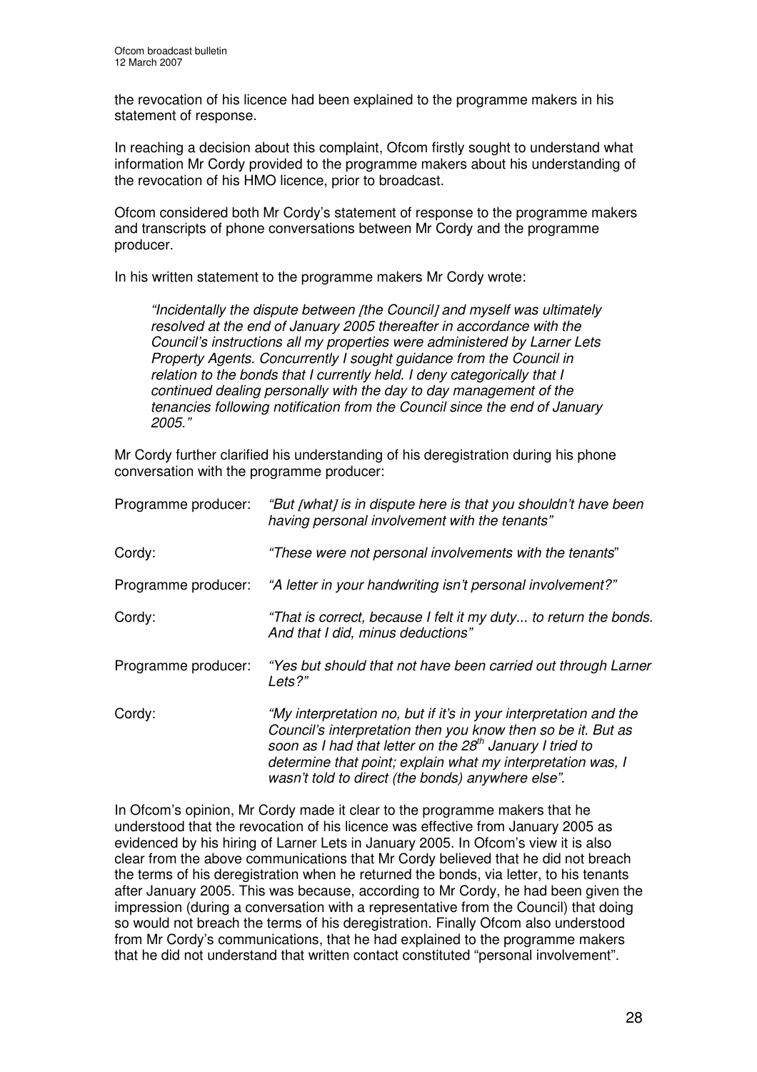the revocation of his licence had been explained to the programme makers in his statement of response.

In reaching a decision about this complaint, Ofcom firstly sought to understand what information Mr Cordy provided to the programme makers about his understanding of the revocation of his HMO licence, prior to broadcast.

Ofcom considered both Mr Cordy's statement of response to the programme makers and transcripts of phone conversations between Mr Cordy and the programme producer.

In his written statement to the programme makers Mr Cordy wrote:

> *"Incidentally the dispute between [the Council] and myself was ultimately resolved at the end of January 2005 thereafter in accordance with the Council's instructions all my properties were administered by Larner Lets Property Agents. Concurrently I sought guidance from the Council in relation to the bonds that I currently held. I deny categorically that I continued dealing personally with the day to day management of the tenancies following notification from the Council since the end of January 2005."*

Mr Cordy further clarified his understanding of his deregistration during his phone conversation with the programme producer:

| | |
|---|---|
| Programme producer: | *"But [what] is in dispute here is that you shouldn't have been having personal involvement with the tenants"* |
| Cordy: | *"These were not personal involvements with the tenants"* |
| Programme producer: | *"A letter in your handwriting isn't personal involvement?"* |
| Cordy: | *"That is correct, because I felt it my duty... to return the bonds. And that I did, minus deductions"* |
| Programme producer: | *"Yes but should that not have been carried out through Larner Lets?"* |
| Cordy: | *"My interpretation no, but if it's in your interpretation and the Council's interpretation then you know then so be it. But as soon as I had that letter on the 28th January I tried to determine that point; explain what my interpretation was, I wasn't told to direct (the bonds) anywhere else".* |

In Ofcom's opinion, Mr Cordy made it clear to the programme makers that he understood that the revocation of his licence was effective from January 2005 as evidenced by his hiring of Larner Lets in January 2005. In Ofcom's view it is also clear from the above communications that Mr Cordy believed that he did not breach the terms of his deregistration when he returned the bonds, via letter, to his tenants after January 2005. This was because, according to Mr Cordy, he had been given the impression (during a conversation with a representative from the Council) that doing so would not breach the terms of his deregistration. Finally Ofcom also understood from Mr Cordy's communications, that he had explained to the programme makers that he did not understand that written contact constituted "personal involvement".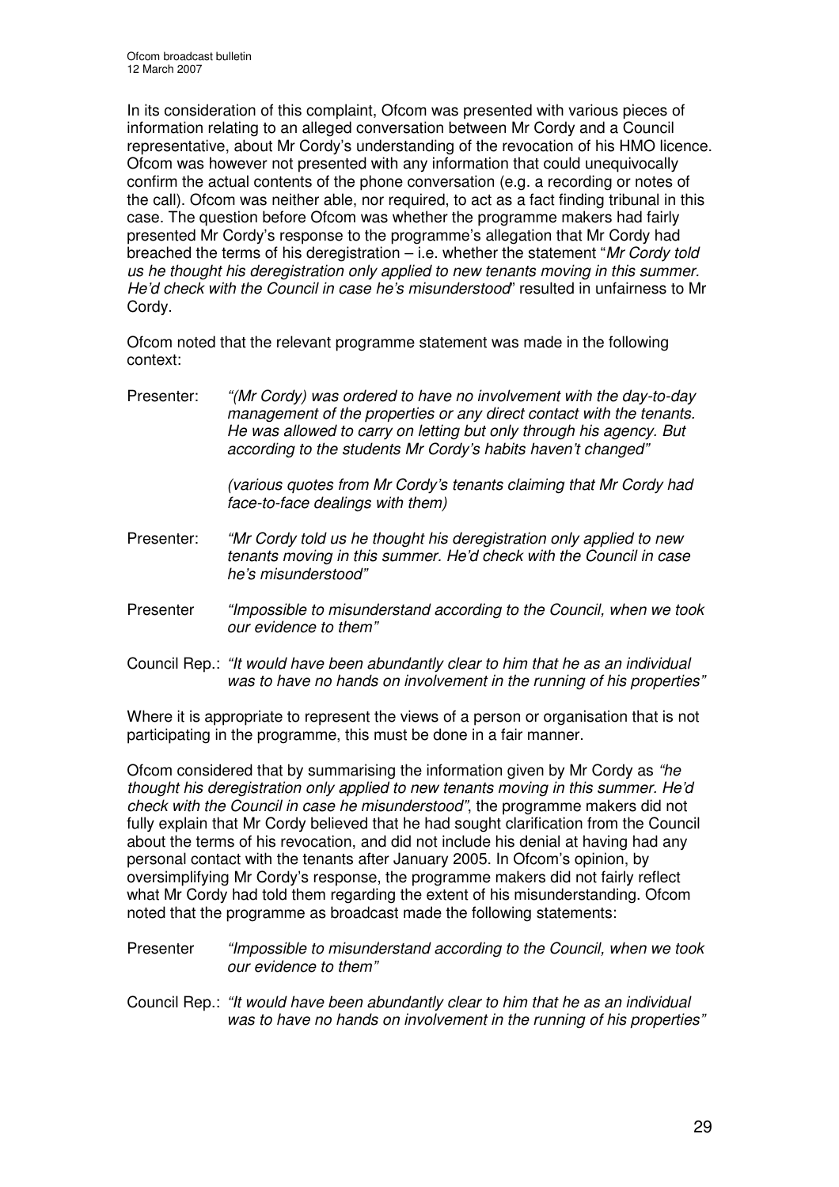In its consideration of this complaint, Ofcom was presented with various pieces of information relating to an alleged conversation between Mr Cordy and a Council representative, about Mr Cordy's understanding of the revocation of his HMO licence. Ofcom was however not presented with any information that could unequivocally confirm the actual contents of the phone conversation (e.g. a recording or notes of the call). Ofcom was neither able, nor required, to act as a fact finding tribunal in this case. The question before Ofcom was whether the programme makers had fairly presented Mr Cordy's response to the programme's allegation that Mr Cordy had breached the terms of his deregistration – i.e. whether the statement "*Mr Cordy told us he thought his deregistration only applied to new tenants moving in this summer. He'd check with the Council in case he's misunderstood*" resulted in unfairness to Mr Cordy.

Ofcom noted that the relevant programme statement was made in the following context:

Presenter: *"(Mr Cordy) was ordered to have no involvement with the day-to-day management of the properties or any direct contact with the tenants. He was allowed to carry on letting but only through his agency. But according to the students Mr Cordy's habits haven't changed"*

*(various quotes from Mr Cordy's tenants claiming that Mr Cordy had face-to-face dealings with them)*

Presenter: *"Mr Cordy told us he thought his deregistration only applied to new tenants moving in this summer. He'd check with the Council in case he's misunderstood"*

Presenter *"Impossible to misunderstand according to the Council, when we took our evidence to them"*

Council Rep.: *"It would have been abundantly clear to him that he as an individual was to have no hands on involvement in the running of his properties"*

Where it is appropriate to represent the views of a person or organisation that is not participating in the programme, this must be done in a fair manner.

Ofcom considered that by summarising the information given by Mr Cordy as *"he thought his deregistration only applied to new tenants moving in this summer. He'd check with the Council in case he misunderstood"*, the programme makers did not fully explain that Mr Cordy believed that he had sought clarification from the Council about the terms of his revocation, and did not include his denial at having had any personal contact with the tenants after January 2005. In Ofcom's opinion, by oversimplifying Mr Cordy's response, the programme makers did not fairly reflect what Mr Cordy had told them regarding the extent of his misunderstanding. Ofcom noted that the programme as broadcast made the following statements:

Presenter *"Impossible to misunderstand according to the Council, when we took our evidence to them"*

Council Rep.: *"It would have been abundantly clear to him that he as an individual was to have no hands on involvement in the running of his properties"*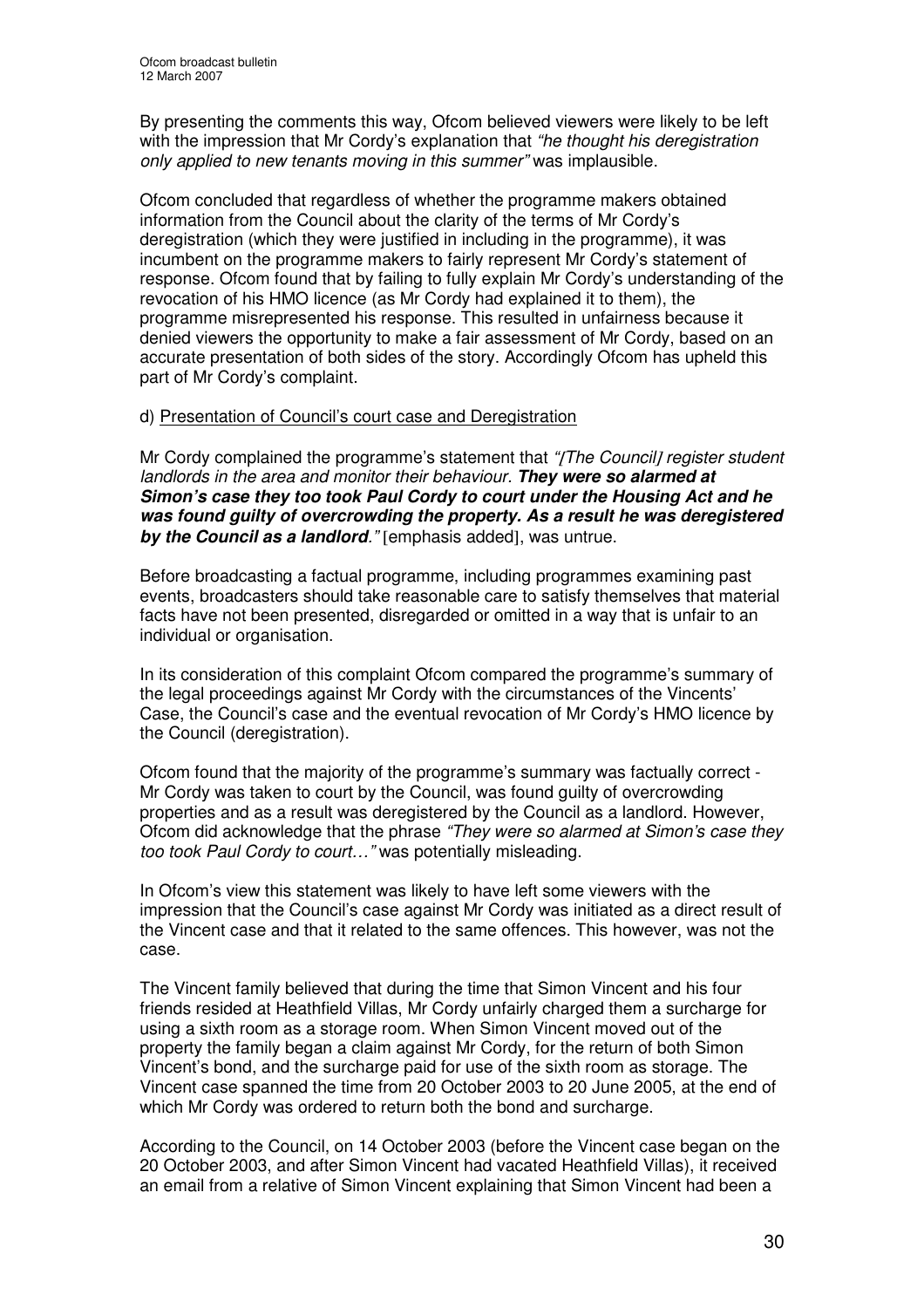By presenting the comments this way, Ofcom believed viewers were likely to be left with the impression that Mr Cordy's explanation that *"he thought his deregistration only applied to new tenants moving in this summer"* was implausible.

Ofcom concluded that regardless of whether the programme makers obtained information from the Council about the clarity of the terms of Mr Cordy's deregistration (which they were justified in including in the programme), it was incumbent on the programme makers to fairly represent Mr Cordy's statement of response. Ofcom found that by failing to fully explain Mr Cordy's understanding of the revocation of his HMO licence (as Mr Cordy had explained it to them), the programme misrepresented his response. This resulted in unfairness because it denied viewers the opportunity to make a fair assessment of Mr Cordy, based on an accurate presentation of both sides of the story. Accordingly Ofcom has upheld this part of Mr Cordy's complaint.

d) Presentation of Council's court case and Deregistration

Mr Cordy complained the programme's statement that *"[The Council] register student landlords in the area and monitor their behaviour. **They were so alarmed at Simon's case they too took Paul Cordy to court under the Housing Act and he was found guilty of overcrowding the property. As a result he was deregistered by the Council as a landlord.**"* [emphasis added], was untrue.

Before broadcasting a factual programme, including programmes examining past events, broadcasters should take reasonable care to satisfy themselves that material facts have not been presented, disregarded or omitted in a way that is unfair to an individual or organisation.

In its consideration of this complaint Ofcom compared the programme's summary of the legal proceedings against Mr Cordy with the circumstances of the Vincents' Case, the Council's case and the eventual revocation of Mr Cordy's HMO licence by the Council (deregistration).

Ofcom found that the majority of the programme's summary was factually correct - Mr Cordy was taken to court by the Council, was found guilty of overcrowding properties and as a result was deregistered by the Council as a landlord. However, Ofcom did acknowledge that the phrase *"They were so alarmed at Simon's case they too took Paul Cordy to court…"* was potentially misleading.

In Ofcom's view this statement was likely to have left some viewers with the impression that the Council's case against Mr Cordy was initiated as a direct result of the Vincent case and that it related to the same offences. This however, was not the case.

The Vincent family believed that during the time that Simon Vincent and his four friends resided at Heathfield Villas, Mr Cordy unfairly charged them a surcharge for using a sixth room as a storage room. When Simon Vincent moved out of the property the family began a claim against Mr Cordy, for the return of both Simon Vincent's bond, and the surcharge paid for use of the sixth room as storage. The Vincent case spanned the time from 20 October 2003 to 20 June 2005, at the end of which Mr Cordy was ordered to return both the bond and surcharge.

According to the Council, on 14 October 2003 (before the Vincent case began on the 20 October 2003, and after Simon Vincent had vacated Heathfield Villas), it received an email from a relative of Simon Vincent explaining that Simon Vincent had been a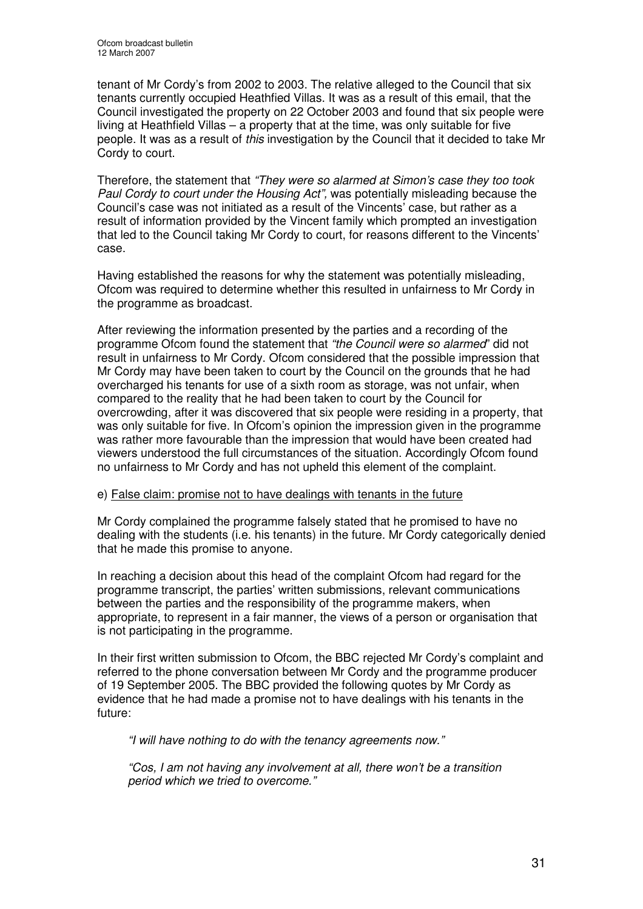tenant of Mr Cordy's from 2002 to 2003. The relative alleged to the Council that six tenants currently occupied Heathfied Villas. It was as a result of this email, that the Council investigated the property on 22 October 2003 and found that six people were living at Heathfield Villas – a property that at the time, was only suitable for five people. It was as a result of *this* investigation by the Council that it decided to take Mr Cordy to court.

Therefore, the statement that *"They were so alarmed at Simon's case they too took Paul Cordy to court under the Housing Act",* was potentially misleading because the Council's case was not initiated as a result of the Vincents' case, but rather as a result of information provided by the Vincent family which prompted an investigation that led to the Council taking Mr Cordy to court, for reasons different to the Vincents' case.

Having established the reasons for why the statement was potentially misleading, Ofcom was required to determine whether this resulted in unfairness to Mr Cordy in the programme as broadcast.

After reviewing the information presented by the parties and a recording of the programme Ofcom found the statement that *"the Council were so alarmed"* did not result in unfairness to Mr Cordy. Ofcom considered that the possible impression that Mr Cordy may have been taken to court by the Council on the grounds that he had overcharged his tenants for use of a sixth room as storage, was not unfair, when compared to the reality that he had been taken to court by the Council for overcrowding, after it was discovered that six people were residing in a property, that was only suitable for five. In Ofcom's opinion the impression given in the programme was rather more favourable than the impression that would have been created had viewers understood the full circumstances of the situation. Accordingly Ofcom found no unfairness to Mr Cordy and has not upheld this element of the complaint.

e) False claim: promise not to have dealings with tenants in the future

Mr Cordy complained the programme falsely stated that he promised to have no dealing with the students (i.e. his tenants) in the future. Mr Cordy categorically denied that he made this promise to anyone.

In reaching a decision about this head of the complaint Ofcom had regard for the programme transcript, the parties' written submissions, relevant communications between the parties and the responsibility of the programme makers, when appropriate, to represent in a fair manner, the views of a person or organisation that is not participating in the programme.

In their first written submission to Ofcom, the BBC rejected Mr Cordy's complaint and referred to the phone conversation between Mr Cordy and the programme producer of 19 September 2005. The BBC provided the following quotes by Mr Cordy as evidence that he had made a promise not to have dealings with his tenants in the future:

> *"I will have nothing to do with the tenancy agreements now."*
>
> *"Cos, I am not having any involvement at all, there won't be a transition period which we tried to overcome."*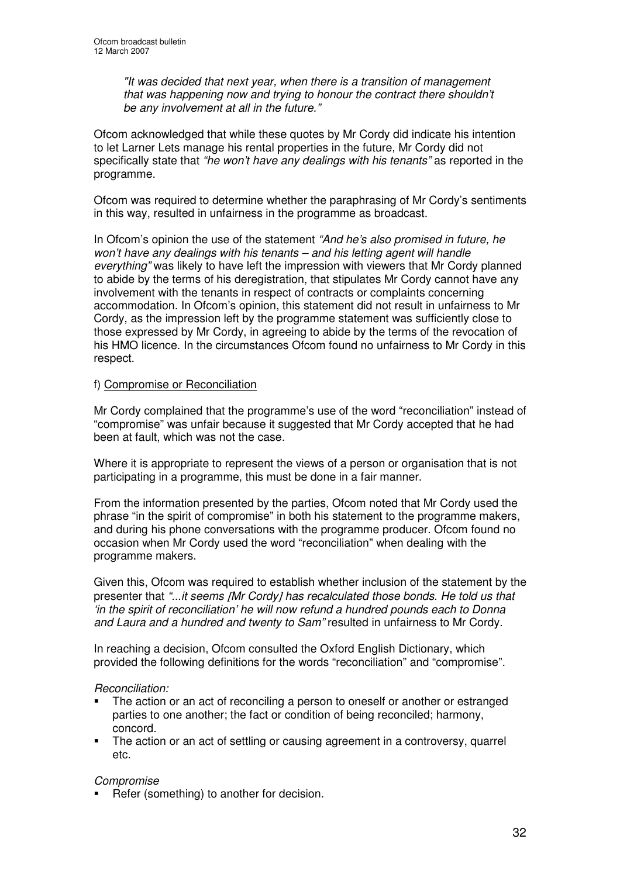> *"It was decided that next year, when there is a transition of management that was happening now and trying to honour the contract there shouldn't be any involvement at all in the future."*

Ofcom acknowledged that while these quotes by Mr Cordy did indicate his intention to let Larner Lets manage his rental properties in the future, Mr Cordy did not specifically state that *"he won't have any dealings with his tenants"* as reported in the programme.

Ofcom was required to determine whether the paraphrasing of Mr Cordy's sentiments in this way, resulted in unfairness in the programme as broadcast.

In Ofcom's opinion the use of the statement *"And he's also promised in future, he won't have any dealings with his tenants – and his letting agent will handle everything"* was likely to have left the impression with viewers that Mr Cordy planned to abide by the terms of his deregistration, that stipulates Mr Cordy cannot have any involvement with the tenants in respect of contracts or complaints concerning accommodation. In Ofcom's opinion, this statement did not result in unfairness to Mr Cordy, as the impression left by the programme statement was sufficiently close to those expressed by Mr Cordy, in agreeing to abide by the terms of the revocation of his HMO licence. In the circumstances Ofcom found no unfairness to Mr Cordy in this respect.

f) Compromise or Reconciliation

Mr Cordy complained that the programme's use of the word "reconciliation" instead of "compromise" was unfair because it suggested that Mr Cordy accepted that he had been at fault, which was not the case.

Where it is appropriate to represent the views of a person or organisation that is not participating in a programme, this must be done in a fair manner.

From the information presented by the parties, Ofcom noted that Mr Cordy used the phrase "in the spirit of compromise" in both his statement to the programme makers, and during his phone conversations with the programme producer. Ofcom found no occasion when Mr Cordy used the word "reconciliation" when dealing with the programme makers.

Given this, Ofcom was required to establish whether inclusion of the statement by the presenter that *"...it seems [Mr Cordy] has recalculated those bonds. He told us that 'in the spirit of reconciliation' he will now refund a hundred pounds each to Donna and Laura and a hundred and twenty to Sam"* resulted in unfairness to Mr Cordy.

In reaching a decision, Ofcom consulted the Oxford English Dictionary, which provided the following definitions for the words "reconciliation" and "compromise".

*Reconciliation:*

- The action or an act of reconciling a person to oneself or another or estranged parties to one another; the fact or condition of being reconciled; harmony, concord.
- The action or an act of settling or causing agreement in a controversy, quarrel etc.

*Compromise*

- Refer (something) to another for decision.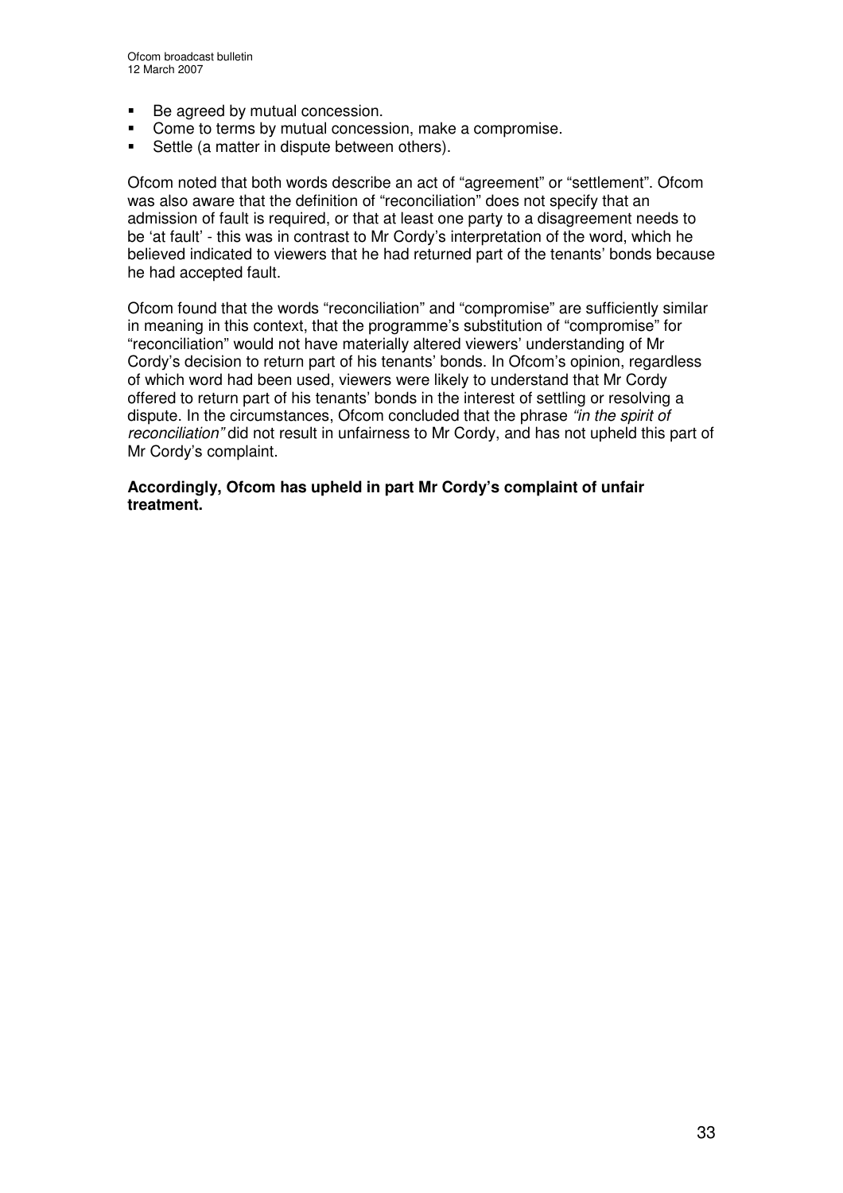- Be agreed by mutual concession.
- Come to terms by mutual concession, make a compromise.
- Settle (a matter in dispute between others).

Ofcom noted that both words describe an act of "agreement" or "settlement". Ofcom was also aware that the definition of "reconciliation" does not specify that an admission of fault is required, or that at least one party to a disagreement needs to be 'at fault' - this was in contrast to Mr Cordy's interpretation of the word, which he believed indicated to viewers that he had returned part of the tenants' bonds because he had accepted fault.

Ofcom found that the words "reconciliation" and "compromise" are sufficiently similar in meaning in this context, that the programme's substitution of "compromise" for "reconciliation" would not have materially altered viewers' understanding of Mr Cordy's decision to return part of his tenants' bonds. In Ofcom's opinion, regardless of which word had been used, viewers were likely to understand that Mr Cordy offered to return part of his tenants' bonds in the interest of settling or resolving a dispute. In the circumstances, Ofcom concluded that the phrase *"in the spirit of reconciliation"* did not result in unfairness to Mr Cordy, and has not upheld this part of Mr Cordy's complaint.

**Accordingly, Ofcom has upheld in part Mr Cordy's complaint of unfair treatment.**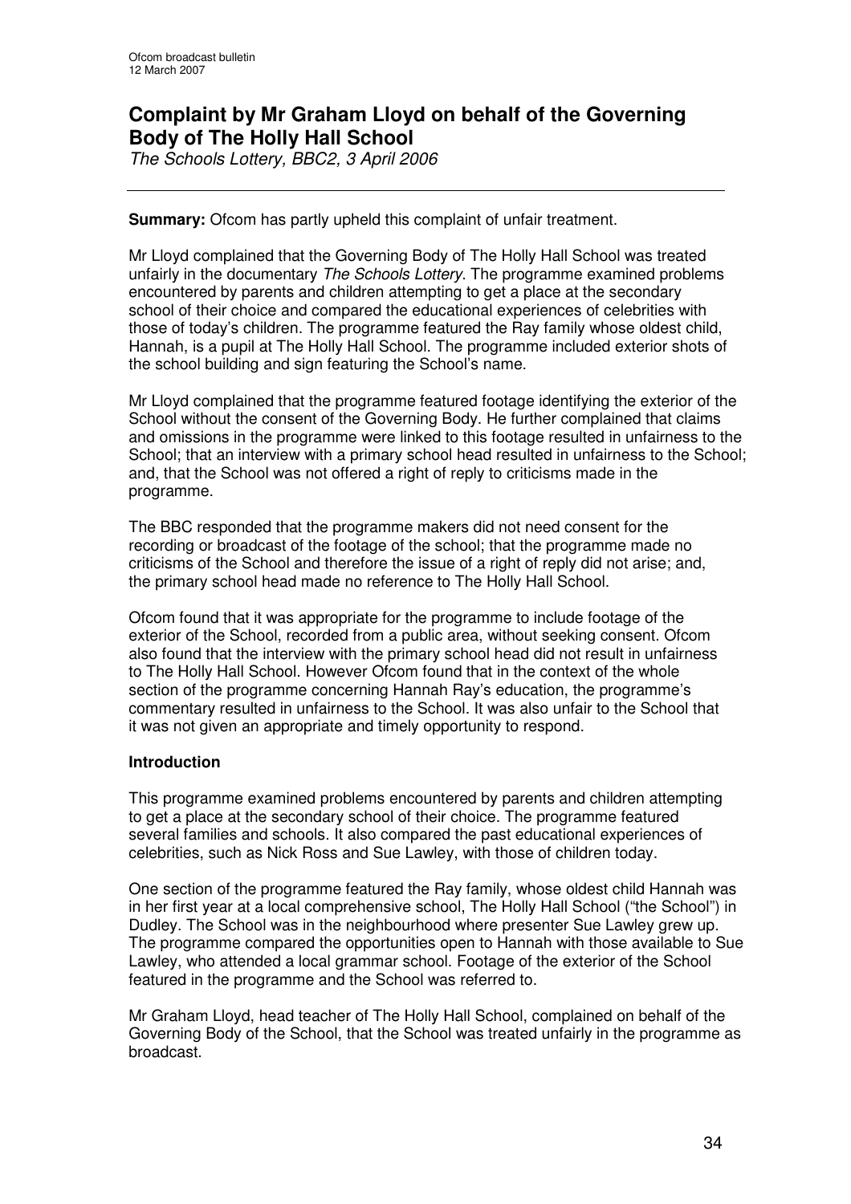## Complaint by Mr Graham Lloyd on behalf of the Governing Body of The Holly Hall School

*The Schools Lottery, BBC2, 3 April 2006*

**Summary:** Ofcom has partly upheld this complaint of unfair treatment.

Mr Lloyd complained that the Governing Body of The Holly Hall School was treated unfairly in the documentary *The Schools Lottery*. The programme examined problems encountered by parents and children attempting to get a place at the secondary school of their choice and compared the educational experiences of celebrities with those of today's children. The programme featured the Ray family whose oldest child, Hannah, is a pupil at The Holly Hall School. The programme included exterior shots of the school building and sign featuring the School's name.

Mr Lloyd complained that the programme featured footage identifying the exterior of the School without the consent of the Governing Body. He further complained that claims and omissions in the programme were linked to this footage resulted in unfairness to the School; that an interview with a primary school head resulted in unfairness to the School; and, that the School was not offered a right of reply to criticisms made in the programme.

The BBC responded that the programme makers did not need consent for the recording or broadcast of the footage of the school; that the programme made no criticisms of the School and therefore the issue of a right of reply did not arise; and, the primary school head made no reference to The Holly Hall School.

Ofcom found that it was appropriate for the programme to include footage of the exterior of the School, recorded from a public area, without seeking consent. Ofcom also found that the interview with the primary school head did not result in unfairness to The Holly Hall School. However Ofcom found that in the context of the whole section of the programme concerning Hannah Ray's education, the programme's commentary resulted in unfairness to the School. It was also unfair to the School that it was not given an appropriate and timely opportunity to respond.

### Introduction

This programme examined problems encountered by parents and children attempting to get a place at the secondary school of their choice. The programme featured several families and schools. It also compared the past educational experiences of celebrities, such as Nick Ross and Sue Lawley, with those of children today.

One section of the programme featured the Ray family, whose oldest child Hannah was in her first year at a local comprehensive school, The Holly Hall School ("the School") in Dudley. The School was in the neighbourhood where presenter Sue Lawley grew up. The programme compared the opportunities open to Hannah with those available to Sue Lawley, who attended a local grammar school. Footage of the exterior of the School featured in the programme and the School was referred to.

Mr Graham Lloyd, head teacher of The Holly Hall School, complained on behalf of the Governing Body of the School, that the School was treated unfairly in the programme as broadcast.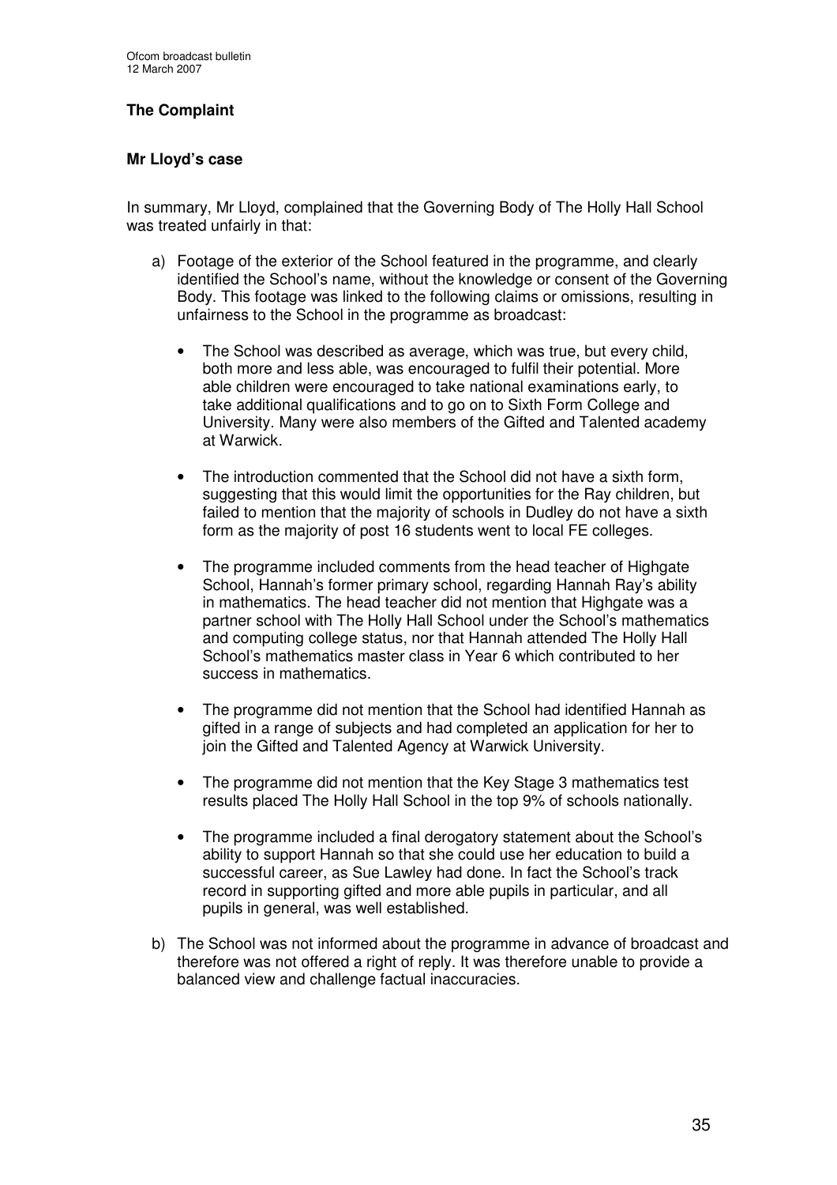## The Complaint

### Mr Lloyd's case

In summary, Mr Lloyd, complained that the Governing Body of The Holly Hall School was treated unfairly in that:

a) Footage of the exterior of the School featured in the programme, and clearly identified the School's name, without the knowledge or consent of the Governing Body. This footage was linked to the following claims or omissions, resulting in unfairness to the School in the programme as broadcast:

   - The School was described as average, which was true, but every child, both more and less able, was encouraged to fulfil their potential. More able children were encouraged to take national examinations early, to take additional qualifications and to go on to Sixth Form College and University. Many were also members of the Gifted and Talented academy at Warwick.

   - The introduction commented that the School did not have a sixth form, suggesting that this would limit the opportunities for the Ray children, but failed to mention that the majority of schools in Dudley do not have a sixth form as the majority of post 16 students went to local FE colleges.

   - The programme included comments from the head teacher of Highgate School, Hannah's former primary school, regarding Hannah Ray's ability in mathematics. The head teacher did not mention that Highgate was a partner school with The Holly Hall School under the School's mathematics and computing college status, nor that Hannah attended The Holly Hall School's mathematics master class in Year 6 which contributed to her success in mathematics.

   - The programme did not mention that the School had identified Hannah as gifted in a range of subjects and had completed an application for her to join the Gifted and Talented Agency at Warwick University.

   - The programme did not mention that the Key Stage 3 mathematics test results placed The Holly Hall School in the top 9% of schools nationally.

   - The programme included a final derogatory statement about the School's ability to support Hannah so that she could use her education to build a successful career, as Sue Lawley had done. In fact the School's track record in supporting gifted and more able pupils in particular, and all pupils in general, was well established.

b) The School was not informed about the programme in advance of broadcast and therefore was not offered a right of reply. It was therefore unable to provide a balanced view and challenge factual inaccuracies.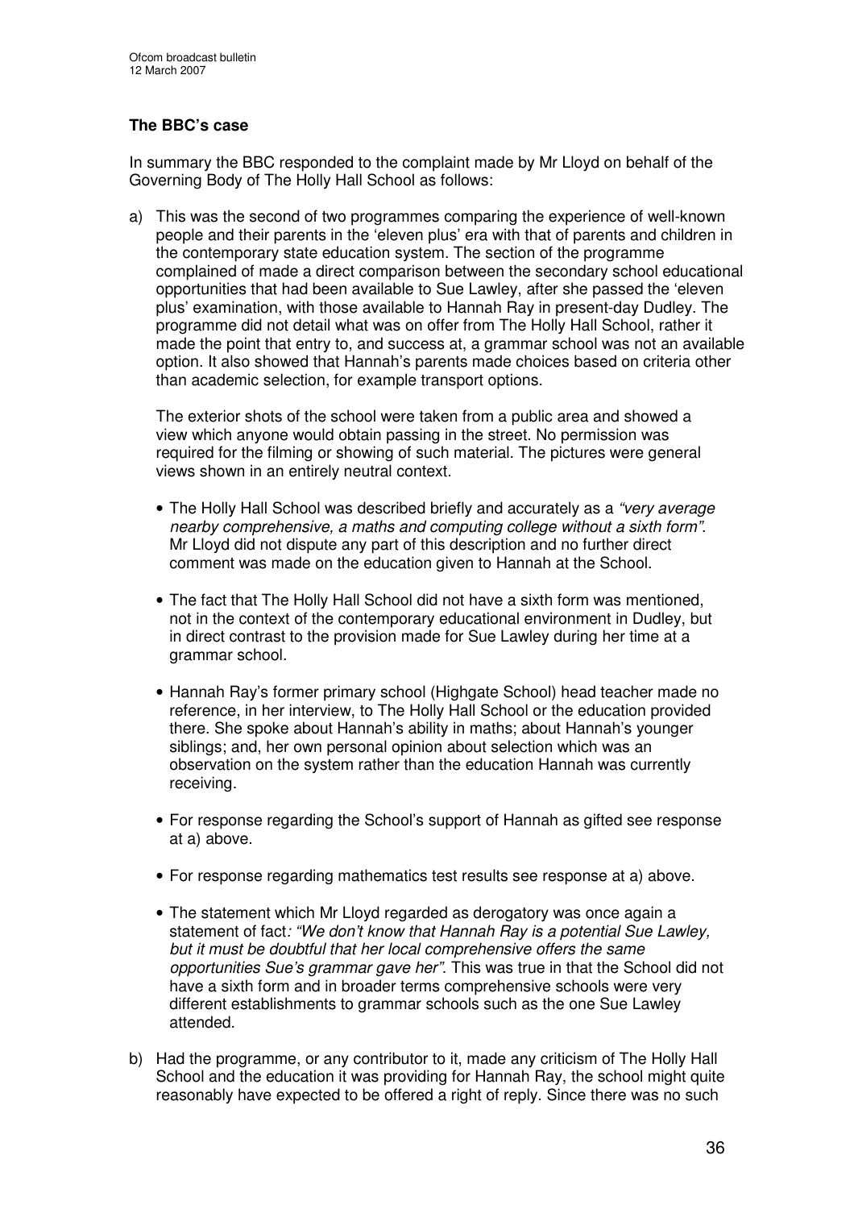### The BBC's case

In summary the BBC responded to the complaint made by Mr Lloyd on behalf of the Governing Body of The Holly Hall School as follows:

a) This was the second of two programmes comparing the experience of well-known people and their parents in the 'eleven plus' era with that of parents and children in the contemporary state education system. The section of the programme complained of made a direct comparison between the secondary school educational opportunities that had been available to Sue Lawley, after she passed the 'eleven plus' examination, with those available to Hannah Ray in present-day Dudley. The programme did not detail what was on offer from The Holly Hall School, rather it made the point that entry to, and success at, a grammar school was not an available option. It also showed that Hannah's parents made choices based on criteria other than academic selection, for example transport options.

   The exterior shots of the school were taken from a public area and showed a view which anyone would obtain passing in the street. No permission was required for the filming or showing of such material. The pictures were general views shown in an entirely neutral context.

   - The Holly Hall School was described briefly and accurately as a *"very average nearby comprehensive, a maths and computing college without a sixth form"*. Mr Lloyd did not dispute any part of this description and no further direct comment was made on the education given to Hannah at the School.

   - The fact that The Holly Hall School did not have a sixth form was mentioned, not in the context of the contemporary educational environment in Dudley, but in direct contrast to the provision made for Sue Lawley during her time at a grammar school.

   - Hannah Ray's former primary school (Highgate School) head teacher made no reference, in her interview, to The Holly Hall School or the education provided there. She spoke about Hannah's ability in maths; about Hannah's younger siblings; and, her own personal opinion about selection which was an observation on the system rather than the education Hannah was currently receiving.

   - For response regarding the School's support of Hannah as gifted see response at a) above.

   - For response regarding mathematics test results see response at a) above.

   - The statement which Mr Lloyd regarded as derogatory was once again a statement of fact*: "We don't know that Hannah Ray is a potential Sue Lawley, but it must be doubtful that her local comprehensive offers the same opportunities Sue's grammar gave her"*. This was true in that the School did not have a sixth form and in broader terms comprehensive schools were very different establishments to grammar schools such as the one Sue Lawley attended.

b) Had the programme, or any contributor to it, made any criticism of The Holly Hall School and the education it was providing for Hannah Ray, the school might quite reasonably have expected to be offered a right of reply. Since there was no such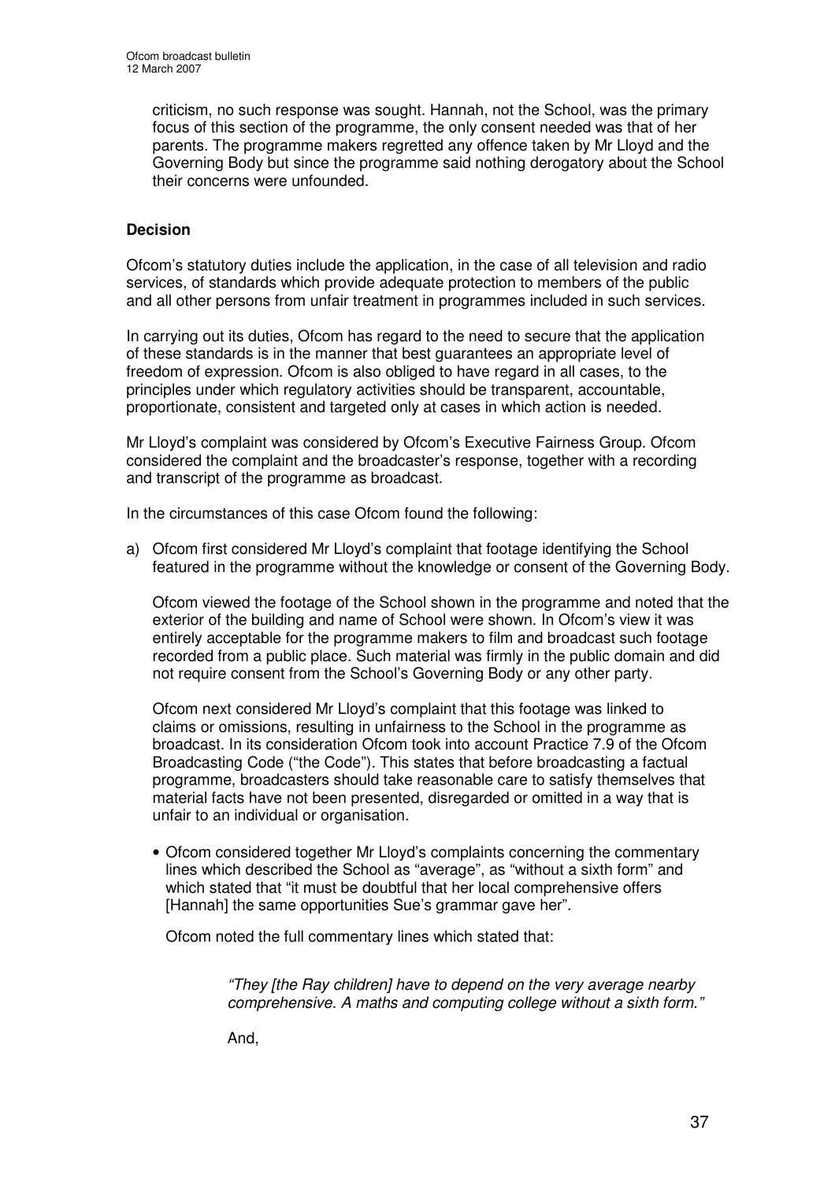criticism, no such response was sought. Hannah, not the School, was the primary focus of this section of the programme, the only consent needed was that of her parents. The programme makers regretted any offence taken by Mr Lloyd and the Governing Body but since the programme said nothing derogatory about the School their concerns were unfounded.

**Decision**

Ofcom's statutory duties include the application, in the case of all television and radio services, of standards which provide adequate protection to members of the public and all other persons from unfair treatment in programmes included in such services.

In carrying out its duties, Ofcom has regard to the need to secure that the application of these standards is in the manner that best guarantees an appropriate level of freedom of expression. Ofcom is also obliged to have regard in all cases, to the principles under which regulatory activities should be transparent, accountable, proportionate, consistent and targeted only at cases in which action is needed.

Mr Lloyd's complaint was considered by Ofcom's Executive Fairness Group. Ofcom considered the complaint and the broadcaster's response, together with a recording and transcript of the programme as broadcast.

In the circumstances of this case Ofcom found the following:

a) Ofcom first considered Mr Lloyd's complaint that footage identifying the School featured in the programme without the knowledge or consent of the Governing Body.

   Ofcom viewed the footage of the School shown in the programme and noted that the exterior of the building and name of School were shown. In Ofcom's view it was entirely acceptable for the programme makers to film and broadcast such footage recorded from a public place. Such material was firmly in the public domain and did not require consent from the School's Governing Body or any other party.

   Ofcom next considered Mr Lloyd's complaint that this footage was linked to claims or omissions, resulting in unfairness to the School in the programme as broadcast. In its consideration Ofcom took into account Practice 7.9 of the Ofcom Broadcasting Code ("the Code"). This states that before broadcasting a factual programme, broadcasters should take reasonable care to satisfy themselves that material facts have not been presented, disregarded or omitted in a way that is unfair to an individual or organisation.

   - Ofcom considered together Mr Lloyd's complaints concerning the commentary lines which described the School as "average", as "without a sixth form" and which stated that "it must be doubtful that her local comprehensive offers [Hannah] the same opportunities Sue's grammar gave her".

     Ofcom noted the full commentary lines which stated that:

     > *"They [the Ray children] have to depend on the very average nearby comprehensive. A maths and computing college without a sixth form."*

     And,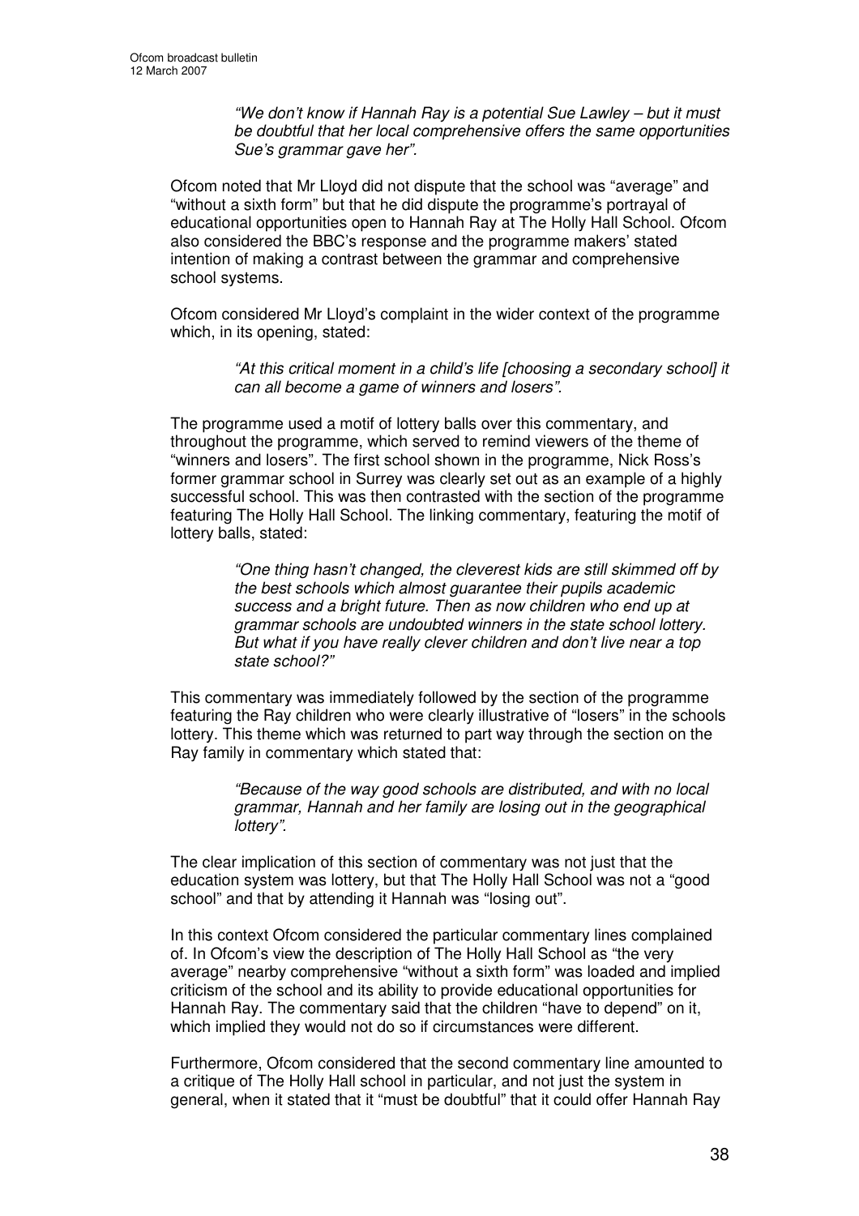> *"We don't know if Hannah Ray is a potential Sue Lawley – but it must be doubtful that her local comprehensive offers the same opportunities Sue's grammar gave her".*

Ofcom noted that Mr Lloyd did not dispute that the school was "average" and "without a sixth form" but that he did dispute the programme's portrayal of educational opportunities open to Hannah Ray at The Holly Hall School. Ofcom also considered the BBC's response and the programme makers' stated intention of making a contrast between the grammar and comprehensive school systems.

Ofcom considered Mr Lloyd's complaint in the wider context of the programme which, in its opening, stated:

> *"At this critical moment in a child's life [choosing a secondary school] it can all become a game of winners and losers".*

The programme used a motif of lottery balls over this commentary, and throughout the programme, which served to remind viewers of the theme of "winners and losers". The first school shown in the programme, Nick Ross's former grammar school in Surrey was clearly set out as an example of a highly successful school. This was then contrasted with the section of the programme featuring The Holly Hall School. The linking commentary, featuring the motif of lottery balls, stated:

> *"One thing hasn't changed, the cleverest kids are still skimmed off by the best schools which almost guarantee their pupils academic success and a bright future. Then as now children who end up at grammar schools are undoubted winners in the state school lottery. But what if you have really clever children and don't live near a top state school?"*

This commentary was immediately followed by the section of the programme featuring the Ray children who were clearly illustrative of "losers" in the schools lottery. This theme which was returned to part way through the section on the Ray family in commentary which stated that:

> *"Because of the way good schools are distributed, and with no local grammar, Hannah and her family are losing out in the geographical lottery".*

The clear implication of this section of commentary was not just that the education system was lottery, but that The Holly Hall School was not a "good school" and that by attending it Hannah was "losing out".

In this context Ofcom considered the particular commentary lines complained of. In Ofcom's view the description of The Holly Hall School as "the very average" nearby comprehensive "without a sixth form" was loaded and implied criticism of the school and its ability to provide educational opportunities for Hannah Ray. The commentary said that the children "have to depend" on it, which implied they would not do so if circumstances were different.

Furthermore, Ofcom considered that the second commentary line amounted to a critique of The Holly Hall school in particular, and not just the system in general, when it stated that it "must be doubtful" that it could offer Hannah Ray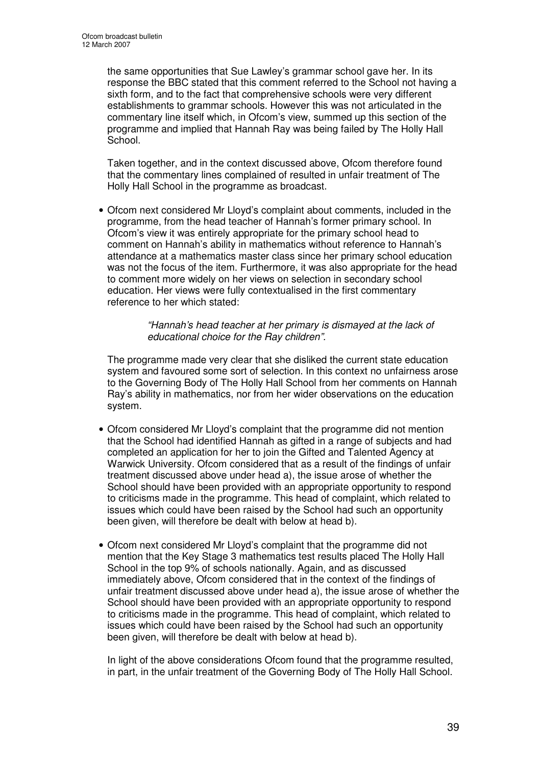the same opportunities that Sue Lawley's grammar school gave her. In its response the BBC stated that this comment referred to the School not having a sixth form, and to the fact that comprehensive schools were very different establishments to grammar schools. However this was not articulated in the commentary line itself which, in Ofcom's view, summed up this section of the programme and implied that Hannah Ray was being failed by The Holly Hall School.

Taken together, and in the context discussed above, Ofcom therefore found that the commentary lines complained of resulted in unfair treatment of The Holly Hall School in the programme as broadcast.

- Ofcom next considered Mr Lloyd's complaint about comments, included in the programme, from the head teacher of Hannah's former primary school. In Ofcom's view it was entirely appropriate for the primary school head to comment on Hannah's ability in mathematics without reference to Hannah's attendance at a mathematics master class since her primary school education was not the focus of the item. Furthermore, it was also appropriate for the head to comment more widely on her views on selection in secondary school education. Her views were fully contextualised in the first commentary reference to her which stated:

  > *"Hannah's head teacher at her primary is dismayed at the lack of educational choice for the Ray children".*

  The programme made very clear that she disliked the current state education system and favoured some sort of selection. In this context no unfairness arose to the Governing Body of The Holly Hall School from her comments on Hannah Ray's ability in mathematics, nor from her wider observations on the education system.

- Ofcom considered Mr Lloyd's complaint that the programme did not mention that the School had identified Hannah as gifted in a range of subjects and had completed an application for her to join the Gifted and Talented Agency at Warwick University. Ofcom considered that as a result of the findings of unfair treatment discussed above under head a), the issue arose of whether the School should have been provided with an appropriate opportunity to respond to criticisms made in the programme. This head of complaint, which related to issues which could have been raised by the School had such an opportunity been given, will therefore be dealt with below at head b).

- Ofcom next considered Mr Lloyd's complaint that the programme did not mention that the Key Stage 3 mathematics test results placed The Holly Hall School in the top 9% of schools nationally. Again, and as discussed immediately above, Ofcom considered that in the context of the findings of unfair treatment discussed above under head a), the issue arose of whether the School should have been provided with an appropriate opportunity to respond to criticisms made in the programme. This head of complaint, which related to issues which could have been raised by the School had such an opportunity been given, will therefore be dealt with below at head b).

  In light of the above considerations Ofcom found that the programme resulted, in part, in the unfair treatment of the Governing Body of The Holly Hall School.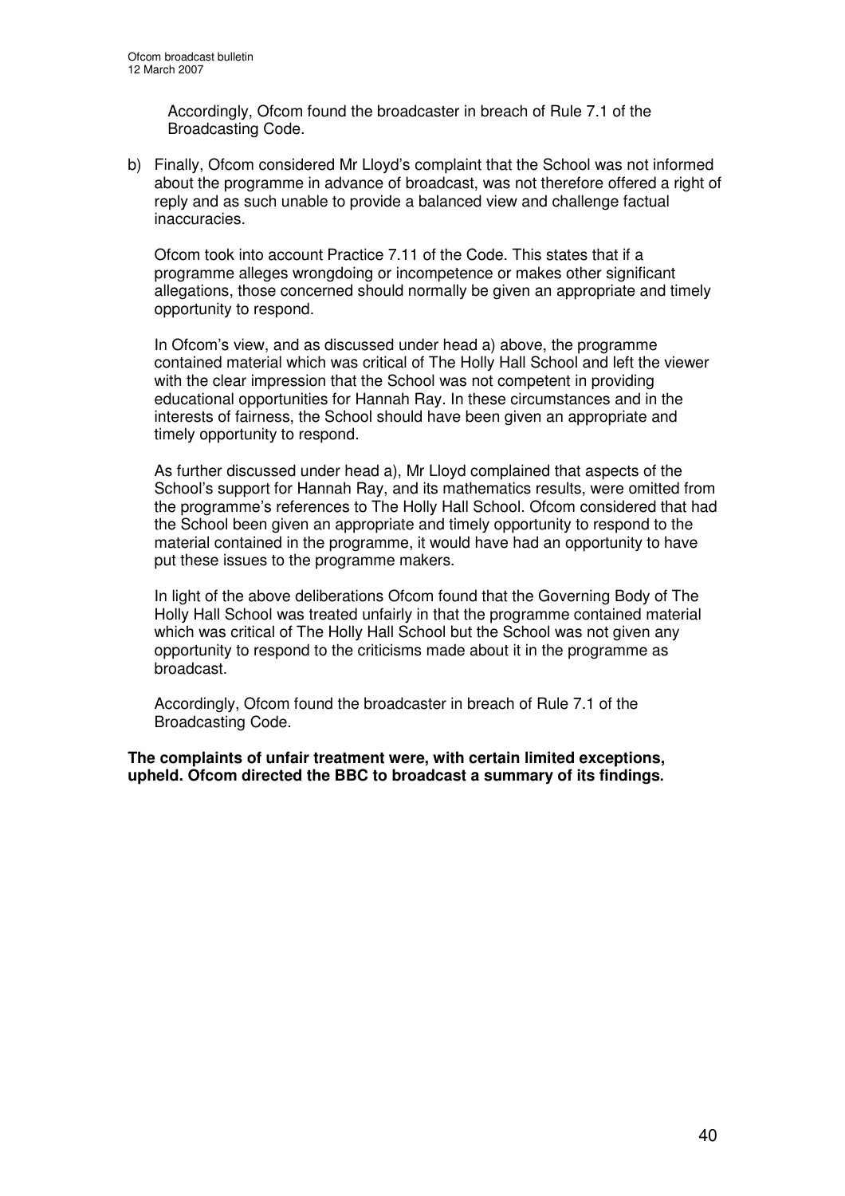Accordingly, Ofcom found the broadcaster in breach of Rule 7.1 of the Broadcasting Code.

b) Finally, Ofcom considered Mr Lloyd's complaint that the School was not informed about the programme in advance of broadcast, was not therefore offered a right of reply and as such unable to provide a balanced view and challenge factual inaccuracies.

   Ofcom took into account Practice 7.11 of the Code. This states that if a programme alleges wrongdoing or incompetence or makes other significant allegations, those concerned should normally be given an appropriate and timely opportunity to respond.

   In Ofcom's view, and as discussed under head a) above, the programme contained material which was critical of The Holly Hall School and left the viewer with the clear impression that the School was not competent in providing educational opportunities for Hannah Ray. In these circumstances and in the interests of fairness, the School should have been given an appropriate and timely opportunity to respond.

   As further discussed under head a), Mr Lloyd complained that aspects of the School's support for Hannah Ray, and its mathematics results, were omitted from the programme's references to The Holly Hall School. Ofcom considered that had the School been given an appropriate and timely opportunity to respond to the material contained in the programme, it would have had an opportunity to have put these issues to the programme makers.

   In light of the above deliberations Ofcom found that the Governing Body of The Holly Hall School was treated unfairly in that the programme contained material which was critical of The Holly Hall School but the School was not given any opportunity to respond to the criticisms made about it in the programme as broadcast.

   Accordingly, Ofcom found the broadcaster in breach of Rule 7.1 of the Broadcasting Code.

**The complaints of unfair treatment were, with certain limited exceptions, upheld. Ofcom directed the BBC to broadcast a summary of its findings.**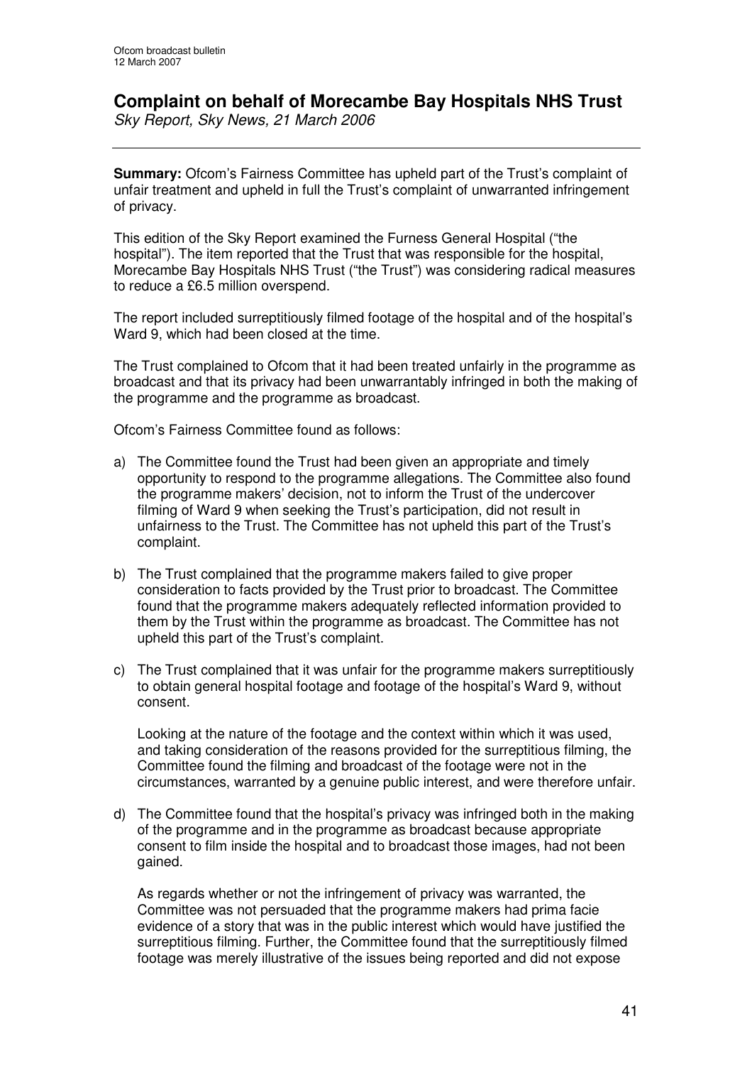# Complaint on behalf of Morecambe Bay Hospitals NHS Trust

*Sky Report, Sky News, 21 March 2006*

---

**Summary:** Ofcom's Fairness Committee has upheld part of the Trust's complaint of unfair treatment and upheld in full the Trust's complaint of unwarranted infringement of privacy.

This edition of the Sky Report examined the Furness General Hospital ("the hospital"). The item reported that the Trust that was responsible for the hospital, Morecambe Bay Hospitals NHS Trust ("the Trust") was considering radical measures to reduce a £6.5 million overspend.

The report included surreptitiously filmed footage of the hospital and of the hospital's Ward 9, which had been closed at the time.

The Trust complained to Ofcom that it had been treated unfairly in the programme as broadcast and that its privacy had been unwarrantably infringed in both the making of the programme and the programme as broadcast.

Ofcom's Fairness Committee found as follows:

a) The Committee found the Trust had been given an appropriate and timely opportunity to respond to the programme allegations. The Committee also found the programme makers' decision, not to inform the Trust of the undercover filming of Ward 9 when seeking the Trust's participation, did not result in unfairness to the Trust. The Committee has not upheld this part of the Trust's complaint.

b) The Trust complained that the programme makers failed to give proper consideration to facts provided by the Trust prior to broadcast. The Committee found that the programme makers adequately reflected information provided to them by the Trust within the programme as broadcast. The Committee has not upheld this part of the Trust's complaint.

c) The Trust complained that it was unfair for the programme makers surreptitiously to obtain general hospital footage and footage of the hospital's Ward 9, without consent.

   Looking at the nature of the footage and the context within which it was used, and taking consideration of the reasons provided for the surreptitious filming, the Committee found the filming and broadcast of the footage were not in the circumstances, warranted by a genuine public interest, and were therefore unfair.

d) The Committee found that the hospital's privacy was infringed both in the making of the programme and in the programme as broadcast because appropriate consent to film inside the hospital and to broadcast those images, had not been gained.

   As regards whether or not the infringement of privacy was warranted, the Committee was not persuaded that the programme makers had prima facie evidence of a story that was in the public interest which would have justified the surreptitious filming. Further, the Committee found that the surreptitiously filmed footage was merely illustrative of the issues being reported and did not expose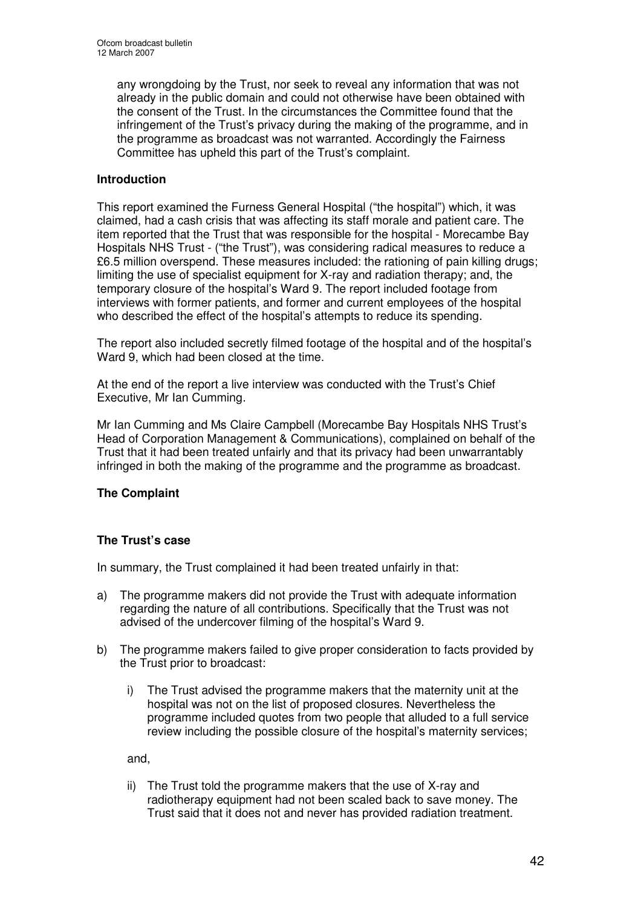any wrongdoing by the Trust, nor seek to reveal any information that was not already in the public domain and could not otherwise have been obtained with the consent of the Trust. In the circumstances the Committee found that the infringement of the Trust's privacy during the making of the programme, and in the programme as broadcast was not warranted. Accordingly the Fairness Committee has upheld this part of the Trust's complaint.

**Introduction**

This report examined the Furness General Hospital ("the hospital") which, it was claimed, had a cash crisis that was affecting its staff morale and patient care. The item reported that the Trust that was responsible for the hospital - Morecambe Bay Hospitals NHS Trust - ("the Trust"), was considering radical measures to reduce a £6.5 million overspend. These measures included: the rationing of pain killing drugs; limiting the use of specialist equipment for X-ray and radiation therapy; and, the temporary closure of the hospital's Ward 9. The report included footage from interviews with former patients, and former and current employees of the hospital who described the effect of the hospital's attempts to reduce its spending.

The report also included secretly filmed footage of the hospital and of the hospital's Ward 9, which had been closed at the time.

At the end of the report a live interview was conducted with the Trust's Chief Executive, Mr Ian Cumming.

Mr Ian Cumming and Ms Claire Campbell (Morecambe Bay Hospitals NHS Trust's Head of Corporation Management & Communications), complained on behalf of the Trust that it had been treated unfairly and that its privacy had been unwarrantably infringed in both the making of the programme and the programme as broadcast.

**The Complaint**

**The Trust's case**

In summary, the Trust complained it had been treated unfairly in that:

a) The programme makers did not provide the Trust with adequate information regarding the nature of all contributions. Specifically that the Trust was not advised of the undercover filming of the hospital's Ward 9.

b) The programme makers failed to give proper consideration to facts provided by the Trust prior to broadcast:

   i) The Trust advised the programme makers that the maternity unit at the hospital was not on the list of proposed closures. Nevertheless the programme included quotes from two people that alluded to a full service review including the possible closure of the hospital's maternity services;

   and,

   ii) The Trust told the programme makers that the use of X-ray and radiotherapy equipment had not been scaled back to save money. The Trust said that it does not and never has provided radiation treatment.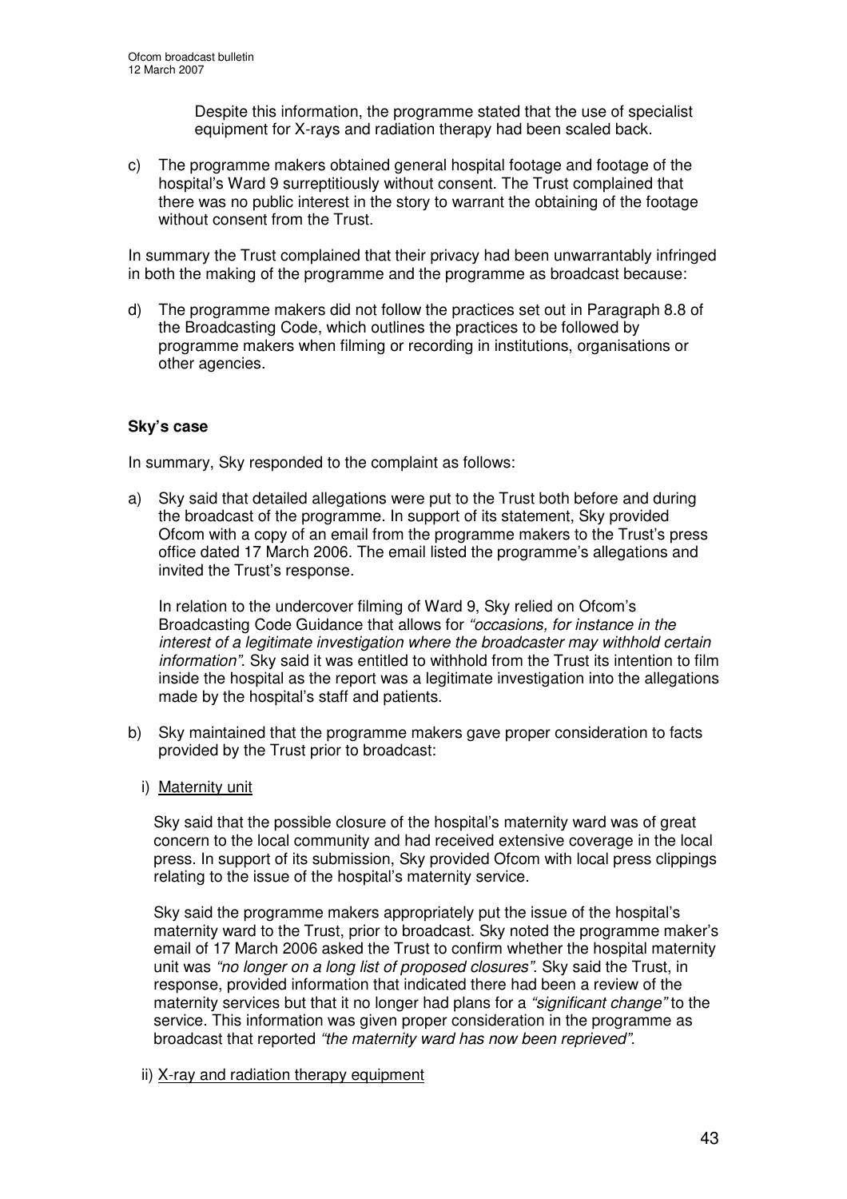Despite this information, the programme stated that the use of specialist equipment for X-rays and radiation therapy had been scaled back.

c) The programme makers obtained general hospital footage and footage of the hospital's Ward 9 surreptitiously without consent. The Trust complained that there was no public interest in the story to warrant the obtaining of the footage without consent from the Trust.

In summary the Trust complained that their privacy had been unwarrantably infringed in both the making of the programme and the programme as broadcast because:

d) The programme makers did not follow the practices set out in Paragraph 8.8 of the Broadcasting Code, which outlines the practices to be followed by programme makers when filming or recording in institutions, organisations or other agencies.

**Sky's case**

In summary, Sky responded to the complaint as follows:

a) Sky said that detailed allegations were put to the Trust both before and during the broadcast of the programme. In support of its statement, Sky provided Ofcom with a copy of an email from the programme makers to the Trust's press office dated 17 March 2006. The email listed the programme's allegations and invited the Trust's response.

   In relation to the undercover filming of Ward 9, Sky relied on Ofcom's Broadcasting Code Guidance that allows for *"occasions, for instance in the interest of a legitimate investigation where the broadcaster may withhold certain information"*. Sky said it was entitled to withhold from the Trust its intention to film inside the hospital as the report was a legitimate investigation into the allegations made by the hospital's staff and patients.

b) Sky maintained that the programme makers gave proper consideration to facts provided by the Trust prior to broadcast:

   i) <u>Maternity unit</u>

   Sky said that the possible closure of the hospital's maternity ward was of great concern to the local community and had received extensive coverage in the local press. In support of its submission, Sky provided Ofcom with local press clippings relating to the issue of the hospital's maternity service.

   Sky said the programme makers appropriately put the issue of the hospital's maternity ward to the Trust, prior to broadcast. Sky noted the programme maker's email of 17 March 2006 asked the Trust to confirm whether the hospital maternity unit was *"no longer on a long list of proposed closures"*. Sky said the Trust, in response, provided information that indicated there had been a review of the maternity services but that it no longer had plans for a *"significant change"* to the service. This information was given proper consideration in the programme as broadcast that reported *"the maternity ward has now been reprieved"*.

   ii) <u>X-ray and radiation therapy equipment</u>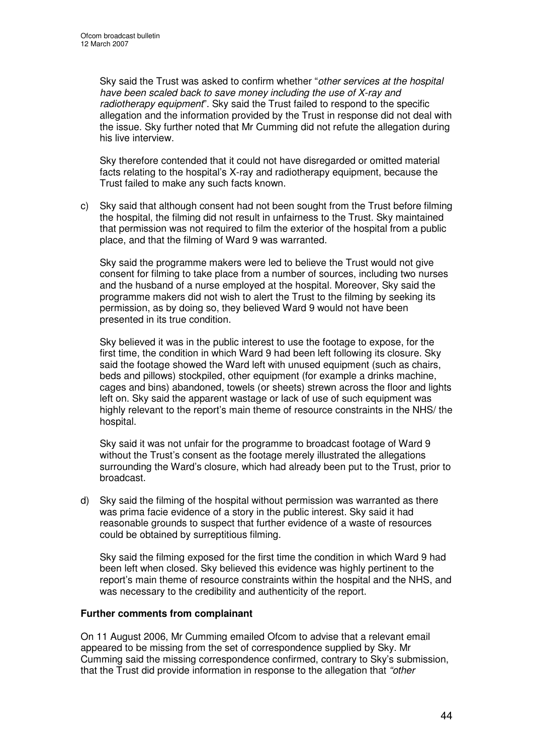Sky said the Trust was asked to confirm whether "*other services at the hospital have been scaled back to save money including the use of X-ray and radiotherapy equipment*". Sky said the Trust failed to respond to the specific allegation and the information provided by the Trust in response did not deal with the issue. Sky further noted that Mr Cumming did not refute the allegation during his live interview.

Sky therefore contended that it could not have disregarded or omitted material facts relating to the hospital's X-ray and radiotherapy equipment, because the Trust failed to make any such facts known.

c) Sky said that although consent had not been sought from the Trust before filming the hospital, the filming did not result in unfairness to the Trust. Sky maintained that permission was not required to film the exterior of the hospital from a public place, and that the filming of Ward 9 was warranted.

   Sky said the programme makers were led to believe the Trust would not give consent for filming to take place from a number of sources, including two nurses and the husband of a nurse employed at the hospital. Moreover, Sky said the programme makers did not wish to alert the Trust to the filming by seeking its permission, as by doing so, they believed Ward 9 would not have been presented in its true condition.

   Sky believed it was in the public interest to use the footage to expose, for the first time, the condition in which Ward 9 had been left following its closure. Sky said the footage showed the Ward left with unused equipment (such as chairs, beds and pillows) stockpiled, other equipment (for example a drinks machine, cages and bins) abandoned, towels (or sheets) strewn across the floor and lights left on. Sky said the apparent wastage or lack of use of such equipment was highly relevant to the report's main theme of resource constraints in the NHS/ the hospital.

   Sky said it was not unfair for the programme to broadcast footage of Ward 9 without the Trust's consent as the footage merely illustrated the allegations surrounding the Ward's closure, which had already been put to the Trust, prior to broadcast.

d) Sky said the filming of the hospital without permission was warranted as there was prima facie evidence of a story in the public interest. Sky said it had reasonable grounds to suspect that further evidence of a waste of resources could be obtained by surreptitious filming.

   Sky said the filming exposed for the first time the condition in which Ward 9 had been left when closed. Sky believed this evidence was highly pertinent to the report's main theme of resource constraints within the hospital and the NHS, and was necessary to the credibility and authenticity of the report.

**Further comments from complainant**

On 11 August 2006, Mr Cumming emailed Ofcom to advise that a relevant email appeared to be missing from the set of correspondence supplied by Sky. Mr Cumming said the missing correspondence confirmed, contrary to Sky's submission, that the Trust did provide information in response to the allegation that *"other*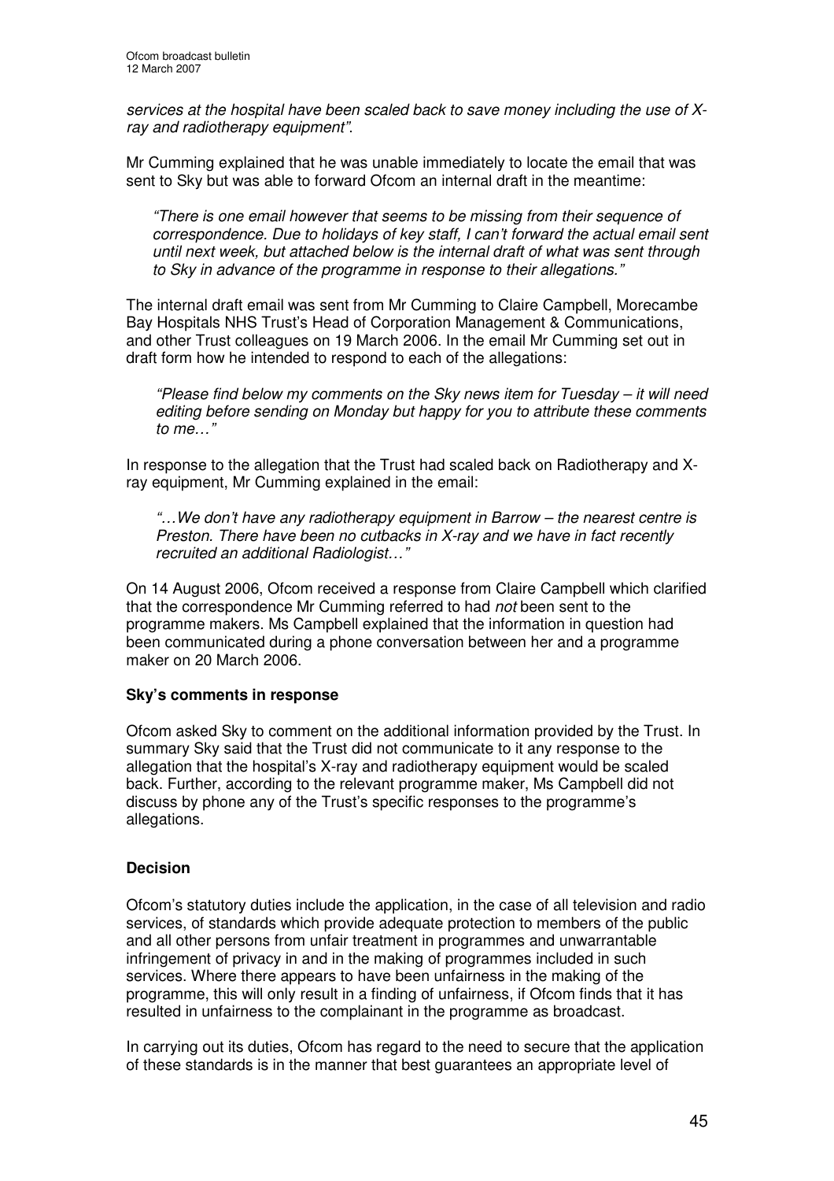*services at the hospital have been scaled back to save money including the use of X-ray and radiotherapy equipment"*.

Mr Cumming explained that he was unable immediately to locate the email that was sent to Sky but was able to forward Ofcom an internal draft in the meantime:

> *"There is one email however that seems to be missing from their sequence of correspondence. Due to holidays of key staff, I can't forward the actual email sent until next week, but attached below is the internal draft of what was sent through to Sky in advance of the programme in response to their allegations."*

The internal draft email was sent from Mr Cumming to Claire Campbell, Morecambe Bay Hospitals NHS Trust's Head of Corporation Management & Communications, and other Trust colleagues on 19 March 2006. In the email Mr Cumming set out in draft form how he intended to respond to each of the allegations:

> *"Please find below my comments on the Sky news item for Tuesday – it will need editing before sending on Monday but happy for you to attribute these comments to me…"*

In response to the allegation that the Trust had scaled back on Radiotherapy and X-ray equipment, Mr Cumming explained in the email:

> *"…We don't have any radiotherapy equipment in Barrow – the nearest centre is Preston. There have been no cutbacks in X-ray and we have in fact recently recruited an additional Radiologist…"*

On 14 August 2006, Ofcom received a response from Claire Campbell which clarified that the correspondence Mr Cumming referred to had *not* been sent to the programme makers. Ms Campbell explained that the information in question had been communicated during a phone conversation between her and a programme maker on 20 March 2006.

**Sky's comments in response**

Ofcom asked Sky to comment on the additional information provided by the Trust. In summary Sky said that the Trust did not communicate to it any response to the allegation that the hospital's X-ray and radiotherapy equipment would be scaled back. Further, according to the relevant programme maker, Ms Campbell did not discuss by phone any of the Trust's specific responses to the programme's allegations.

## Decision

Ofcom's statutory duties include the application, in the case of all television and radio services, of standards which provide adequate protection to members of the public and all other persons from unfair treatment in programmes and unwarrantable infringement of privacy in and in the making of programmes included in such services. Where there appears to have been unfairness in the making of the programme, this will only result in a finding of unfairness, if Ofcom finds that it has resulted in unfairness to the complainant in the programme as broadcast.

In carrying out its duties, Ofcom has regard to the need to secure that the application of these standards is in the manner that best guarantees an appropriate level of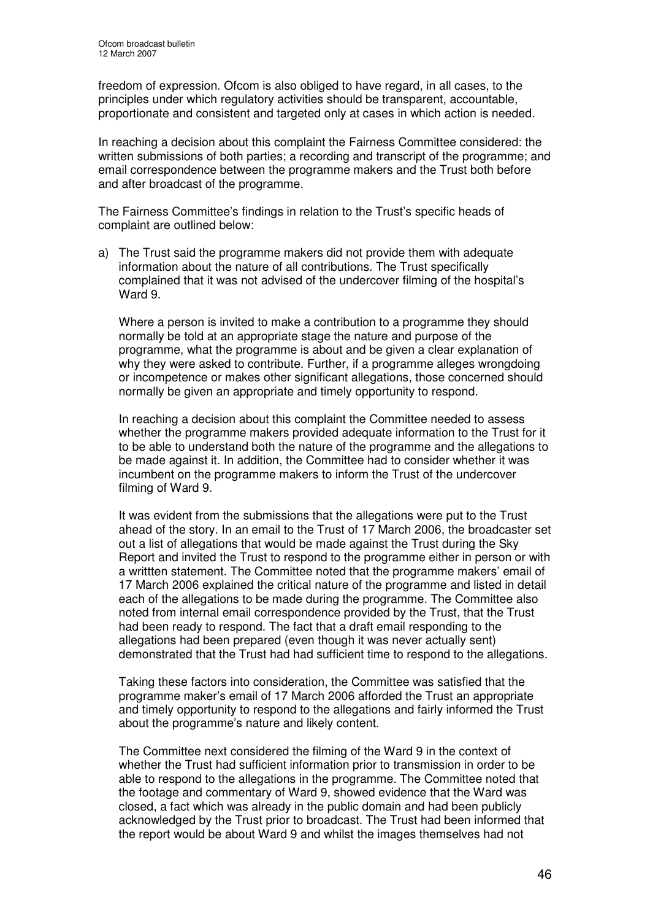freedom of expression. Ofcom is also obliged to have regard, in all cases, to the principles under which regulatory activities should be transparent, accountable, proportionate and consistent and targeted only at cases in which action is needed.

In reaching a decision about this complaint the Fairness Committee considered: the written submissions of both parties; a recording and transcript of the programme; and email correspondence between the programme makers and the Trust both before and after broadcast of the programme.

The Fairness Committee's findings in relation to the Trust's specific heads of complaint are outlined below:

a) The Trust said the programme makers did not provide them with adequate information about the nature of all contributions. The Trust specifically complained that it was not advised of the undercover filming of the hospital's Ward 9.

   Where a person is invited to make a contribution to a programme they should normally be told at an appropriate stage the nature and purpose of the programme, what the programme is about and be given a clear explanation of why they were asked to contribute. Further, if a programme alleges wrongdoing or incompetence or makes other significant allegations, those concerned should normally be given an appropriate and timely opportunity to respond.

   In reaching a decision about this complaint the Committee needed to assess whether the programme makers provided adequate information to the Trust for it to be able to understand both the nature of the programme and the allegations to be made against it. In addition, the Committee had to consider whether it was incumbent on the programme makers to inform the Trust of the undercover filming of Ward 9.

   It was evident from the submissions that the allegations were put to the Trust ahead of the story. In an email to the Trust of 17 March 2006, the broadcaster set out a list of allegations that would be made against the Trust during the Sky Report and invited the Trust to respond to the programme either in person or with a writtten statement. The Committee noted that the programme makers' email of 17 March 2006 explained the critical nature of the programme and listed in detail each of the allegations to be made during the programme. The Committee also noted from internal email correspondence provided by the Trust, that the Trust had been ready to respond. The fact that a draft email responding to the allegations had been prepared (even though it was never actually sent) demonstrated that the Trust had had sufficient time to respond to the allegations.

   Taking these factors into consideration, the Committee was satisfied that the programme maker's email of 17 March 2006 afforded the Trust an appropriate and timely opportunity to respond to the allegations and fairly informed the Trust about the programme's nature and likely content.

   The Committee next considered the filming of the Ward 9 in the context of whether the Trust had sufficient information prior to transmission in order to be able to respond to the allegations in the programme. The Committee noted that the footage and commentary of Ward 9, showed evidence that the Ward was closed, a fact which was already in the public domain and had been publicly acknowledged by the Trust prior to broadcast. The Trust had been informed that the report would be about Ward 9 and whilst the images themselves had not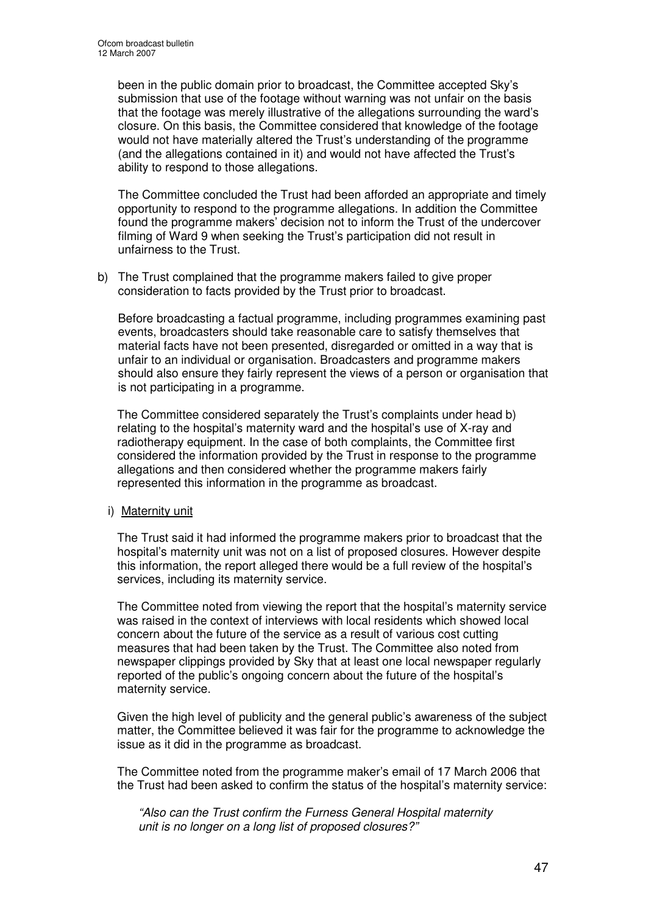been in the public domain prior to broadcast, the Committee accepted Sky's submission that use of the footage without warning was not unfair on the basis that the footage was merely illustrative of the allegations surrounding the ward's closure. On this basis, the Committee considered that knowledge of the footage would not have materially altered the Trust's understanding of the programme (and the allegations contained in it) and would not have affected the Trust's ability to respond to those allegations.

The Committee concluded the Trust had been afforded an appropriate and timely opportunity to respond to the programme allegations. In addition the Committee found the programme makers' decision not to inform the Trust of the undercover filming of Ward 9 when seeking the Trust's participation did not result in unfairness to the Trust.

b) The Trust complained that the programme makers failed to give proper consideration to facts provided by the Trust prior to broadcast.

Before broadcasting a factual programme, including programmes examining past events, broadcasters should take reasonable care to satisfy themselves that material facts have not been presented, disregarded or omitted in a way that is unfair to an individual or organisation. Broadcasters and programme makers should also ensure they fairly represent the views of a person or organisation that is not participating in a programme.

The Committee considered separately the Trust's complaints under head b) relating to the hospital's maternity ward and the hospital's use of X-ray and radiotherapy equipment. In the case of both complaints, the Committee first considered the information provided by the Trust in response to the programme allegations and then considered whether the programme makers fairly represented this information in the programme as broadcast.

i) Maternity unit

The Trust said it had informed the programme makers prior to broadcast that the hospital's maternity unit was not on a list of proposed closures. However despite this information, the report alleged there would be a full review of the hospital's services, including its maternity service.

The Committee noted from viewing the report that the hospital's maternity service was raised in the context of interviews with local residents which showed local concern about the future of the service as a result of various cost cutting measures that had been taken by the Trust. The Committee also noted from newspaper clippings provided by Sky that at least one local newspaper regularly reported of the public's ongoing concern about the future of the hospital's maternity service.

Given the high level of publicity and the general public's awareness of the subject matter, the Committee believed it was fair for the programme to acknowledge the issue as it did in the programme as broadcast.

The Committee noted from the programme maker's email of 17 March 2006 that the Trust had been asked to confirm the status of the hospital's maternity service:

*"Also can the Trust confirm the Furness General Hospital maternity unit is no longer on a long list of proposed closures?"*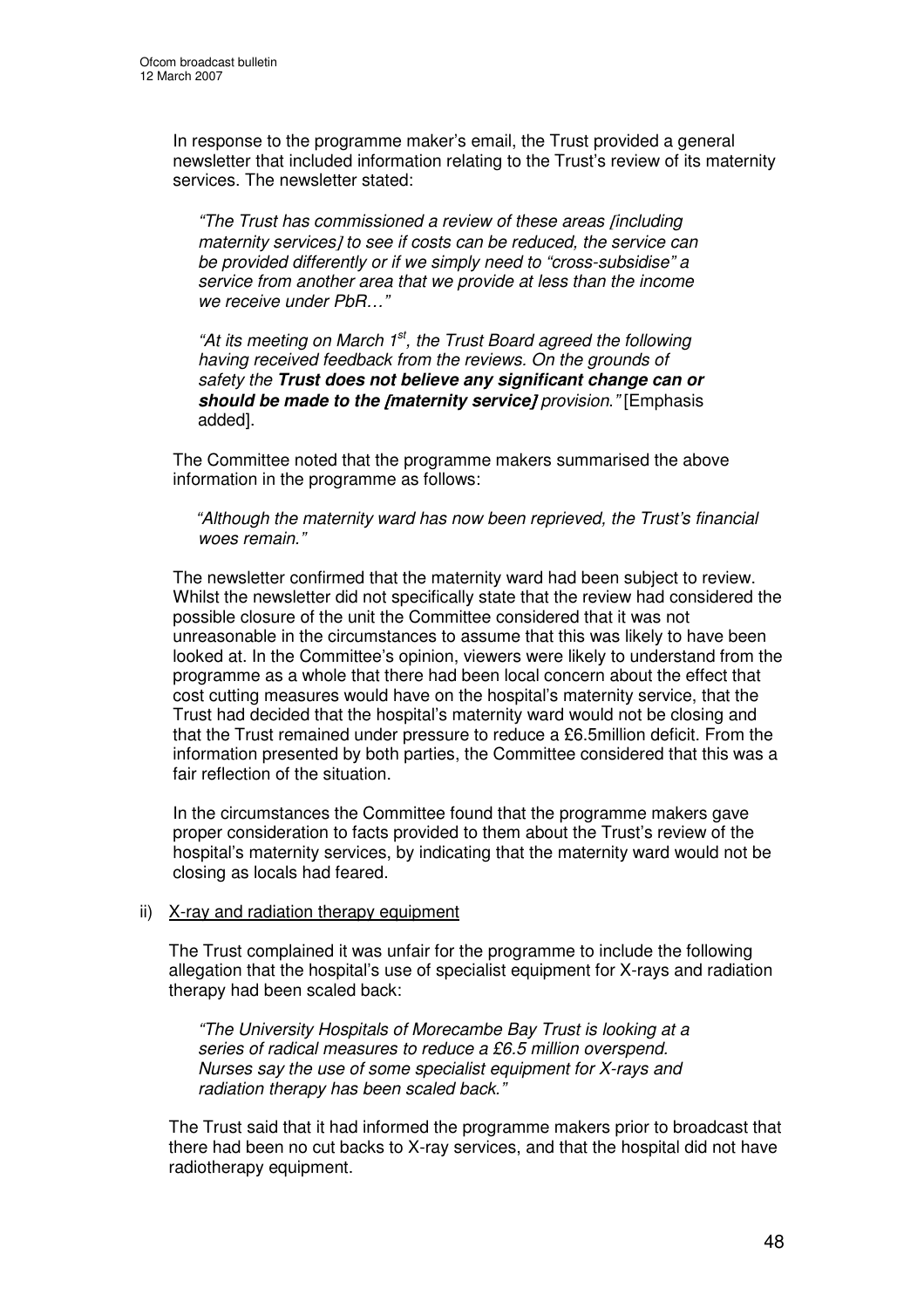In response to the programme maker's email, the Trust provided a general newsletter that included information relating to the Trust's review of its maternity services. The newsletter stated:

> *"The Trust has commissioned a review of these areas [including maternity services] to see if costs can be reduced, the service can be provided differently or if we simply need to "cross-subsidise" a service from another area that we provide at less than the income we receive under PbR…"*
>
> *"At its meeting on March 1st, the Trust Board agreed the following having received feedback from the reviews. On the grounds of safety the* ***Trust does not believe any significant change can or should be made to the [maternity service]*** *provision."* [Emphasis added].

The Committee noted that the programme makers summarised the above information in the programme as follows:

> *"Although the maternity ward has now been reprieved, the Trust's financial woes remain."*

The newsletter confirmed that the maternity ward had been subject to review. Whilst the newsletter did not specifically state that the review had considered the possible closure of the unit the Committee considered that it was not unreasonable in the circumstances to assume that this was likely to have been looked at. In the Committee's opinion, viewers were likely to understand from the programme as a whole that there had been local concern about the effect that cost cutting measures would have on the hospital's maternity service, that the Trust had decided that the hospital's maternity ward would not be closing and that the Trust remained under pressure to reduce a £6.5million deficit. From the information presented by both parties, the Committee considered that this was a fair reflection of the situation.

In the circumstances the Committee found that the programme makers gave proper consideration to facts provided to them about the Trust's review of the hospital's maternity services, by indicating that the maternity ward would not be closing as locals had feared.

ii) X-ray and radiation therapy equipment

The Trust complained it was unfair for the programme to include the following allegation that the hospital's use of specialist equipment for X-rays and radiation therapy had been scaled back:

> *"The University Hospitals of Morecambe Bay Trust is looking at a series of radical measures to reduce a £6.5 million overspend. Nurses say the use of some specialist equipment for X-rays and radiation therapy has been scaled back."*

The Trust said that it had informed the programme makers prior to broadcast that there had been no cut backs to X-ray services, and that the hospital did not have radiotherapy equipment.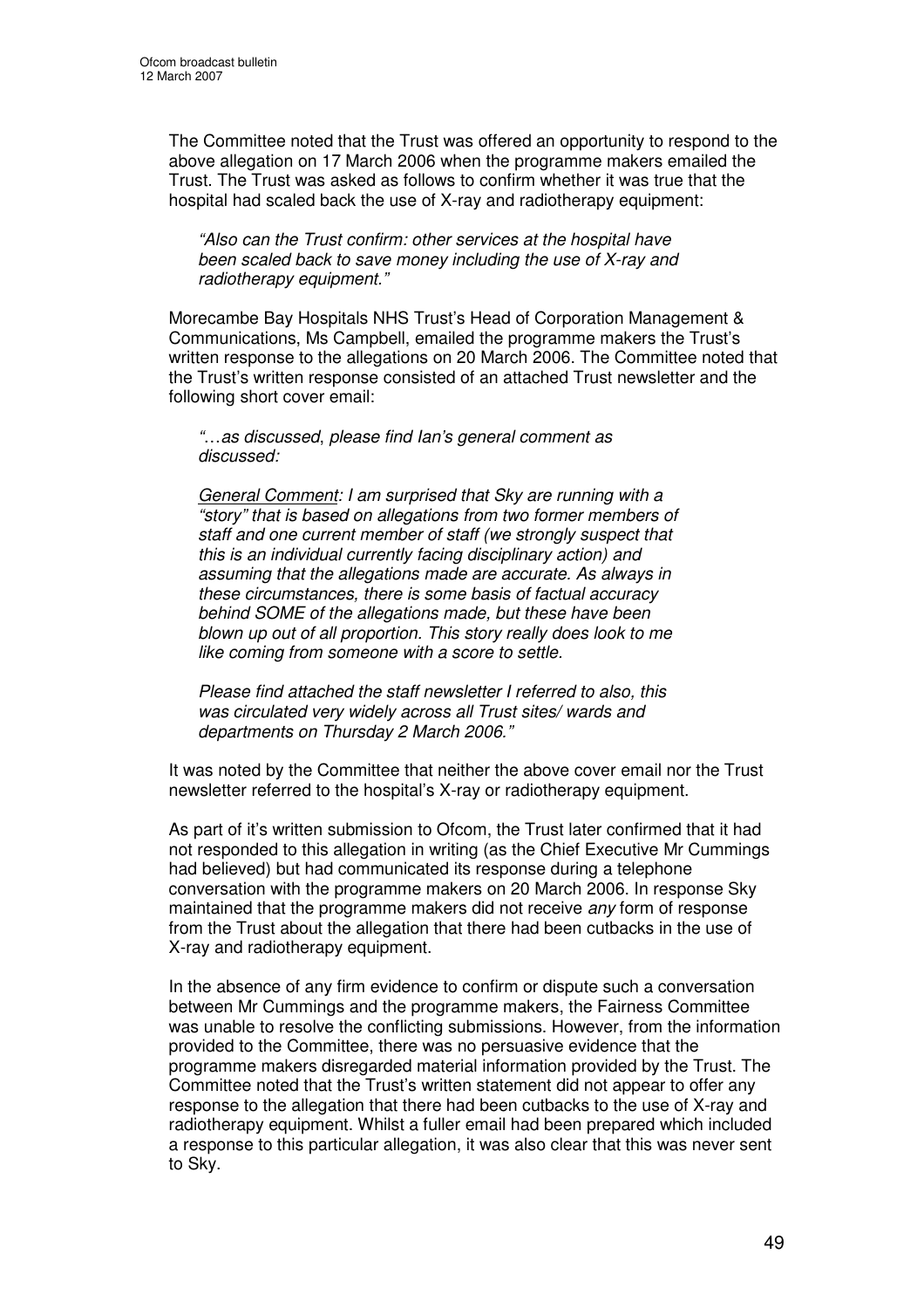The Committee noted that the Trust was offered an opportunity to respond to the above allegation on 17 March 2006 when the programme makers emailed the Trust. The Trust was asked as follows to confirm whether it was true that the hospital had scaled back the use of X-ray and radiotherapy equipment:

> *"Also can the Trust confirm: other services at the hospital have been scaled back to save money including the use of X-ray and radiotherapy equipment."*

Morecambe Bay Hospitals NHS Trust's Head of Corporation Management & Communications, Ms Campbell, emailed the programme makers the Trust's written response to the allegations on 20 March 2006. The Committee noted that the Trust's written response consisted of an attached Trust newsletter and the following short cover email:

> *"…as discussed, please find Ian's general comment as discussed:*
>
> *General Comment: I am surprised that Sky are running with a "story" that is based on allegations from two former members of staff and one current member of staff (we strongly suspect that this is an individual currently facing disciplinary action) and assuming that the allegations made are accurate. As always in these circumstances, there is some basis of factual accuracy behind SOME of the allegations made, but these have been blown up out of all proportion. This story really does look to me like coming from someone with a score to settle.*
>
> *Please find attached the staff newsletter I referred to also, this was circulated very widely across all Trust sites/ wards and departments on Thursday 2 March 2006."*

It was noted by the Committee that neither the above cover email nor the Trust newsletter referred to the hospital's X-ray or radiotherapy equipment.

As part of it's written submission to Ofcom, the Trust later confirmed that it had not responded to this allegation in writing (as the Chief Executive Mr Cummings had believed) but had communicated its response during a telephone conversation with the programme makers on 20 March 2006. In response Sky maintained that the programme makers did not receive *any* form of response from the Trust about the allegation that there had been cutbacks in the use of X-ray and radiotherapy equipment.

In the absence of any firm evidence to confirm or dispute such a conversation between Mr Cummings and the programme makers, the Fairness Committee was unable to resolve the conflicting submissions. However, from the information provided to the Committee, there was no persuasive evidence that the programme makers disregarded material information provided by the Trust. The Committee noted that the Trust's written statement did not appear to offer any response to the allegation that there had been cutbacks to the use of X-ray and radiotherapy equipment. Whilst a fuller email had been prepared which included a response to this particular allegation, it was also clear that this was never sent to Sky.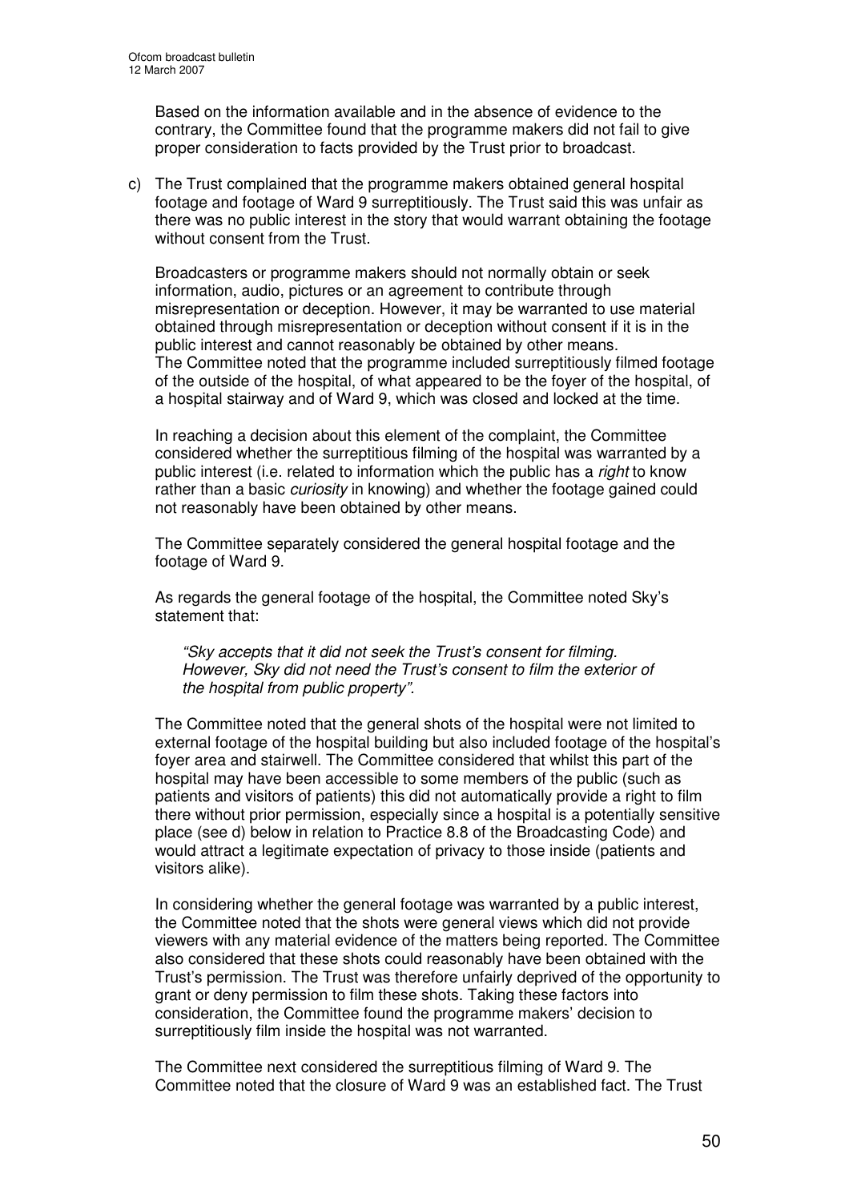Based on the information available and in the absence of evidence to the contrary, the Committee found that the programme makers did not fail to give proper consideration to facts provided by the Trust prior to broadcast.

c) The Trust complained that the programme makers obtained general hospital footage and footage of Ward 9 surreptitiously. The Trust said this was unfair as there was no public interest in the story that would warrant obtaining the footage without consent from the Trust.

Broadcasters or programme makers should not normally obtain or seek information, audio, pictures or an agreement to contribute through misrepresentation or deception. However, it may be warranted to use material obtained through misrepresentation or deception without consent if it is in the public interest and cannot reasonably be obtained by other means. The Committee noted that the programme included surreptitiously filmed footage of the outside of the hospital, of what appeared to be the foyer of the hospital, of a hospital stairway and of Ward 9, which was closed and locked at the time.

In reaching a decision about this element of the complaint, the Committee considered whether the surreptitious filming of the hospital was warranted by a public interest (i.e. related to information which the public has a *right* to know rather than a basic *curiosity* in knowing) and whether the footage gained could not reasonably have been obtained by other means.

The Committee separately considered the general hospital footage and the footage of Ward 9.

As regards the general footage of the hospital, the Committee noted Sky's statement that:

> *"Sky accepts that it did not seek the Trust's consent for filming. However, Sky did not need the Trust's consent to film the exterior of the hospital from public property".*

The Committee noted that the general shots of the hospital were not limited to external footage of the hospital building but also included footage of the hospital's foyer area and stairwell. The Committee considered that whilst this part of the hospital may have been accessible to some members of the public (such as patients and visitors of patients) this did not automatically provide a right to film there without prior permission, especially since a hospital is a potentially sensitive place (see d) below in relation to Practice 8.8 of the Broadcasting Code) and would attract a legitimate expectation of privacy to those inside (patients and visitors alike).

In considering whether the general footage was warranted by a public interest, the Committee noted that the shots were general views which did not provide viewers with any material evidence of the matters being reported. The Committee also considered that these shots could reasonably have been obtained with the Trust's permission. The Trust was therefore unfairly deprived of the opportunity to grant or deny permission to film these shots. Taking these factors into consideration, the Committee found the programme makers' decision to surreptitiously film inside the hospital was not warranted.

The Committee next considered the surreptitious filming of Ward 9. The Committee noted that the closure of Ward 9 was an established fact. The Trust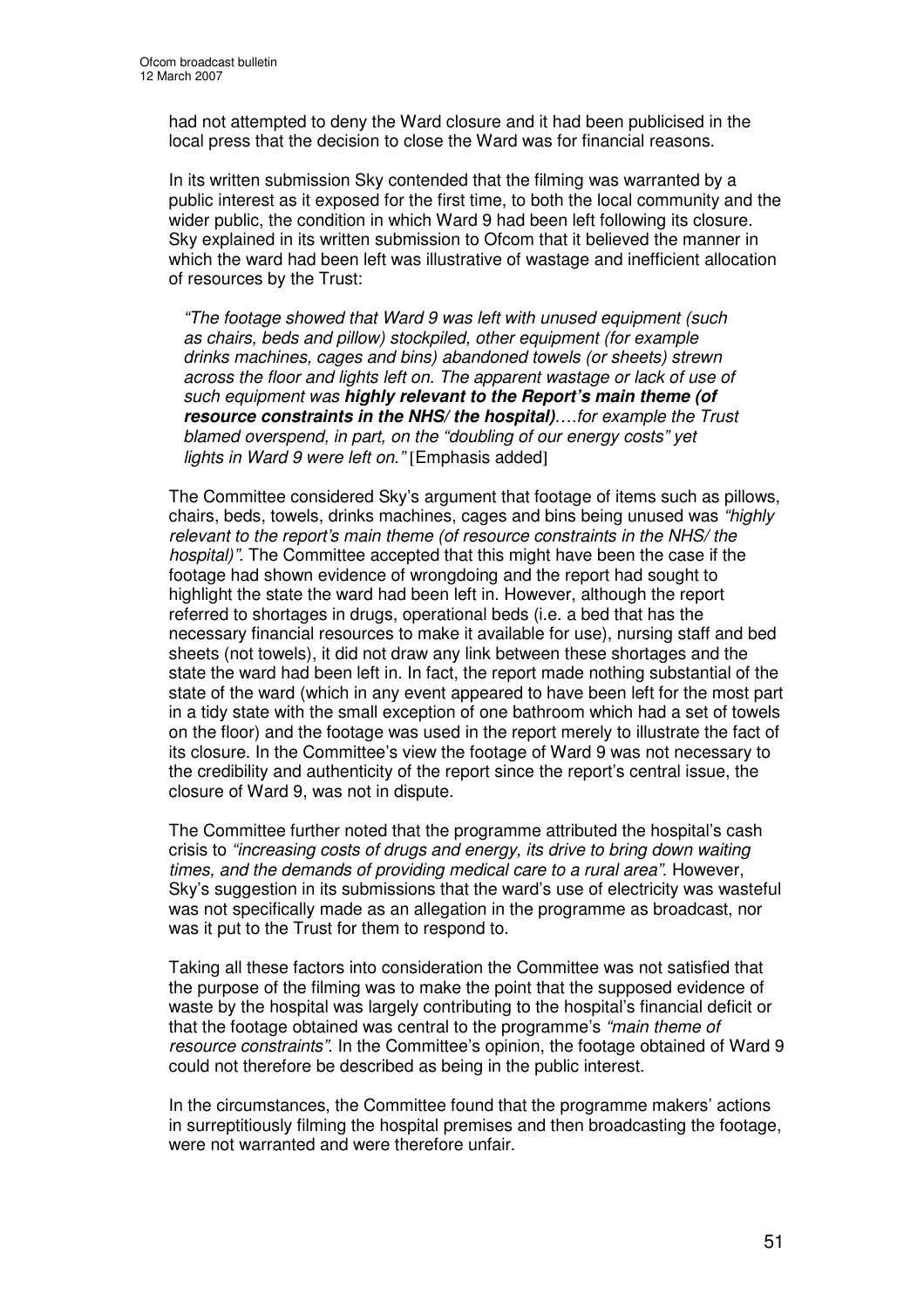had not attempted to deny the Ward closure and it had been publicised in the local press that the decision to close the Ward was for financial reasons.

In its written submission Sky contended that the filming was warranted by a public interest as it exposed for the first time, to both the local community and the wider public, the condition in which Ward 9 had been left following its closure. Sky explained in its written submission to Ofcom that it believed the manner in which the ward had been left was illustrative of wastage and inefficient allocation of resources by the Trust:

> *"The footage showed that Ward 9 was left with unused equipment (such as chairs, beds and pillow) stockpiled, other equipment (for example drinks machines, cages and bins) abandoned towels (or sheets) strewn across the floor and lights left on. The apparent wastage or lack of use of such equipment was* ***highly relevant to the Report's main theme (of resource constraints in the NHS/ the hospital)****….for example the Trust blamed overspend, in part, on the "doubling of our energy costs" yet lights in Ward 9 were left on."* [Emphasis added]

The Committee considered Sky's argument that footage of items such as pillows, chairs, beds, towels, drinks machines, cages and bins being unused was *"highly relevant to the report's main theme (of resource constraints in the NHS/ the hospital)"*. The Committee accepted that this might have been the case if the footage had shown evidence of wrongdoing and the report had sought to highlight the state the ward had been left in. However, although the report referred to shortages in drugs, operational beds (i.e. a bed that has the necessary financial resources to make it available for use), nursing staff and bed sheets (not towels), it did not draw any link between these shortages and the state the ward had been left in. In fact, the report made nothing substantial of the state of the ward (which in any event appeared to have been left for the most part in a tidy state with the small exception of one bathroom which had a set of towels on the floor) and the footage was used in the report merely to illustrate the fact of its closure. In the Committee's view the footage of Ward 9 was not necessary to the credibility and authenticity of the report since the report's central issue, the closure of Ward 9, was not in dispute.

The Committee further noted that the programme attributed the hospital's cash crisis to *"increasing costs of drugs and energy, its drive to bring down waiting times, and the demands of providing medical care to a rural area"*. However, Sky's suggestion in its submissions that the ward's use of electricity was wasteful was not specifically made as an allegation in the programme as broadcast, nor was it put to the Trust for them to respond to.

Taking all these factors into consideration the Committee was not satisfied that the purpose of the filming was to make the point that the supposed evidence of waste by the hospital was largely contributing to the hospital's financial deficit or that the footage obtained was central to the programme's *"main theme of resource constraints"*. In the Committee's opinion, the footage obtained of Ward 9 could not therefore be described as being in the public interest.

In the circumstances, the Committee found that the programme makers' actions in surreptitiously filming the hospital premises and then broadcasting the footage, were not warranted and were therefore unfair.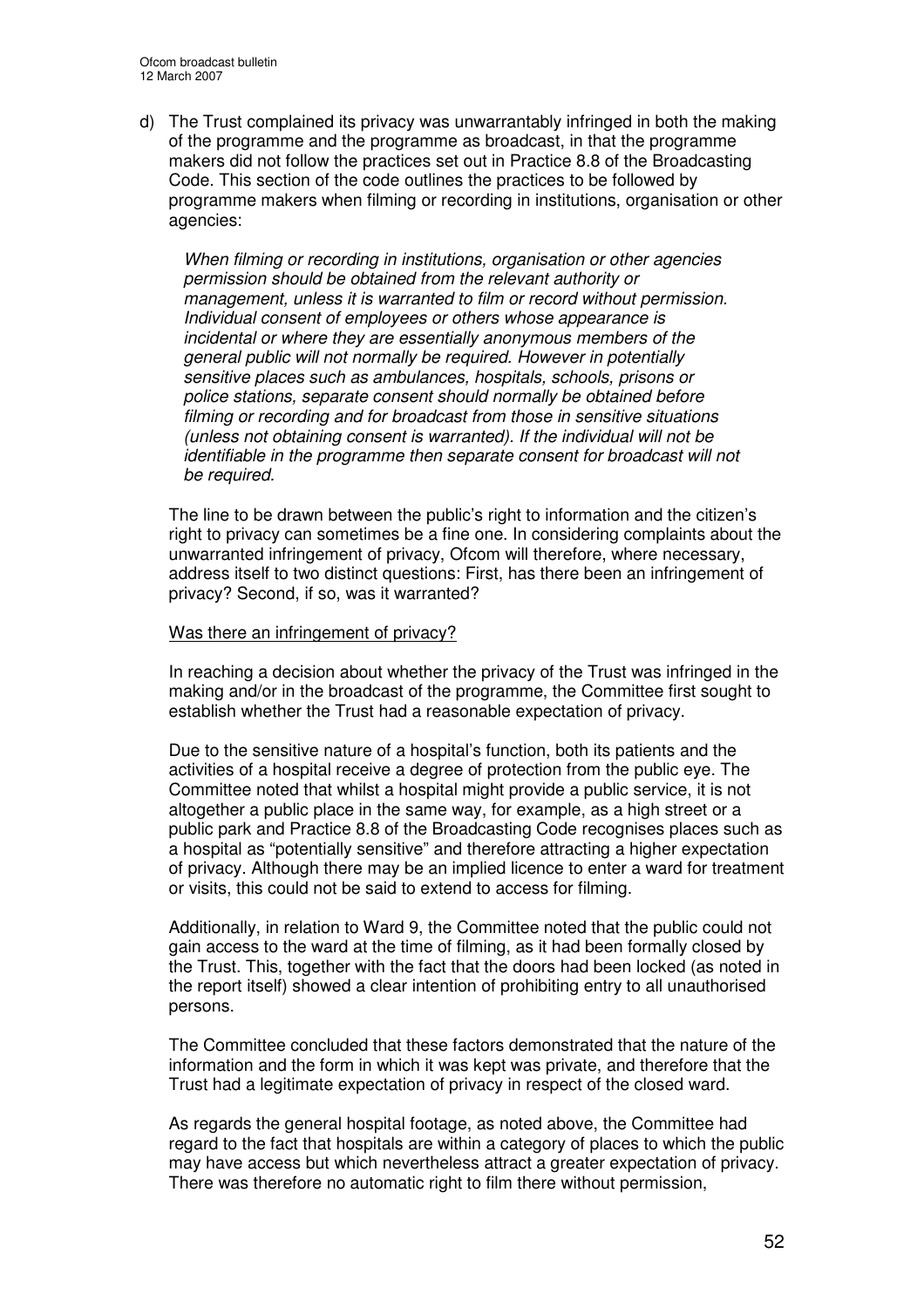d) The Trust complained its privacy was unwarrantably infringed in both the making of the programme and the programme as broadcast, in that the programme makers did not follow the practices set out in Practice 8.8 of the Broadcasting Code. This section of the code outlines the practices to be followed by programme makers when filming or recording in institutions, organisation or other agencies:

*When filming or recording in institutions, organisation or other agencies permission should be obtained from the relevant authority or management, unless it is warranted to film or record without permission. Individual consent of employees or others whose appearance is incidental or where they are essentially anonymous members of the general public will not normally be required. However in potentially sensitive places such as ambulances, hospitals, schools, prisons or police stations, separate consent should normally be obtained before filming or recording and for broadcast from those in sensitive situations (unless not obtaining consent is warranted). If the individual will not be identifiable in the programme then separate consent for broadcast will not be required.*

The line to be drawn between the public's right to information and the citizen's right to privacy can sometimes be a fine one. In considering complaints about the unwarranted infringement of privacy, Ofcom will therefore, where necessary, address itself to two distinct questions: First, has there been an infringement of privacy? Second, if so, was it warranted?

<u>Was there an infringement of privacy?</u>

In reaching a decision about whether the privacy of the Trust was infringed in the making and/or in the broadcast of the programme, the Committee first sought to establish whether the Trust had a reasonable expectation of privacy.

Due to the sensitive nature of a hospital's function, both its patients and the activities of a hospital receive a degree of protection from the public eye. The Committee noted that whilst a hospital might provide a public service, it is not altogether a public place in the same way, for example, as a high street or a public park and Practice 8.8 of the Broadcasting Code recognises places such as a hospital as "potentially sensitive" and therefore attracting a higher expectation of privacy. Although there may be an implied licence to enter a ward for treatment or visits, this could not be said to extend to access for filming.

Additionally, in relation to Ward 9, the Committee noted that the public could not gain access to the ward at the time of filming, as it had been formally closed by the Trust. This, together with the fact that the doors had been locked (as noted in the report itself) showed a clear intention of prohibiting entry to all unauthorised persons.

The Committee concluded that these factors demonstrated that the nature of the information and the form in which it was kept was private, and therefore that the Trust had a legitimate expectation of privacy in respect of the closed ward.

As regards the general hospital footage, as noted above, the Committee had regard to the fact that hospitals are within a category of places to which the public may have access but which nevertheless attract a greater expectation of privacy. There was therefore no automatic right to film there without permission,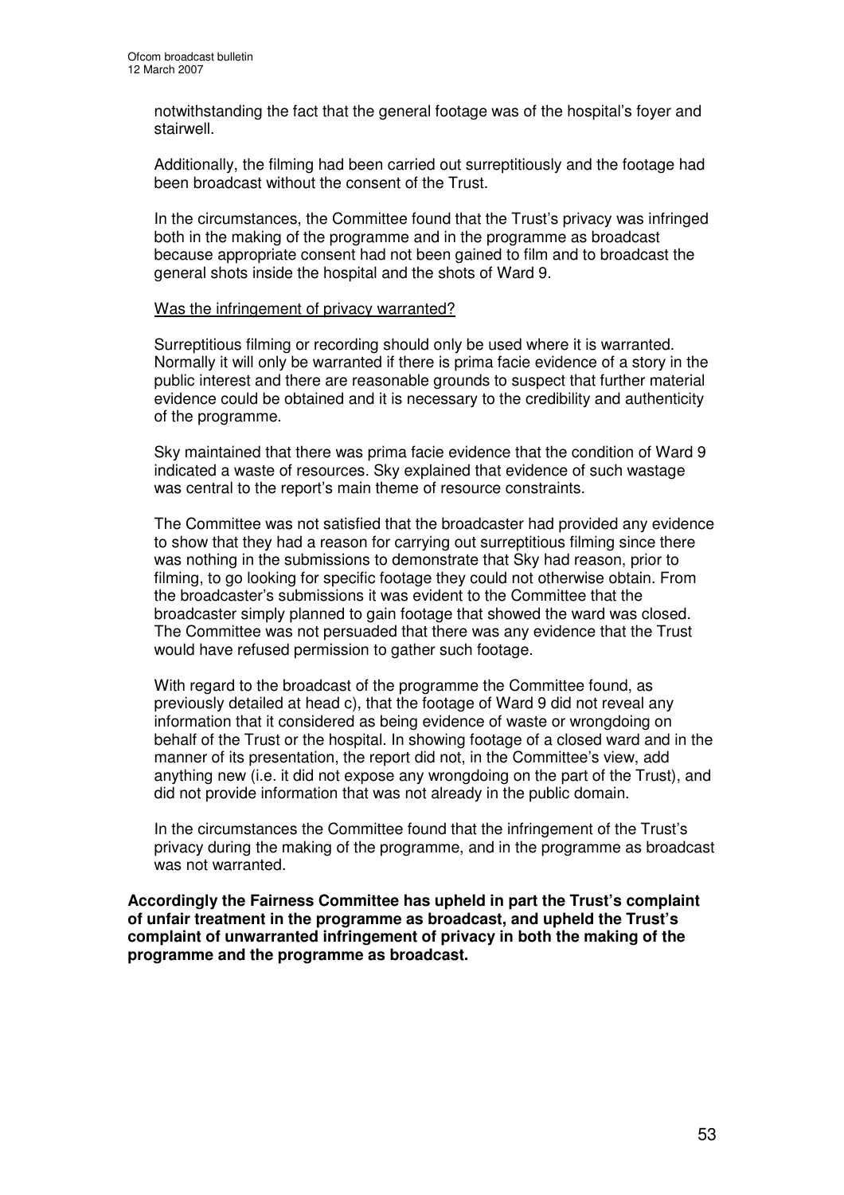notwithstanding the fact that the general footage was of the hospital's foyer and stairwell.

Additionally, the filming had been carried out surreptitiously and the footage had been broadcast without the consent of the Trust.

In the circumstances, the Committee found that the Trust's privacy was infringed both in the making of the programme and in the programme as broadcast because appropriate consent had not been gained to film and to broadcast the general shots inside the hospital and the shots of Ward 9.

Was the infringement of privacy warranted?

Surreptitious filming or recording should only be used where it is warranted. Normally it will only be warranted if there is prima facie evidence of a story in the public interest and there are reasonable grounds to suspect that further material evidence could be obtained and it is necessary to the credibility and authenticity of the programme.

Sky maintained that there was prima facie evidence that the condition of Ward 9 indicated a waste of resources. Sky explained that evidence of such wastage was central to the report's main theme of resource constraints.

The Committee was not satisfied that the broadcaster had provided any evidence to show that they had a reason for carrying out surreptitious filming since there was nothing in the submissions to demonstrate that Sky had reason, prior to filming, to go looking for specific footage they could not otherwise obtain. From the broadcaster's submissions it was evident to the Committee that the broadcaster simply planned to gain footage that showed the ward was closed. The Committee was not persuaded that there was any evidence that the Trust would have refused permission to gather such footage.

With regard to the broadcast of the programme the Committee found, as previously detailed at head c), that the footage of Ward 9 did not reveal any information that it considered as being evidence of waste or wrongdoing on behalf of the Trust or the hospital. In showing footage of a closed ward and in the manner of its presentation, the report did not, in the Committee's view, add anything new (i.e. it did not expose any wrongdoing on the part of the Trust), and did not provide information that was not already in the public domain.

In the circumstances the Committee found that the infringement of the Trust's privacy during the making of the programme, and in the programme as broadcast was not warranted.

**Accordingly the Fairness Committee has upheld in part the Trust's complaint of unfair treatment in the programme as broadcast, and upheld the Trust's complaint of unwarranted infringement of privacy in both the making of the programme and the programme as broadcast.**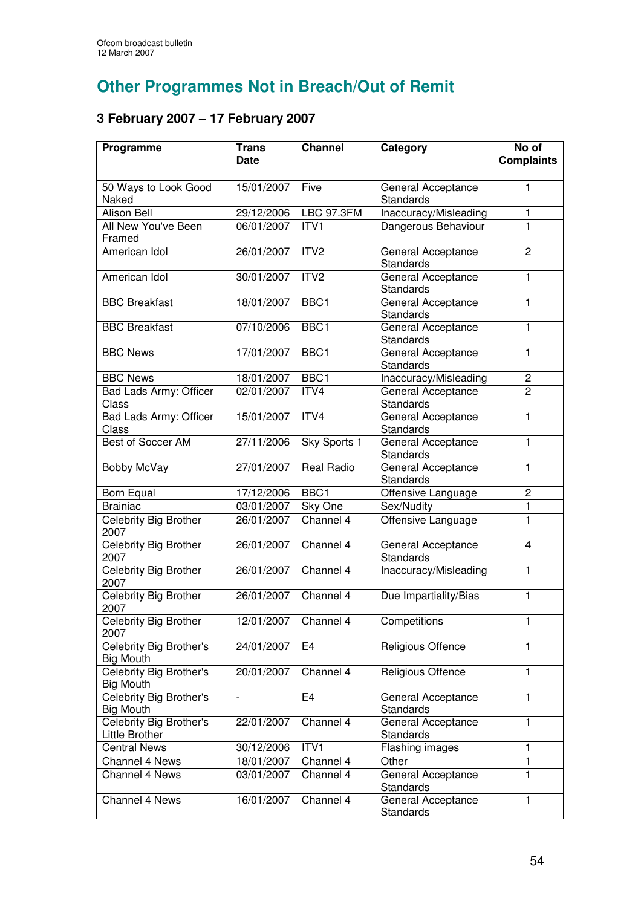## Other Programmes Not in Breach/Out of Remit

### 3 February 2007 – 17 February 2007

| Programme | Trans Date | Channel | Category | No of Complaints |
|---|---|---|---|---|
| 50 Ways to Look Good Naked | 15/01/2007 | Five | General Acceptance Standards | 1 |
| Alison Bell | 29/12/2006 | LBC 97.3FM | Inaccuracy/Misleading | 1 |
| All New You've Been Framed | 06/01/2007 | ITV1 | Dangerous Behaviour | 1 |
| American Idol | 26/01/2007 | ITV2 | General Acceptance Standards | 2 |
| American Idol | 30/01/2007 | ITV2 | General Acceptance Standards | 1 |
| BBC Breakfast | 18/01/2007 | BBC1 | General Acceptance Standards | 1 |
| BBC Breakfast | 07/10/2006 | BBC1 | General Acceptance Standards | 1 |
| BBC News | 17/01/2007 | BBC1 | General Acceptance Standards | 1 |
| BBC News | 18/01/2007 | BBC1 | Inaccuracy/Misleading | 2 |
| Bad Lads Army: Officer Class | 02/01/2007 | ITV4 | General Acceptance Standards | 2 |
| Bad Lads Army: Officer Class | 15/01/2007 | ITV4 | General Acceptance Standards | 1 |
| Best of Soccer AM | 27/11/2006 | Sky Sports 1 | General Acceptance Standards | 1 |
| Bobby McVay | 27/01/2007 | Real Radio | General Acceptance Standards | 1 |
| Born Equal | 17/12/2006 | BBC1 | Offensive Language | 2 |
| Brainiac | 03/01/2007 | Sky One | Sex/Nudity | 1 |
| Celebrity Big Brother 2007 | 26/01/2007 | Channel 4 | Offensive Language | 1 |
| Celebrity Big Brother 2007 | 26/01/2007 | Channel 4 | General Acceptance Standards | 4 |
| Celebrity Big Brother 2007 | 26/01/2007 | Channel 4 | Inaccuracy/Misleading | 1 |
| Celebrity Big Brother 2007 | 26/01/2007 | Channel 4 | Due Impartiality/Bias | 1 |
| Celebrity Big Brother 2007 | 12/01/2007 | Channel 4 | Competitions | 1 |
| Celebrity Big Brother's Big Mouth | 24/01/2007 | E4 | Religious Offence | 1 |
| Celebrity Big Brother's Big Mouth | 20/01/2007 | Channel 4 | Religious Offence | 1 |
| Celebrity Big Brother's Big Mouth | - | E4 | General Acceptance Standards | 1 |
| Celebrity Big Brother's Little Brother | 22/01/2007 | Channel 4 | General Acceptance Standards | 1 |
| Central News | 30/12/2006 | ITV1 | Flashing images | 1 |
| Channel 4 News | 18/01/2007 | Channel 4 | Other | 1 |
| Channel 4 News | 03/01/2007 | Channel 4 | General Acceptance Standards | 1 |
| Channel 4 News | 16/01/2007 | Channel 4 | General Acceptance Standards | 1 |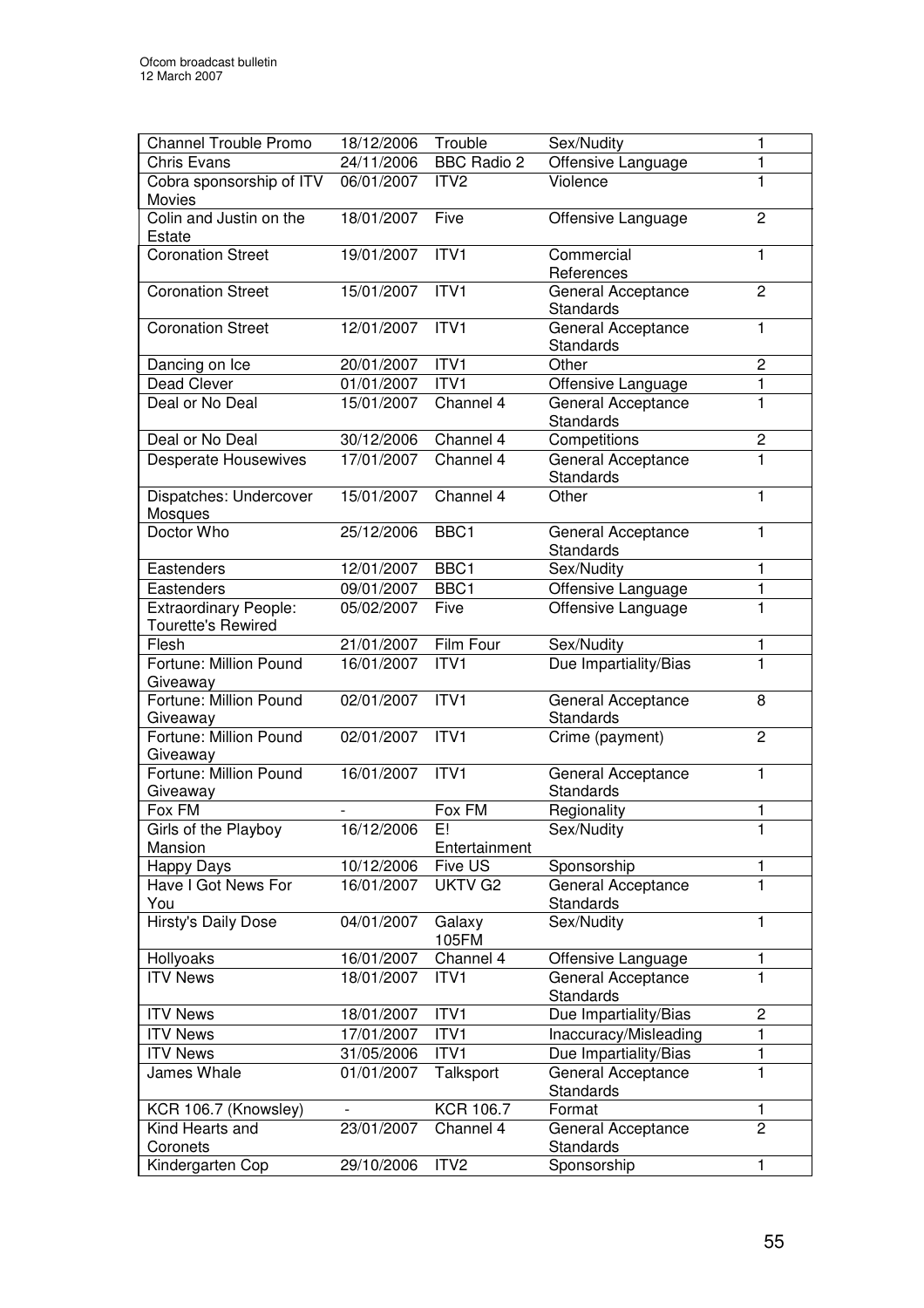| Channel Trouble Promo | 18/12/2006 | Trouble | Sex/Nudity | 1 |
|---|---|---|---|---|
| Chris Evans | 24/11/2006 | BBC Radio 2 | Offensive Language | 1 |
| Cobra sponsorship of ITV Movies | 06/01/2007 | ITV2 | Violence | 1 |
| Colin and Justin on the Estate | 18/01/2007 | Five | Offensive Language | 2 |
| Coronation Street | 19/01/2007 | ITV1 | Commercial References | 1 |
| Coronation Street | 15/01/2007 | ITV1 | General Acceptance Standards | 2 |
| Coronation Street | 12/01/2007 | ITV1 | General Acceptance Standards | 1 |
| Dancing on Ice | 20/01/2007 | ITV1 | Other | 2 |
| Dead Clever | 01/01/2007 | ITV1 | Offensive Language | 1 |
| Deal or No Deal | 15/01/2007 | Channel 4 | General Acceptance Standards | 1 |
| Deal or No Deal | 30/12/2006 | Channel 4 | Competitions | 2 |
| Desperate Housewives | 17/01/2007 | Channel 4 | General Acceptance Standards | 1 |
| Dispatches: Undercover Mosques | 15/01/2007 | Channel 4 | Other | 1 |
| Doctor Who | 25/12/2006 | BBC1 | General Acceptance Standards | 1 |
| Eastenders | 12/01/2007 | BBC1 | Sex/Nudity | 1 |
| Eastenders | 09/01/2007 | BBC1 | Offensive Language | 1 |
| Extraordinary People: Tourette's Rewired | 05/02/2007 | Five | Offensive Language | 1 |
| Flesh | 21/01/2007 | Film Four | Sex/Nudity | 1 |
| Fortune: Million Pound Giveaway | 16/01/2007 | ITV1 | Due Impartiality/Bias | 1 |
| Fortune: Million Pound Giveaway | 02/01/2007 | ITV1 | General Acceptance Standards | 8 |
| Fortune: Million Pound Giveaway | 02/01/2007 | ITV1 | Crime (payment) | 2 |
| Fortune: Million Pound Giveaway | 16/01/2007 | ITV1 | General Acceptance Standards | 1 |
| Fox FM | - | Fox FM | Regionality | 1 |
| Girls of the Playboy Mansion | 16/12/2006 | E! Entertainment | Sex/Nudity | 1 |
| Happy Days | 10/12/2006 | Five US | Sponsorship | 1 |
| Have I Got News For You | 16/01/2007 | UKTV G2 | General Acceptance Standards | 1 |
| Hirsty's Daily Dose | 04/01/2007 | Galaxy 105FM | Sex/Nudity | 1 |
| Hollyoaks | 16/01/2007 | Channel 4 | Offensive Language | 1 |
| ITV News | 18/01/2007 | ITV1 | General Acceptance Standards | 1 |
| ITV News | 18/01/2007 | ITV1 | Due Impartiality/Bias | 2 |
| ITV News | 17/01/2007 | ITV1 | Inaccuracy/Misleading | 1 |
| ITV News | 31/05/2006 | ITV1 | Due Impartiality/Bias | 1 |
| James Whale | 01/01/2007 | Talksport | General Acceptance Standards | 1 |
| KCR 106.7 (Knowsley) | - | KCR 106.7 | Format | 1 |
| Kind Hearts and Coronets | 23/01/2007 | Channel 4 | General Acceptance Standards | 2 |
| Kindergarten Cop | 29/10/2006 | ITV2 | Sponsorship | 1 |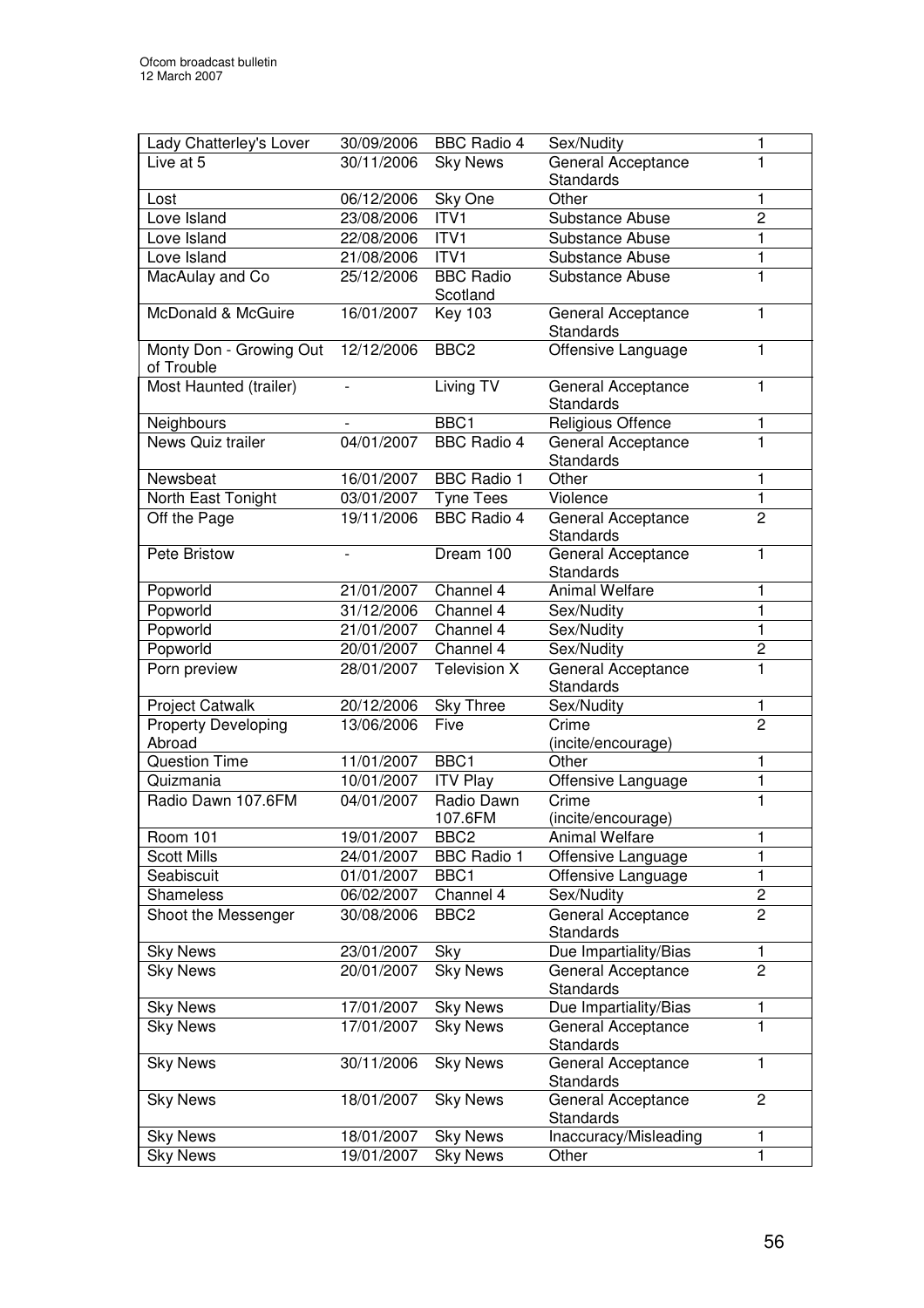| Lady Chatterley's Lover | 30/09/2006 | BBC Radio 4 | Sex/Nudity | 1 |
|---|---|---|---|---|
| Live at 5 | 30/11/2006 | Sky News | General Acceptance Standards | 1 |
| Lost | 06/12/2006 | Sky One | Other | 1 |
| Love Island | 23/08/2006 | ITV1 | Substance Abuse | 2 |
| Love Island | 22/08/2006 | ITV1 | Substance Abuse | 1 |
| Love Island | 21/08/2006 | ITV1 | Substance Abuse | 1 |
| MacAulay and Co | 25/12/2006 | BBC Radio Scotland | Substance Abuse | 1 |
| McDonald & McGuire | 16/01/2007 | Key 103 | General Acceptance Standards | 1 |
| Monty Don - Growing Out of Trouble | 12/12/2006 | BBC2 | Offensive Language | 1 |
| Most Haunted (trailer) | - | Living TV | General Acceptance Standards | 1 |
| Neighbours | - | BBC1 | Religious Offence | 1 |
| News Quiz trailer | 04/01/2007 | BBC Radio 4 | General Acceptance Standards | 1 |
| Newsbeat | 16/01/2007 | BBC Radio 1 | Other | 1 |
| North East Tonight | 03/01/2007 | Tyne Tees | Violence | 1 |
| Off the Page | 19/11/2006 | BBC Radio 4 | General Acceptance Standards | 2 |
| Pete Bristow | - | Dream 100 | General Acceptance Standards | 1 |
| Popworld | 21/01/2007 | Channel 4 | Animal Welfare | 1 |
| Popworld | 31/12/2006 | Channel 4 | Sex/Nudity | 1 |
| Popworld | 21/01/2007 | Channel 4 | Sex/Nudity | 1 |
| Popworld | 20/01/2007 | Channel 4 | Sex/Nudity | 2 |
| Porn preview | 28/01/2007 | Television X | General Acceptance Standards | 1 |
| Project Catwalk | 20/12/2006 | Sky Three | Sex/Nudity | 1 |
| Property Developing Abroad | 13/06/2006 | Five | Crime (incite/encourage) | 2 |
| Question Time | 11/01/2007 | BBC1 | Other | 1 |
| Quizmania | 10/01/2007 | ITV Play | Offensive Language | 1 |
| Radio Dawn 107.6FM | 04/01/2007 | Radio Dawn 107.6FM | Crime (incite/encourage) | 1 |
| Room 101 | 19/01/2007 | BBC2 | Animal Welfare | 1 |
| Scott Mills | 24/01/2007 | BBC Radio 1 | Offensive Language | 1 |
| Seabiscuit | 01/01/2007 | BBC1 | Offensive Language | 1 |
| Shameless | 06/02/2007 | Channel 4 | Sex/Nudity | 2 |
| Shoot the Messenger | 30/08/2006 | BBC2 | General Acceptance Standards | 2 |
| Sky News | 23/01/2007 | Sky | Due Impartiality/Bias | 1 |
| Sky News | 20/01/2007 | Sky News | General Acceptance Standards | 2 |
| Sky News | 17/01/2007 | Sky News | Due Impartiality/Bias | 1 |
| Sky News | 17/01/2007 | Sky News | General Acceptance Standards | 1 |
| Sky News | 30/11/2006 | Sky News | General Acceptance Standards | 1 |
| Sky News | 18/01/2007 | Sky News | General Acceptance Standards | 2 |
| Sky News | 18/01/2007 | Sky News | Inaccuracy/Misleading | 1 |
| Sky News | 19/01/2007 | Sky News | Other | 1 |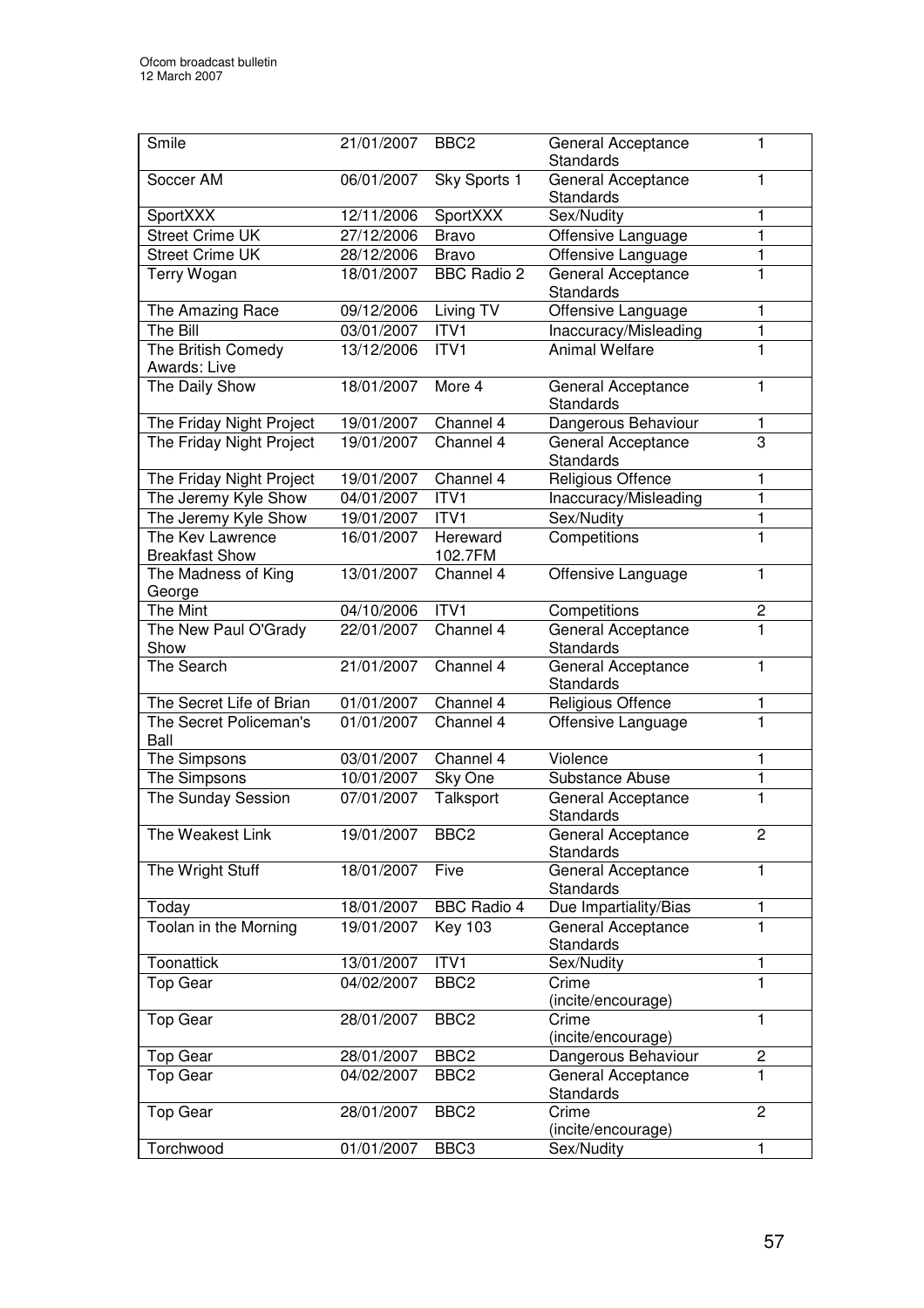| Smile | 21/01/2007 | BBC2 | General Acceptance Standards | 1 |
|---|---|---|---|---|
| Soccer AM | 06/01/2007 | Sky Sports 1 | General Acceptance Standards | 1 |
| SportXXX | 12/11/2006 | SportXXX | Sex/Nudity | 1 |
| Street Crime UK | 27/12/2006 | Bravo | Offensive Language | 1 |
| Street Crime UK | 28/12/2006 | Bravo | Offensive Language | 1 |
| Terry Wogan | 18/01/2007 | BBC Radio 2 | General Acceptance Standards | 1 |
| The Amazing Race | 09/12/2006 | Living TV | Offensive Language | 1 |
| The Bill | 03/01/2007 | ITV1 | Inaccuracy/Misleading | 1 |
| The British Comedy Awards: Live | 13/12/2006 | ITV1 | Animal Welfare | 1 |
| The Daily Show | 18/01/2007 | More 4 | General Acceptance Standards | 1 |
| The Friday Night Project | 19/01/2007 | Channel 4 | Dangerous Behaviour | 1 |
| The Friday Night Project | 19/01/2007 | Channel 4 | General Acceptance Standards | 3 |
| The Friday Night Project | 19/01/2007 | Channel 4 | Religious Offence | 1 |
| The Jeremy Kyle Show | 04/01/2007 | ITV1 | Inaccuracy/Misleading | 1 |
| The Jeremy Kyle Show | 19/01/2007 | ITV1 | Sex/Nudity | 1 |
| The Kev Lawrence Breakfast Show | 16/01/2007 | Hereward 102.7FM | Competitions | 1 |
| The Madness of King George | 13/01/2007 | Channel 4 | Offensive Language | 1 |
| The Mint | 04/10/2006 | ITV1 | Competitions | 2 |
| The New Paul O'Grady Show | 22/01/2007 | Channel 4 | General Acceptance Standards | 1 |
| The Search | 21/01/2007 | Channel 4 | General Acceptance Standards | 1 |
| The Secret Life of Brian | 01/01/2007 | Channel 4 | Religious Offence | 1 |
| The Secret Policeman's Ball | 01/01/2007 | Channel 4 | Offensive Language | 1 |
| The Simpsons | 03/01/2007 | Channel 4 | Violence | 1 |
| The Simpsons | 10/01/2007 | Sky One | Substance Abuse | 1 |
| The Sunday Session | 07/01/2007 | Talksport | General Acceptance Standards | 1 |
| The Weakest Link | 19/01/2007 | BBC2 | General Acceptance Standards | 2 |
| The Wright Stuff | 18/01/2007 | Five | General Acceptance Standards | 1 |
| Today | 18/01/2007 | BBC Radio 4 | Due Impartiality/Bias | 1 |
| Toolan in the Morning | 19/01/2007 | Key 103 | General Acceptance Standards | 1 |
| Toonattick | 13/01/2007 | ITV1 | Sex/Nudity | 1 |
| Top Gear | 04/02/2007 | BBC2 | Crime (incite/encourage) | 1 |
| Top Gear | 28/01/2007 | BBC2 | Crime (incite/encourage) | 1 |
| Top Gear | 28/01/2007 | BBC2 | Dangerous Behaviour | 2 |
| Top Gear | 04/02/2007 | BBC2 | General Acceptance Standards | 1 |
| Top Gear | 28/01/2007 | BBC2 | Crime (incite/encourage) | 2 |
| Torchwood | 01/01/2007 | BBC3 | Sex/Nudity | 1 |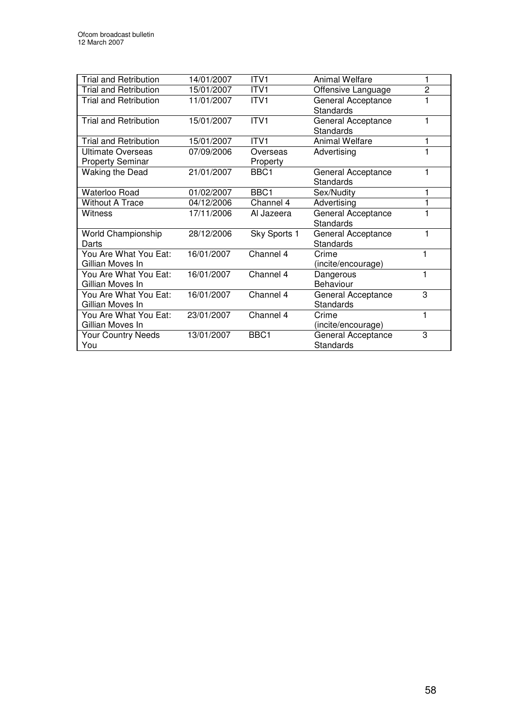| | | | | |
|---|---|---|---|---|
| Trial and Retribution | 14/01/2007 | ITV1 | Animal Welfare | 1 |
| Trial and Retribution | 15/01/2007 | ITV1 | Offensive Language | 2 |
| Trial and Retribution | 11/01/2007 | ITV1 | General Acceptance Standards | 1 |
| Trial and Retribution | 15/01/2007 | ITV1 | General Acceptance Standards | 1 |
| Trial and Retribution | 15/01/2007 | ITV1 | Animal Welfare | 1 |
| Ultimate Overseas Property Seminar | 07/09/2006 | Overseas Property | Advertising | 1 |
| Waking the Dead | 21/01/2007 | BBC1 | General Acceptance Standards | 1 |
| Waterloo Road | 01/02/2007 | BBC1 | Sex/Nudity | 1 |
| Without A Trace | 04/12/2006 | Channel 4 | Advertising | 1 |
| Witness | 17/11/2006 | Al Jazeera | General Acceptance Standards | 1 |
| World Championship Darts | 28/12/2006 | Sky Sports 1 | General Acceptance Standards | 1 |
| You Are What You Eat: Gillian Moves In | 16/01/2007 | Channel 4 | Crime (incite/encourage) | 1 |
| You Are What You Eat: Gillian Moves In | 16/01/2007 | Channel 4 | Dangerous Behaviour | 1 |
| You Are What You Eat: Gillian Moves In | 16/01/2007 | Channel 4 | General Acceptance Standards | 3 |
| You Are What You Eat: Gillian Moves In | 23/01/2007 | Channel 4 | Crime (incite/encourage) | 1 |
| Your Country Needs You | 13/01/2007 | BBC1 | General Acceptance Standards | 3 |